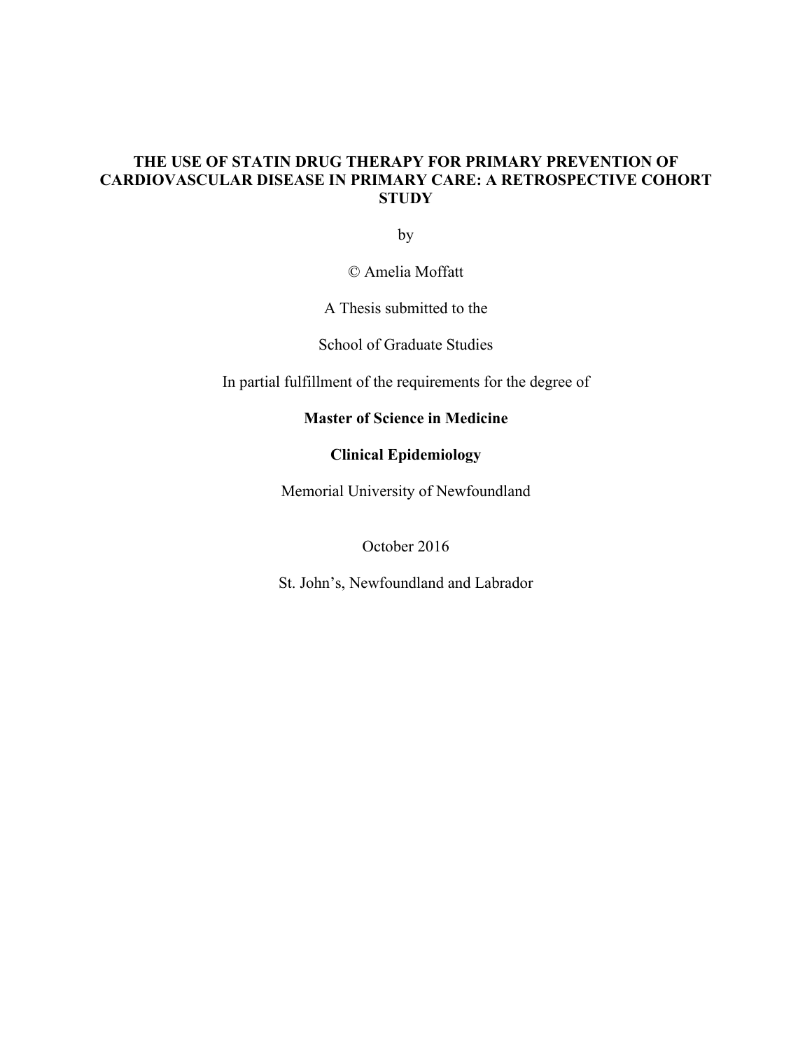# THE USE OF STATIN DRUG THERAPY FOR PRIMARY PREVENTION OF CARDIOVASCULAR DISEASE IN PRIMARY CARE: A RETROSPECTIVE COHORT STUDY

by

© Amelia Moffatt

A Thesis submitted to the

School of Graduate Studies

In partial fulfillment of the requirements for the degree of

**Master of Science in Medicine**

**Clinical Epidemiology**

Memorial University of Newfoundland

October 2016

St. John's, Newfoundland and Labrador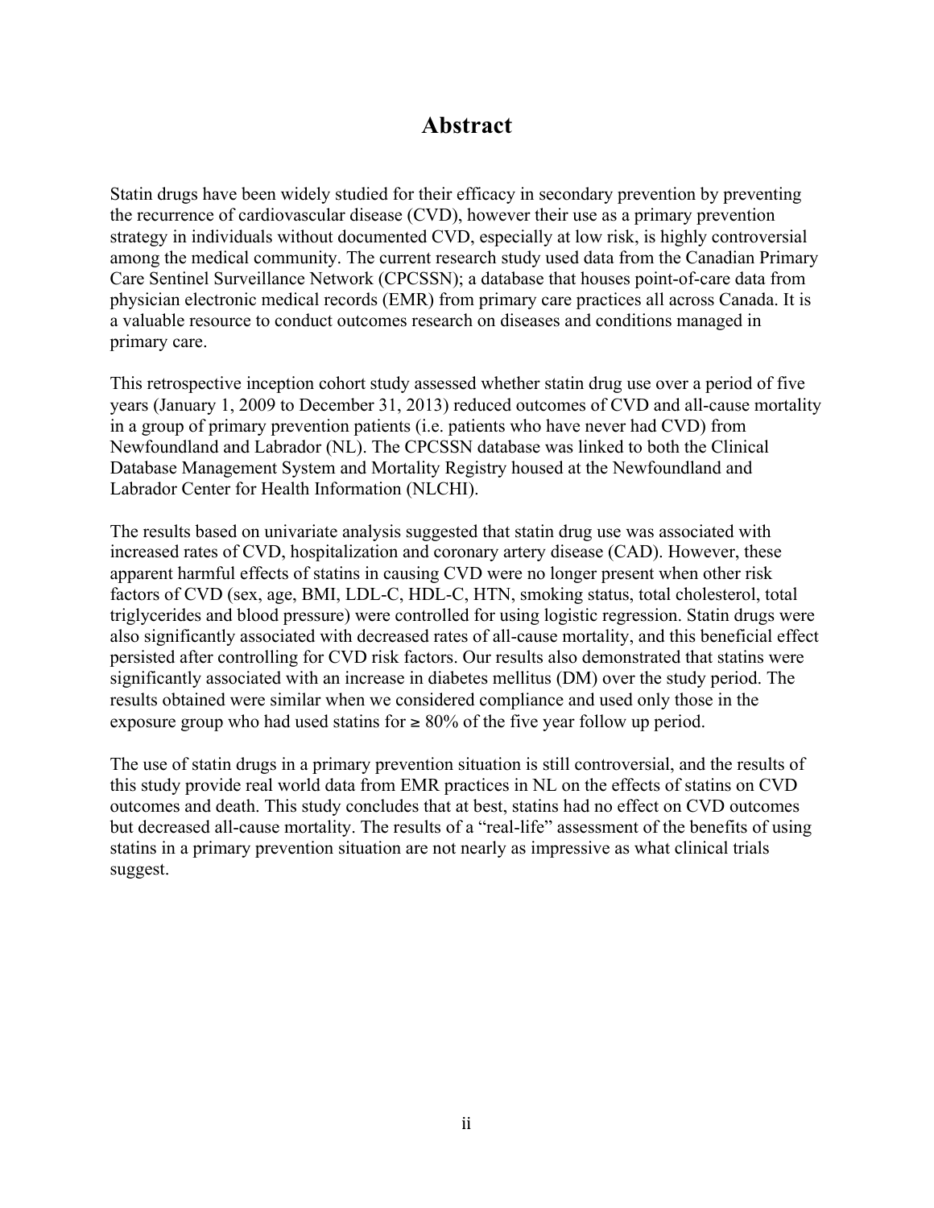# Abstract

Statin drugs have been widely studied for their efficacy in secondary prevention by preventing the recurrence of cardiovascular disease (CVD), however their use as a primary prevention strategy in individuals without documented CVD, especially at low risk, is highly controversial among the medical community. The current research study used data from the Canadian Primary Care Sentinel Surveillance Network (CPCSSN); a database that houses point-of-care data from physician electronic medical records (EMR) from primary care practices all across Canada. It is a valuable resource to conduct outcomes research on diseases and conditions managed in primary care.

This retrospective inception cohort study assessed whether statin drug use over a period of five years (January 1, 2009 to December 31, 2013) reduced outcomes of CVD and all-cause mortality in a group of primary prevention patients (i.e. patients who have never had CVD) from Newfoundland and Labrador (NL). The CPCSSN database was linked to both the Clinical Database Management System and Mortality Registry housed at the Newfoundland and Labrador Center for Health Information (NLCHI).

The results based on univariate analysis suggested that statin drug use was associated with increased rates of CVD, hospitalization and coronary artery disease (CAD). However, these apparent harmful effects of statins in causing CVD were no longer present when other risk factors of CVD (sex, age, BMI, LDL-C, HDL-C, HTN, smoking status, total cholesterol, total triglycerides and blood pressure) were controlled for using logistic regression. Statin drugs were also significantly associated with decreased rates of all-cause mortality, and this beneficial effect persisted after controlling for CVD risk factors. Our results also demonstrated that statins were significantly associated with an increase in diabetes mellitus (DM) over the study period. The results obtained were similar when we considered compliance and used only those in the exposure group who had used statins for ≥ 80% of the five year follow up period.

The use of statin drugs in a primary prevention situation is still controversial, and the results of this study provide real world data from EMR practices in NL on the effects of statins on CVD outcomes and death. This study concludes that at best, statins had no effect on CVD outcomes but decreased all-cause mortality. The results of a "real-life" assessment of the benefits of using statins in a primary prevention situation are not nearly as impressive as what clinical trials suggest.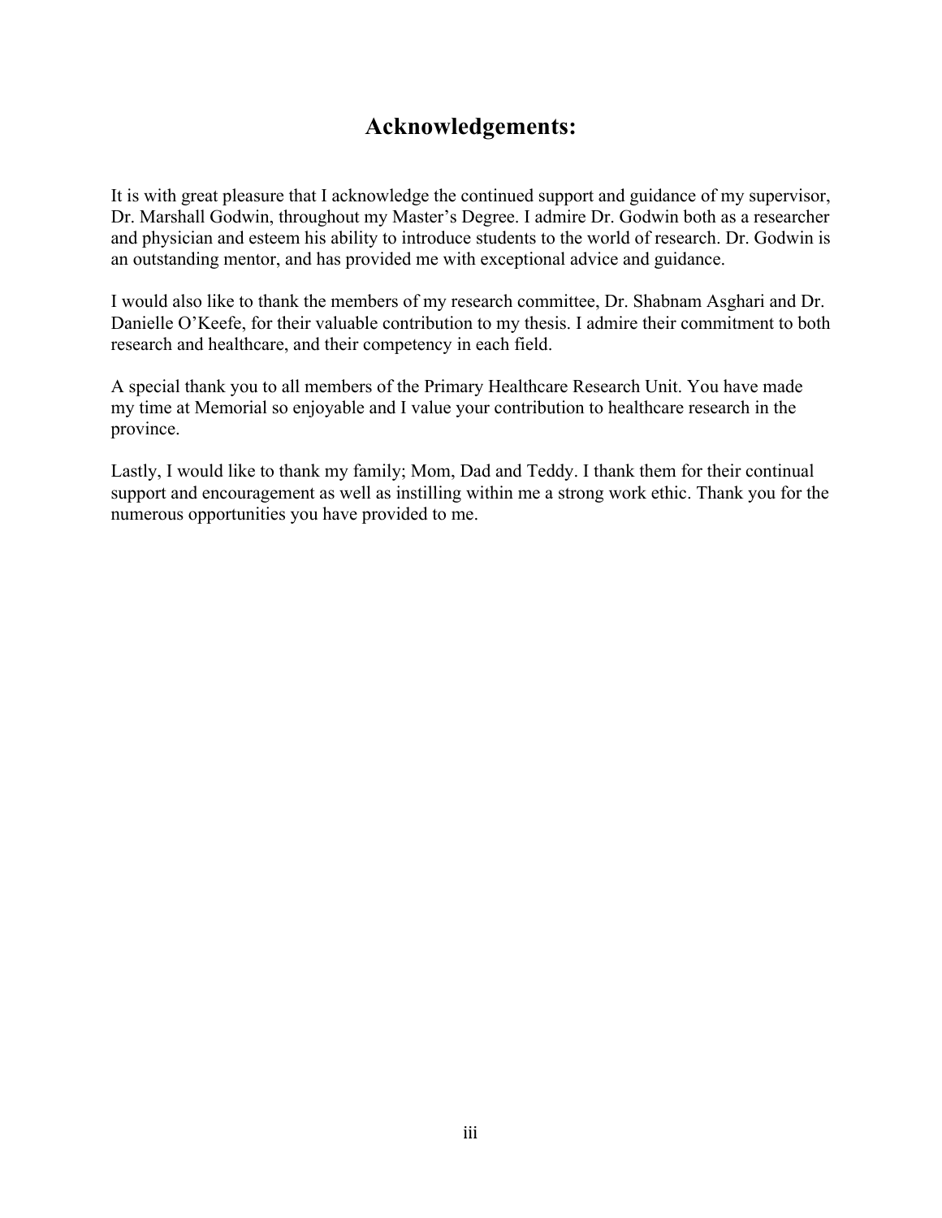# Acknowledgements:

It is with great pleasure that I acknowledge the continued support and guidance of my supervisor, Dr. Marshall Godwin, throughout my Master's Degree. I admire Dr. Godwin both as a researcher and physician and esteem his ability to introduce students to the world of research. Dr. Godwin is an outstanding mentor, and has provided me with exceptional advice and guidance.

I would also like to thank the members of my research committee, Dr. Shabnam Asghari and Dr. Danielle O'Keefe, for their valuable contribution to my thesis. I admire their commitment to both research and healthcare, and their competency in each field.

A special thank you to all members of the Primary Healthcare Research Unit. You have made my time at Memorial so enjoyable and I value your contribution to healthcare research in the province.

Lastly, I would like to thank my family; Mom, Dad and Teddy. I thank them for their continual support and encouragement as well as instilling within me a strong work ethic. Thank you for the numerous opportunities you have provided to me.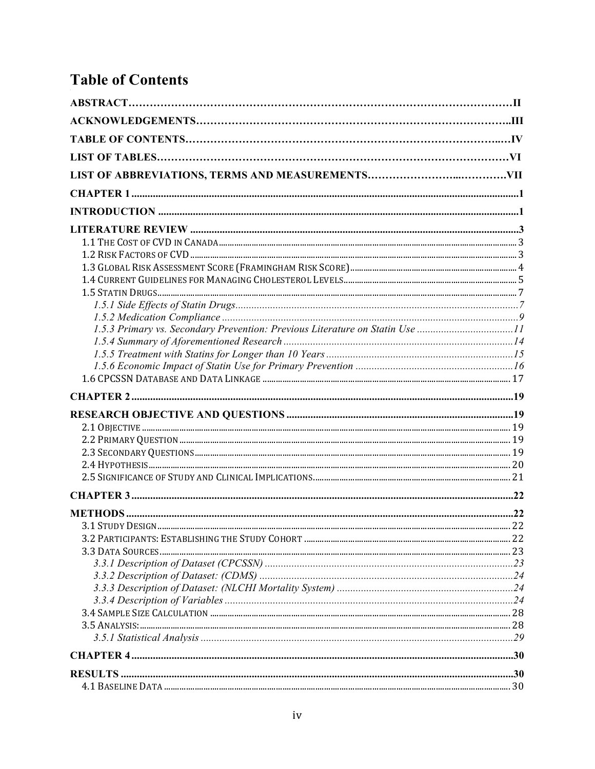## Table of Contents

**ABSTRACT……………………………………………………………………………………………II**

**ACKNOWLEDGEMENTS…………………………………………………………………………..III**

**TABLE OF CONTENTS…………………………………………………………………………..…IV**

**LIST OF TABLES……………………………………………………………………………………VI**

**LIST OF ABBREVIATIONS, TERMS AND MEASUREMENTS…………………...………….VII**

**CHAPTER 1 ........................................................................................................................1**

**INTRODUCTION ................................................................................................................1**

**LITERATURE REVIEW ......................................................................................................3**

1.1 THE COST OF CVD IN CANADA ........................................................................................ 3
1.2 RISK FACTORS OF CVD ..................................................................................................... 3
1.3 GLOBAL RISK ASSESSMENT SCORE (FRAMINGHAM RISK SCORE) .................................... 4
1.4 CURRENT GUIDELINES FOR MANAGING CHOLESTEROL LEVELS ....................................... 5
1.5 STATIN DRUGS ................................................................................................................. 7
*1.5.1 Side Effects of Statin Drugs ............................................................................................7*
*1.5.2 Medication Compliance ..................................................................................................9*
*1.5.3 Primary vs. Secondary Prevention: Previous Literature on Statin Use ...........................11*
*1.5.4 Summary of Aforementioned Research ..........................................................................14*
*1.5.5 Treatment with Statins for Longer than 10 Years ...........................................................15*
*1.5.6 Economic Impact of Statin Use for Primary Prevention .................................................16*
1.6 CPCSSN DATABASE AND DATA LINKAGE ....................................................................... 17

**CHAPTER 2 ......................................................................................................................19**

**RESEARCH OBJECTIVE AND QUESTIONS .....................................................................19**

2.1 OBJECTIVE ...................................................................................................................... 19
2.2 PRIMARY QUESTION ........................................................................................................ 19
2.3 SECONDARY QUESTIONS .................................................................................................. 19
2.4 HYPOTHESIS ..................................................................................................................... 20
2.5 SIGNIFICANCE OF STUDY AND CLINICAL IMPLICATIONS .................................................. 21

**CHAPTER 3 ......................................................................................................................22**

**METHODS ........................................................................................................................22**

3.1 STUDY DESIGN ................................................................................................................. 22
3.2 PARTICIPANTS: ESTABLISHING THE STUDY COHORT ........................................................ 22
3.3 DATA SOURCES ................................................................................................................. 23
*3.3.1 Description of Dataset (CPCSSN) ..................................................................................23*
*3.3.2 Description of Dataset: (CDMS) ....................................................................................24*
*3.3.3 Description of Dataset: (NLCHI Mortality System) .......................................................24*
*3.3.4 Description of Variables .................................................................................................24*
3.4 SAMPLE SIZE CALCULATION ........................................................................................... 28
3.5 ANALYSIS: ........................................................................................................................ 28
*3.5.1 Statistical Analysis .........................................................................................................29*

**CHAPTER 4 ......................................................................................................................30**

**RESULTS ..........................................................................................................................30**

4.1 BASELINE DATA ................................................................................................................ 30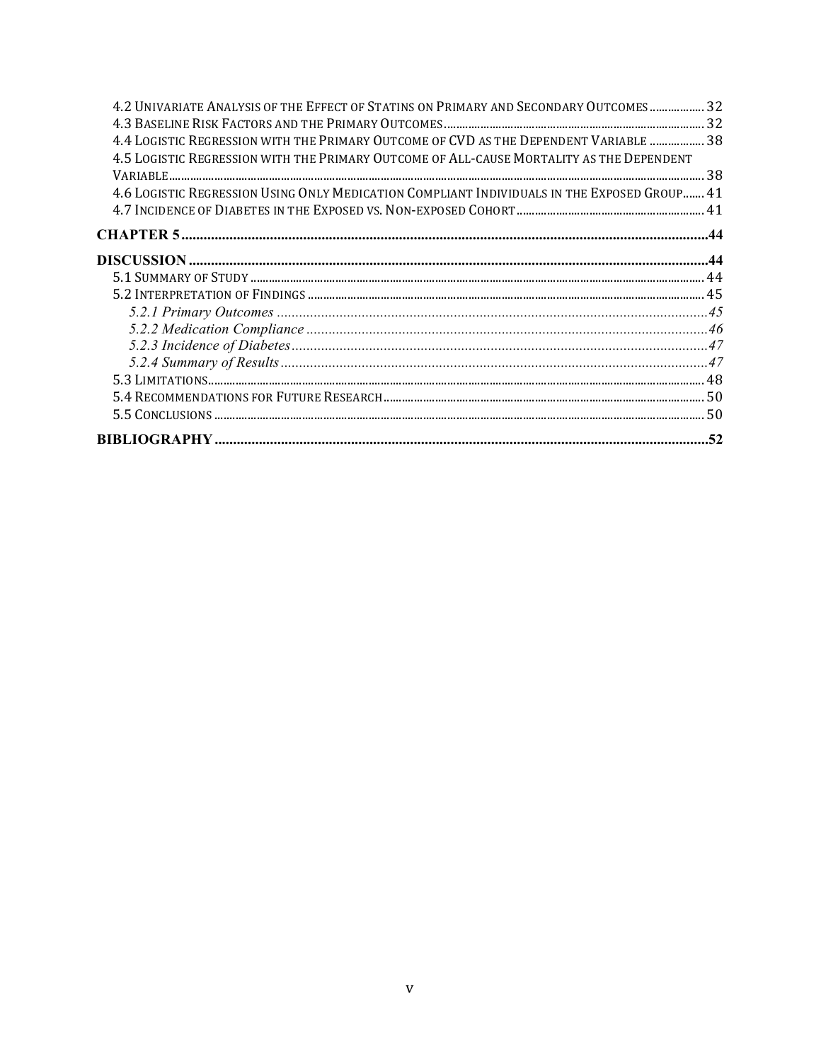4.2 Univariate Analysis of the Effect of Statins on Primary and Secondary Outcomes .................. 32
4.3 Baseline Risk Factors and the Primary Outcomes .................. 32
4.4 Logistic Regression with the Primary Outcome of CVD as the Dependent Variable .................. 38
4.5 Logistic Regression with the Primary Outcome of All-cause Mortality as the Dependent Variable .................. 38
4.6 Logistic Regression Using Only Medication Compliant Individuals in the Exposed Group .................. 41
4.7 Incidence of Diabetes in the Exposed vs. Non-exposed Cohort .................. 41

**CHAPTER 5 .................. 44**

**DISCUSSION .................. 44**

5.1 Summary of Study .................. 44
5.2 Interpretation of Findings .................. 45
*5.2.1 Primary Outcomes .................. 45*
*5.2.2 Medication Compliance .................. 46*
*5.2.3 Incidence of Diabetes .................. 47*
*5.2.4 Summary of Results .................. 47*
5.3 Limitations .................. 48
5.4 Recommendations for Future Research .................. 50
5.5 Conclusions .................. 50

**BIBLIOGRAPHY .................. 52**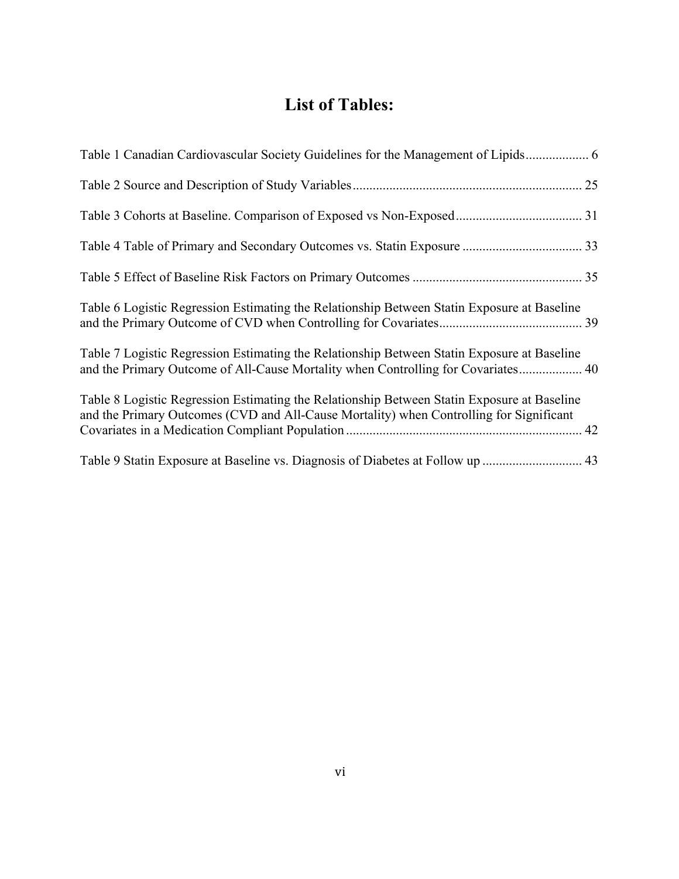# List of Tables:

Table 1 Canadian Cardiovascular Society Guidelines for the Management of Lipids ................... 6

Table 2 Source and Description of Study Variables ..................................................................... 25

Table 3 Cohorts at Baseline. Comparison of Exposed vs Non-Exposed ...................................... 31

Table 4 Table of Primary and Secondary Outcomes vs. Statin Exposure .................................... 33

Table 5 Effect of Baseline Risk Factors on Primary Outcomes ................................................... 35

Table 6 Logistic Regression Estimating the Relationship Between Statin Exposure at Baseline and the Primary Outcome of CVD when Controlling for Covariates ........................................... 39

Table 7 Logistic Regression Estimating the Relationship Between Statin Exposure at Baseline and the Primary Outcome of All-Cause Mortality when Controlling for Covariates ................... 40

Table 8 Logistic Regression Estimating the Relationship Between Statin Exposure at Baseline and the Primary Outcomes (CVD and All-Cause Mortality) when Controlling for Significant Covariates in a Medication Compliant Population ....................................................................... 42

Table 9 Statin Exposure at Baseline vs. Diagnosis of Diabetes at Follow up .............................. 43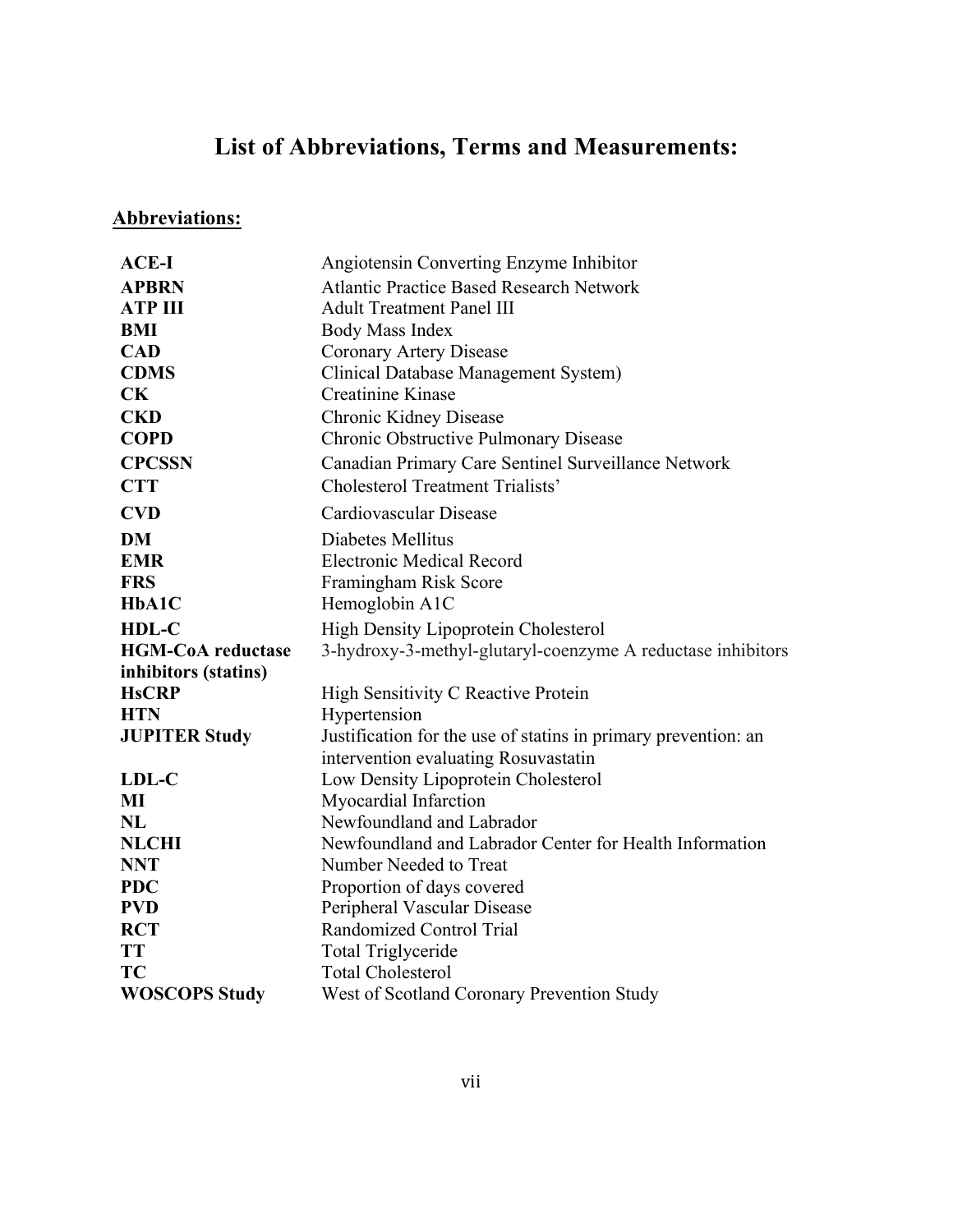# List of Abbreviations, Terms and Measurements:

## Abbreviations:

| | |
|---|---|
| **ACE-I** | Angiotensin Converting Enzyme Inhibitor |
| **APBRN** | Atlantic Practice Based Research Network |
| **ATP III** | Adult Treatment Panel III |
| **BMI** | Body Mass Index |
| **CAD** | Coronary Artery Disease |
| **CDMS** | Clinical Database Management System) |
| **CK** | Creatinine Kinase |
| **CKD** | Chronic Kidney Disease |
| **COPD** | Chronic Obstructive Pulmonary Disease |
| **CPCSSN** | Canadian Primary Care Sentinel Surveillance Network |
| **CTT** | Cholesterol Treatment Trialists' |
| **CVD** | Cardiovascular Disease |
| **DM** | Diabetes Mellitus |
| **EMR** | Electronic Medical Record |
| **FRS** | Framingham Risk Score |
| **HbA1C** | Hemoglobin A1C |
| **HDL-C** | High Density Lipoprotein Cholesterol |
| **HGM-CoA reductase inhibitors (statins)** | 3-hydroxy-3-methyl-glutaryl-coenzyme A reductase inhibitors |
| **HsCRP** | High Sensitivity C Reactive Protein |
| **HTN** | Hypertension |
| **JUPITER Study** | Justification for the use of statins in primary prevention: an intervention evaluating Rosuvastatin |
| **LDL-C** | Low Density Lipoprotein Cholesterol |
| **MI** | Myocardial Infarction |
| **NL** | Newfoundland and Labrador |
| **NLCHI** | Newfoundland and Labrador Center for Health Information |
| **NNT** | Number Needed to Treat |
| **PDC** | Proportion of days covered |
| **PVD** | Peripheral Vascular Disease |
| **RCT** | Randomized Control Trial |
| **TT** | Total Triglyceride |
| **TC** | Total Cholesterol |
| **WOSCOPS Study** | West of Scotland Coronary Prevention Study |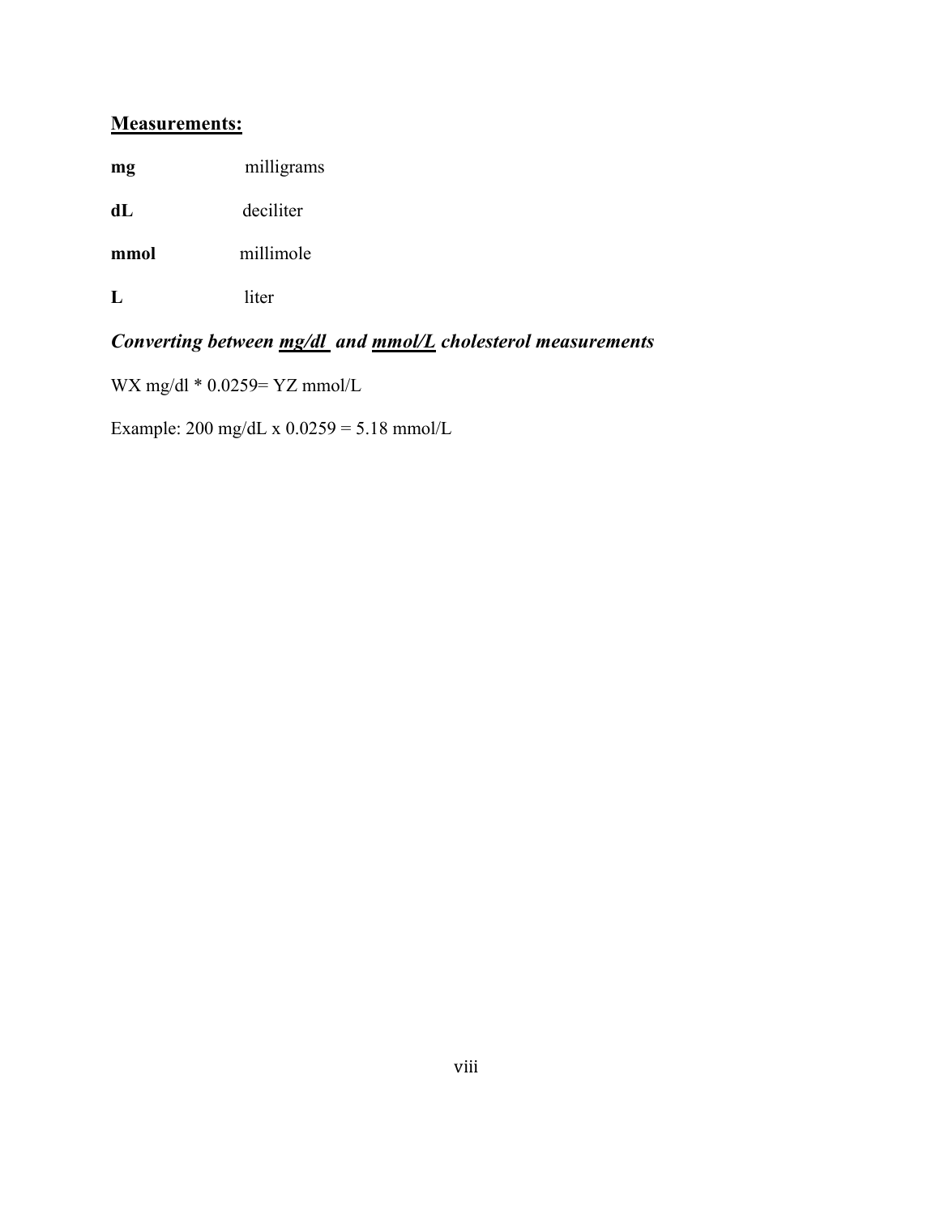## Measurements:

**mg** milligrams

**dL** deciliter

**mmol** millimole

**L** liter

### ***Converting between mg/dl and mmol/L cholesterol measurements***

WX mg/dl * 0.0259= YZ mmol/L

Example: 200 mg/dL x 0.0259 = 5.18 mmol/L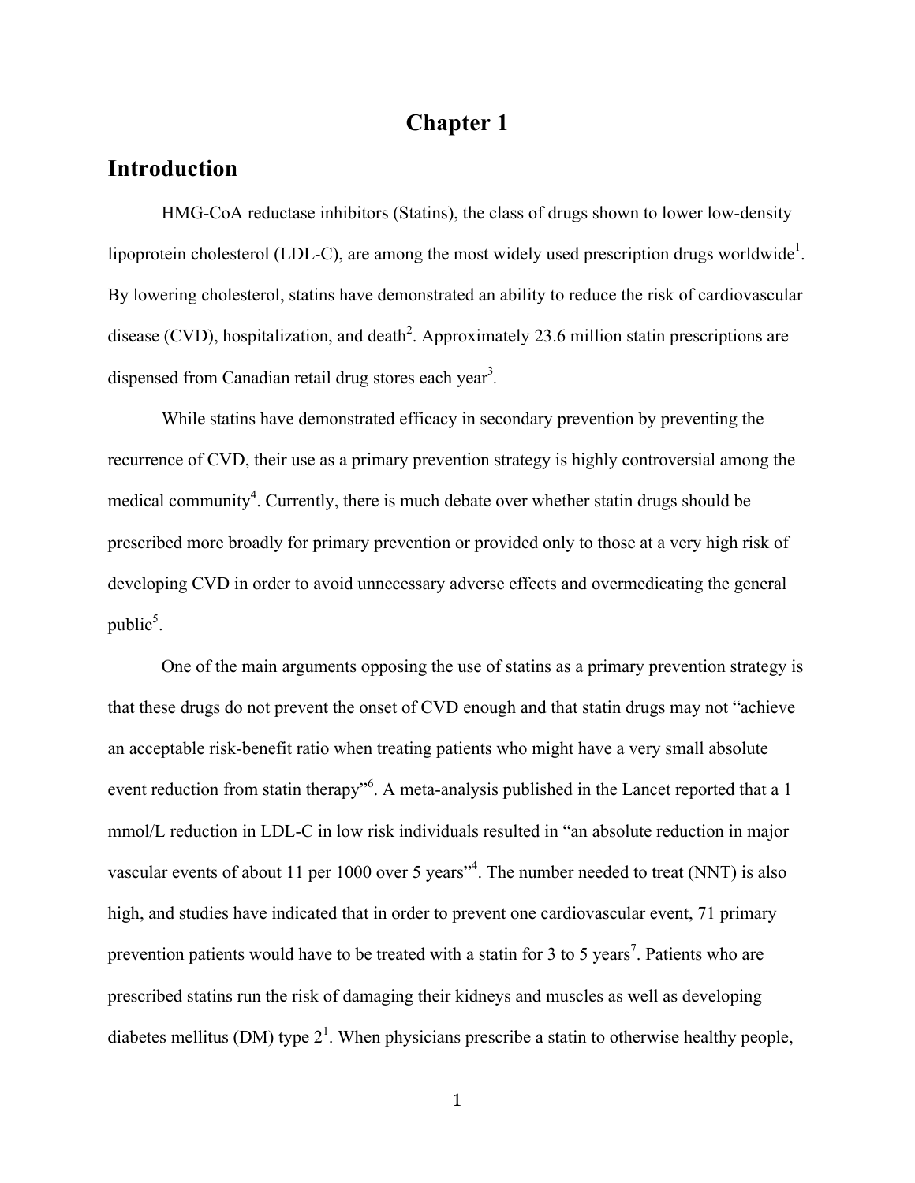# Chapter 1

## Introduction

HMG-CoA reductase inhibitors (Statins), the class of drugs shown to lower low-density lipoprotein cholesterol (LDL-C), are among the most widely used prescription drugs worldwide[1]. By lowering cholesterol, statins have demonstrated an ability to reduce the risk of cardiovascular disease (CVD), hospitalization, and death[2]. Approximately 23.6 million statin prescriptions are dispensed from Canadian retail drug stores each year[3].

While statins have demonstrated efficacy in secondary prevention by preventing the recurrence of CVD, their use as a primary prevention strategy is highly controversial among the medical community[4]. Currently, there is much debate over whether statin drugs should be prescribed more broadly for primary prevention or provided only to those at a very high risk of developing CVD in order to avoid unnecessary adverse effects and overmedicating the general public[5].

One of the main arguments opposing the use of statins as a primary prevention strategy is that these drugs do not prevent the onset of CVD enough and that statin drugs may not "achieve an acceptable risk-benefit ratio when treating patients who might have a very small absolute event reduction from statin therapy"[6]. A meta-analysis published in the Lancet reported that a 1 mmol/L reduction in LDL-C in low risk individuals resulted in "an absolute reduction in major vascular events of about 11 per 1000 over 5 years"[4]. The number needed to treat (NNT) is also high, and studies have indicated that in order to prevent one cardiovascular event, 71 primary prevention patients would have to be treated with a statin for 3 to 5 years[7]. Patients who are prescribed statins run the risk of damaging their kidneys and muscles as well as developing diabetes mellitus (DM) type 2[1]. When physicians prescribe a statin to otherwise healthy people,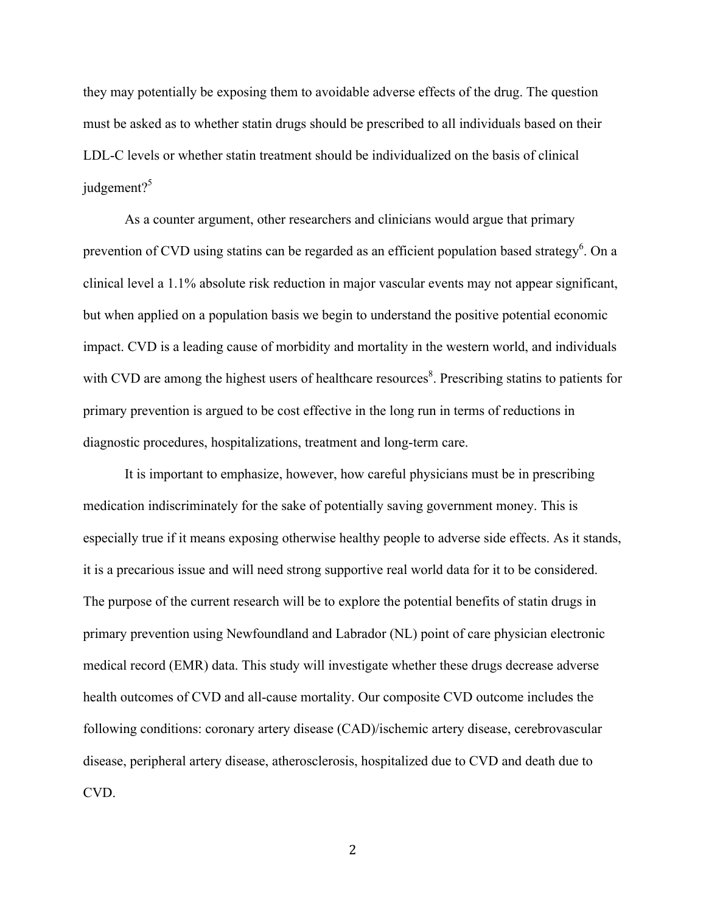they may potentially be exposing them to avoidable adverse effects of the drug. The question must be asked as to whether statin drugs should be prescribed to all individuals based on their LDL-C levels or whether statin treatment should be individualized on the basis of clinical judgement?[5]

As a counter argument, other researchers and clinicians would argue that primary prevention of CVD using statins can be regarded as an efficient population based strategy[6]. On a clinical level a 1.1% absolute risk reduction in major vascular events may not appear significant, but when applied on a population basis we begin to understand the positive potential economic impact. CVD is a leading cause of morbidity and mortality in the western world, and individuals with CVD are among the highest users of healthcare resources[8]. Prescribing statins to patients for primary prevention is argued to be cost effective in the long run in terms of reductions in diagnostic procedures, hospitalizations, treatment and long-term care.

It is important to emphasize, however, how careful physicians must be in prescribing medication indiscriminately for the sake of potentially saving government money. This is especially true if it means exposing otherwise healthy people to adverse side effects. As it stands, it is a precarious issue and will need strong supportive real world data for it to be considered. The purpose of the current research will be to explore the potential benefits of statin drugs in primary prevention using Newfoundland and Labrador (NL) point of care physician electronic medical record (EMR) data. This study will investigate whether these drugs decrease adverse health outcomes of CVD and all-cause mortality. Our composite CVD outcome includes the following conditions: coronary artery disease (CAD)/ischemic artery disease, cerebrovascular disease, peripheral artery disease, atherosclerosis, hospitalized due to CVD and death due to CVD.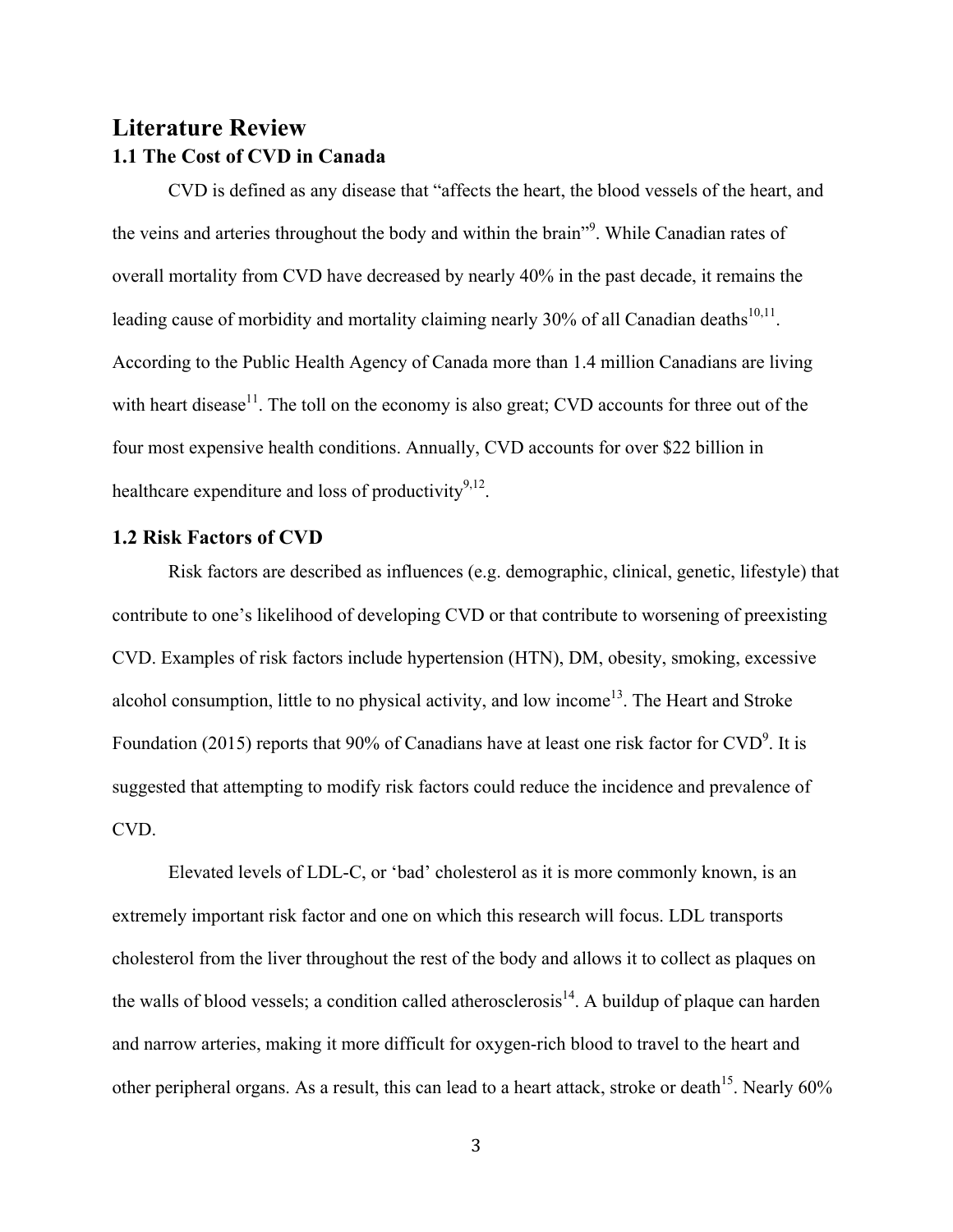# Literature Review

## 1.1 The Cost of CVD in Canada

CVD is defined as any disease that "affects the heart, the blood vessels of the heart, and the veins and arteries throughout the body and within the brain"[9]. While Canadian rates of overall mortality from CVD have decreased by nearly 40% in the past decade, it remains the leading cause of morbidity and mortality claiming nearly 30% of all Canadian deaths[10,11]. According to the Public Health Agency of Canada more than 1.4 million Canadians are living with heart disease[11]. The toll on the economy is also great; CVD accounts for three out of the four most expensive health conditions. Annually, CVD accounts for over $22 billion in healthcare expenditure and loss of productivity[9,12].

## 1.2 Risk Factors of CVD

Risk factors are described as influences (e.g. demographic, clinical, genetic, lifestyle) that contribute to one's likelihood of developing CVD or that contribute to worsening of preexisting CVD. Examples of risk factors include hypertension (HTN), DM, obesity, smoking, excessive alcohol consumption, little to no physical activity, and low income[13]. The Heart and Stroke Foundation (2015) reports that 90% of Canadians have at least one risk factor for CVD[9]. It is suggested that attempting to modify risk factors could reduce the incidence and prevalence of CVD.

Elevated levels of LDL-C, or 'bad' cholesterol as it is more commonly known, is an extremely important risk factor and one on which this research will focus. LDL transports cholesterol from the liver throughout the rest of the body and allows it to collect as plaques on the walls of blood vessels; a condition called atherosclerosis[14]. A buildup of plaque can harden and narrow arteries, making it more difficult for oxygen-rich blood to travel to the heart and other peripheral organs. As a result, this can lead to a heart attack, stroke or death[15]. Nearly 60%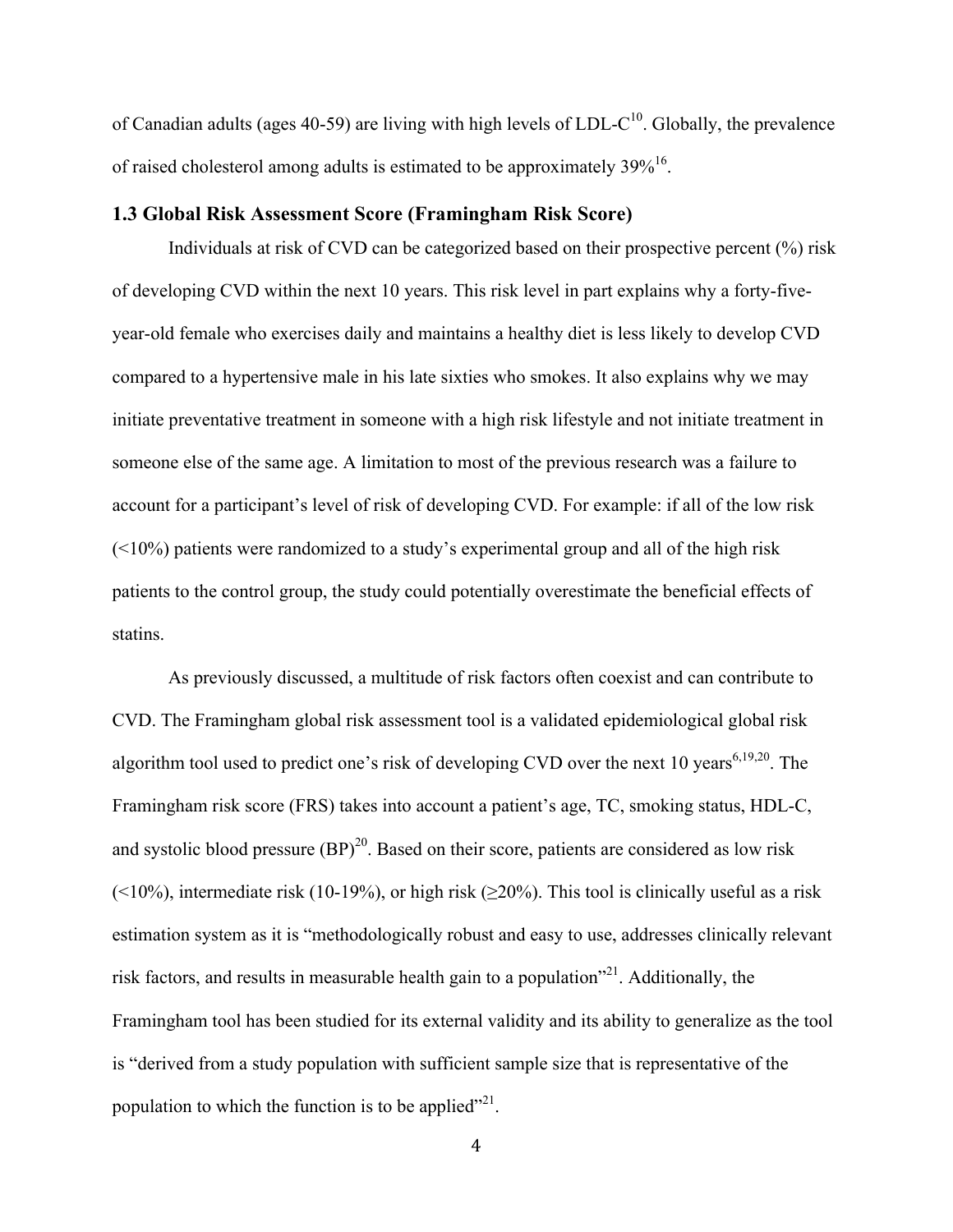of Canadian adults (ages 40-59) are living with high levels of LDL-C[10]. Globally, the prevalence of raised cholesterol among adults is estimated to be approximately 39%[16].

### 1.3 Global Risk Assessment Score (Framingham Risk Score)

Individuals at risk of CVD can be categorized based on their prospective percent (%) risk of developing CVD within the next 10 years. This risk level in part explains why a forty-five-year-old female who exercises daily and maintains a healthy diet is less likely to develop CVD compared to a hypertensive male in his late sixties who smokes. It also explains why we may initiate preventative treatment in someone with a high risk lifestyle and not initiate treatment in someone else of the same age. A limitation to most of the previous research was a failure to account for a participant's level of risk of developing CVD. For example: if all of the low risk (<10%) patients were randomized to a study's experimental group and all of the high risk patients to the control group, the study could potentially overestimate the beneficial effects of statins.

As previously discussed, a multitude of risk factors often coexist and can contribute to CVD. The Framingham global risk assessment tool is a validated epidemiological global risk algorithm tool used to predict one's risk of developing CVD over the next 10 years[6,19,20]. The Framingham risk score (FRS) takes into account a patient's age, TC, smoking status, HDL-C, and systolic blood pressure (BP)[20]. Based on their score, patients are considered as low risk (<10%), intermediate risk (10-19%), or high risk (≥20%). This tool is clinically useful as a risk estimation system as it is "methodologically robust and easy to use, addresses clinically relevant risk factors, and results in measurable health gain to a population"[21]. Additionally, the Framingham tool has been studied for its external validity and its ability to generalize as the tool is "derived from a study population with sufficient sample size that is representative of the population to which the function is to be applied"[21].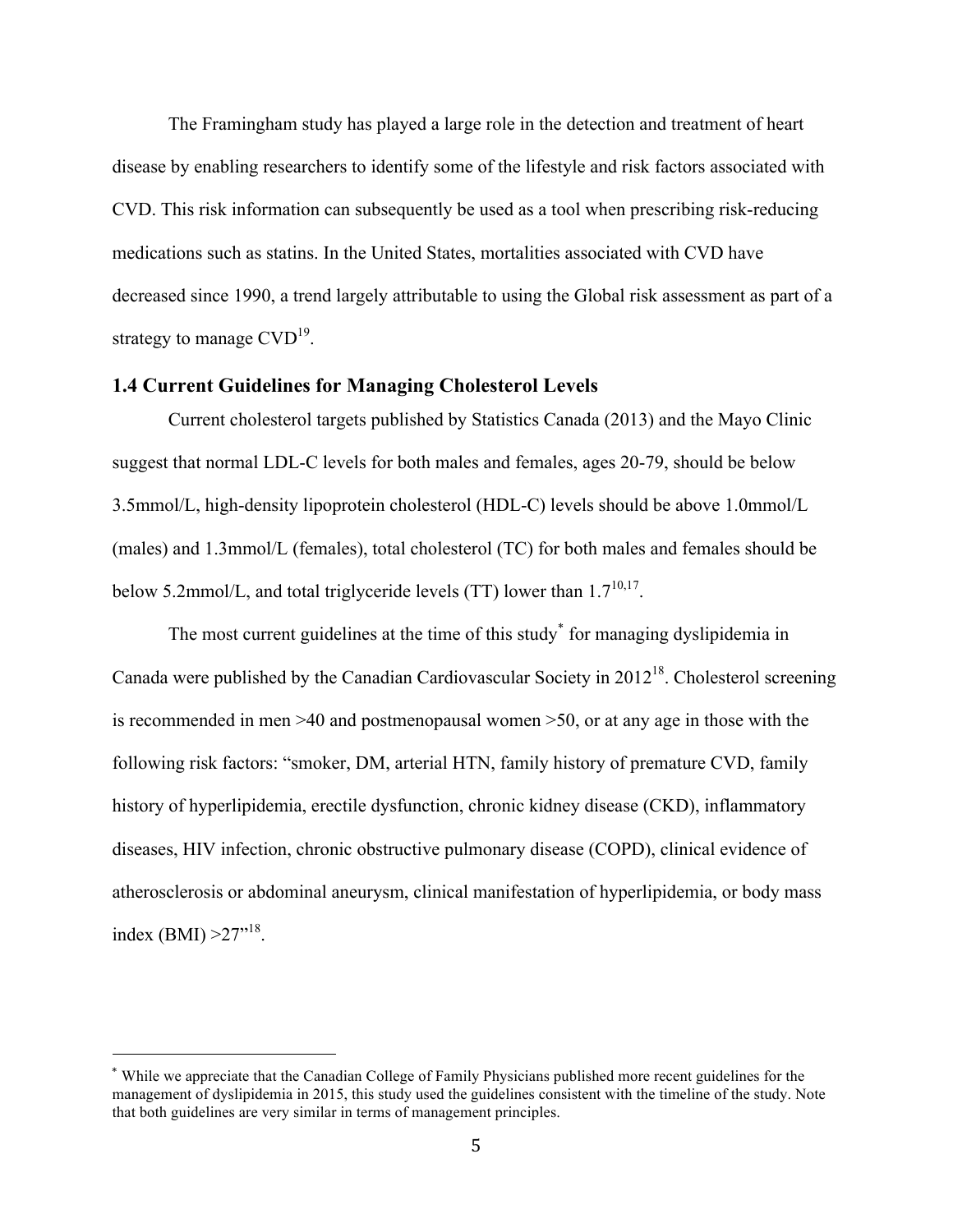The Framingham study has played a large role in the detection and treatment of heart disease by enabling researchers to identify some of the lifestyle and risk factors associated with CVD. This risk information can subsequently be used as a tool when prescribing risk-reducing medications such as statins. In the United States, mortalities associated with CVD have decreased since 1990, a trend largely attributable to using the Global risk assessment as part of a strategy to manage CVD[19].

### 1.4 Current Guidelines for Managing Cholesterol Levels

Current cholesterol targets published by Statistics Canada (2013) and the Mayo Clinic suggest that normal LDL-C levels for both males and females, ages 20-79, should be below 3.5mmol/L, high-density lipoprotein cholesterol (HDL-C) levels should be above 1.0mmol/L (males) and 1.3mmol/L (females), total cholesterol (TC) for both males and females should be below 5.2mmol/L, and total triglyceride levels (TT) lower than 1.7[10,17].

The most current guidelines at the time of this study[*] for managing dyslipidemia in Canada were published by the Canadian Cardiovascular Society in 2012[18]. Cholesterol screening is recommended in men >40 and postmenopausal women >50, or at any age in those with the following risk factors: "smoker, DM, arterial HTN, family history of premature CVD, family history of hyperlipidemia, erectile dysfunction, chronic kidney disease (CKD), inflammatory diseases, HIV infection, chronic obstructive pulmonary disease (COPD), clinical evidence of atherosclerosis or abdominal aneurysm, clinical manifestation of hyperlipidemia, or body mass index (BMI) >27"[18].

---

[*] While we appreciate that the Canadian College of Family Physicians published more recent guidelines for the management of dyslipidemia in 2015, this study used the guidelines consistent with the timeline of the study. Note that both guidelines are very similar in terms of management principles.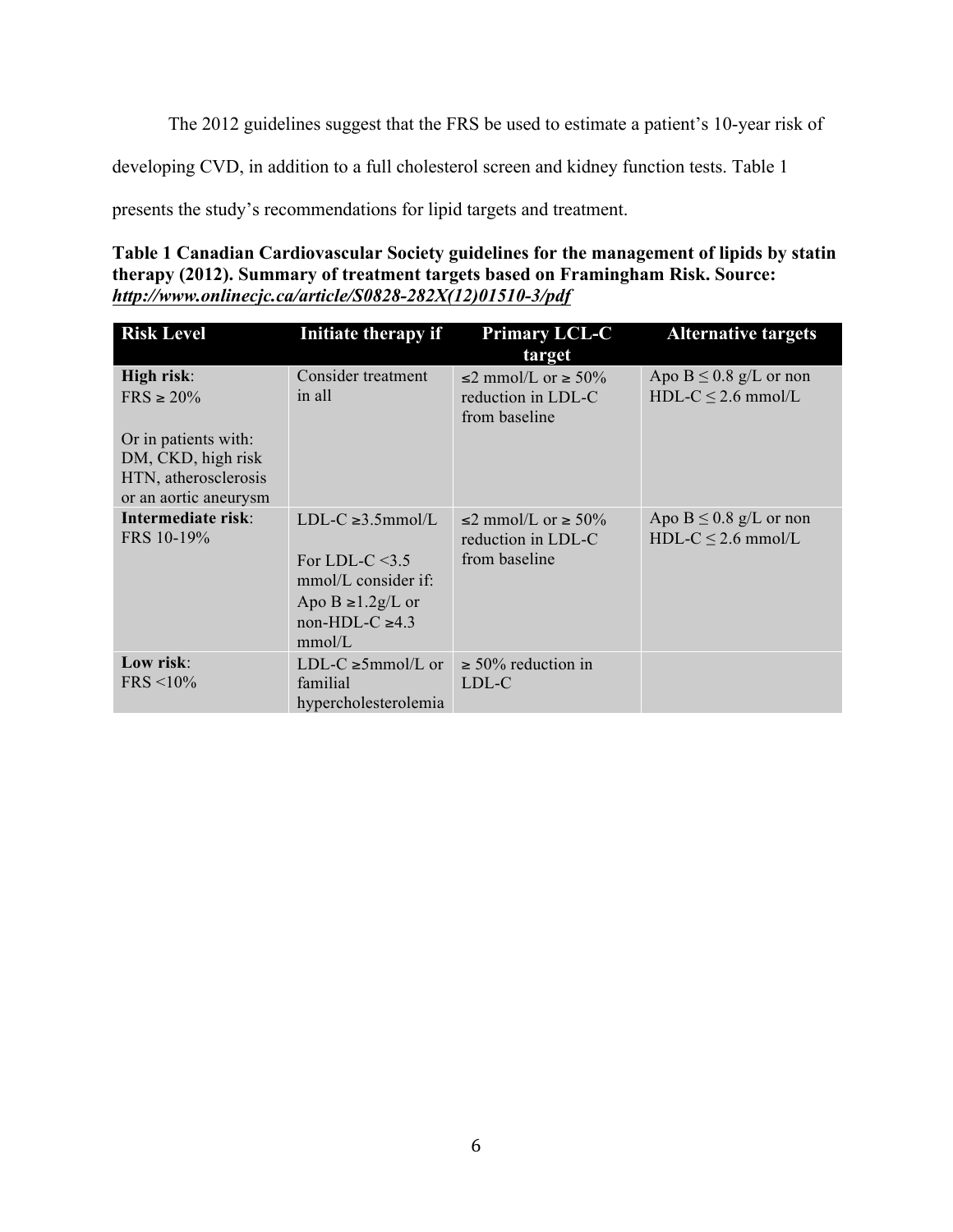The 2012 guidelines suggest that the FRS be used to estimate a patient's 10-year risk of developing CVD, in addition to a full cholesterol screen and kidney function tests. Table 1 presents the study's recommendations for lipid targets and treatment.

**Table 1 Canadian Cardiovascular Society guidelines for the management of lipids by statin therapy (2012). Summary of treatment targets based on Framingham Risk. Source:** ***http://www.onlinecjc.ca/article/S0828-282X(12)01510-3/pdf***

| Risk Level | Initiate therapy if | Primary LCL-C target | Alternative targets |
|---|---|---|---|
| **High risk**: FRS ≥ 20%<br><br>Or in patients with: DM, CKD, high risk HTN, atherosclerosis or an aortic aneurysm | Consider treatment in all | ≤2 mmol/L or ≥ 50% reduction in LDL-C from baseline | Apo B ≤ 0.8 g/L or non HDL-C ≤ 2.6 mmol/L |
| **Intermediate risk**: FRS 10-19% | LDL-C ≥3.5mmol/L<br><br>For LDL-C <3.5 mmol/L consider if: Apo B ≥1.2g/L or non-HDL-C ≥4.3 mmol/L | ≤2 mmol/L or ≥ 50% reduction in LDL-C from baseline | Apo B ≤ 0.8 g/L or non HDL-C ≤ 2.6 mmol/L |
| **Low risk**: FRS <10% | LDL-C ≥5mmol/L or familial hypercholesterolemia | ≥ 50% reduction in LDL-C | |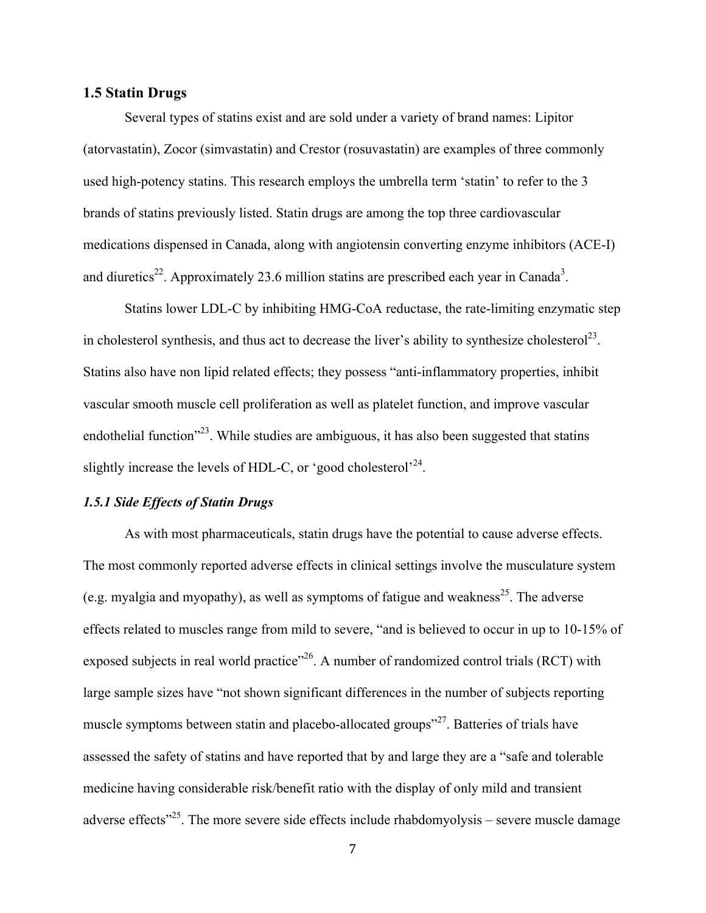## 1.5 Statin Drugs

Several types of statins exist and are sold under a variety of brand names: Lipitor (atorvastatin), Zocor (simvastatin) and Crestor (rosuvastatin) are examples of three commonly used high-potency statins. This research employs the umbrella term 'statin' to refer to the 3 brands of statins previously listed. Statin drugs are among the top three cardiovascular medications dispensed in Canada, along with angiotensin converting enzyme inhibitors (ACE-I) and diuretics[22]. Approximately 23.6 million statins are prescribed each year in Canada[3].

Statins lower LDL-C by inhibiting HMG-CoA reductase, the rate-limiting enzymatic step in cholesterol synthesis, and thus act to decrease the liver's ability to synthesize cholesterol[23]. Statins also have non lipid related effects; they possess "anti-inflammatory properties, inhibit vascular smooth muscle cell proliferation as well as platelet function, and improve vascular endothelial function"[23]. While studies are ambiguous, it has also been suggested that statins slightly increase the levels of HDL-C, or 'good cholesterol'[24].

### *1.5.1 Side Effects of Statin Drugs*

As with most pharmaceuticals, statin drugs have the potential to cause adverse effects. The most commonly reported adverse effects in clinical settings involve the musculature system (e.g. myalgia and myopathy), as well as symptoms of fatigue and weakness[25]. The adverse effects related to muscles range from mild to severe, "and is believed to occur in up to 10-15% of exposed subjects in real world practice"[26]. A number of randomized control trials (RCT) with large sample sizes have "not shown significant differences in the number of subjects reporting muscle symptoms between statin and placebo-allocated groups"[27]. Batteries of trials have assessed the safety of statins and have reported that by and large they are a "safe and tolerable medicine having considerable risk/benefit ratio with the display of only mild and transient adverse effects"[25]. The more severe side effects include rhabdomyolysis – severe muscle damage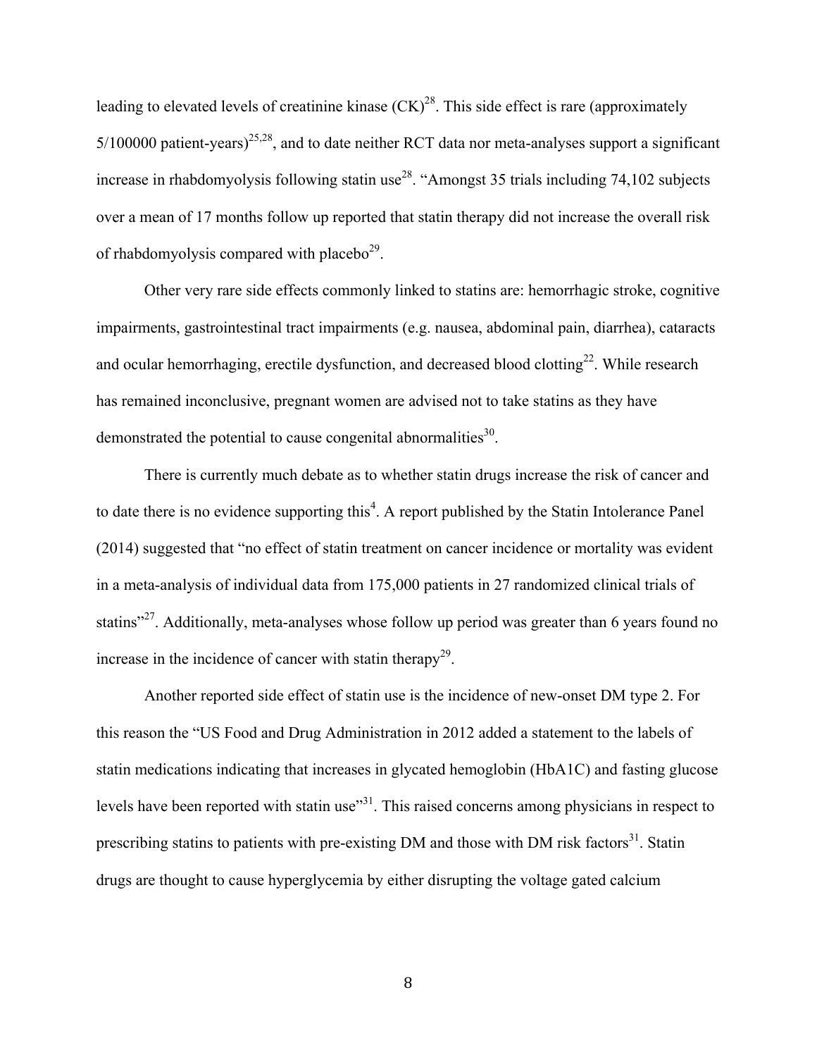leading to elevated levels of creatinine kinase (CK)[28]. This side effect is rare (approximately 5/100000 patient-years)[25,28], and to date neither RCT data nor meta-analyses support a significant increase in rhabdomyolysis following statin use[28]. "Amongst 35 trials including 74,102 subjects over a mean of 17 months follow up reported that statin therapy did not increase the overall risk of rhabdomyolysis compared with placebo[29].

Other very rare side effects commonly linked to statins are: hemorrhagic stroke, cognitive impairments, gastrointestinal tract impairments (e.g. nausea, abdominal pain, diarrhea), cataracts and ocular hemorrhaging, erectile dysfunction, and decreased blood clotting[22]. While research has remained inconclusive, pregnant women are advised not to take statins as they have demonstrated the potential to cause congenital abnormalities[30].

There is currently much debate as to whether statin drugs increase the risk of cancer and to date there is no evidence supporting this[4]. A report published by the Statin Intolerance Panel (2014) suggested that "no effect of statin treatment on cancer incidence or mortality was evident in a meta-analysis of individual data from 175,000 patients in 27 randomized clinical trials of statins"[27]. Additionally, meta-analyses whose follow up period was greater than 6 years found no increase in the incidence of cancer with statin therapy[29].

Another reported side effect of statin use is the incidence of new-onset DM type 2. For this reason the "US Food and Drug Administration in 2012 added a statement to the labels of statin medications indicating that increases in glycated hemoglobin (HbA1C) and fasting glucose levels have been reported with statin use"[31]. This raised concerns among physicians in respect to prescribing statins to patients with pre-existing DM and those with DM risk factors[31]. Statin drugs are thought to cause hyperglycemia by either disrupting the voltage gated calcium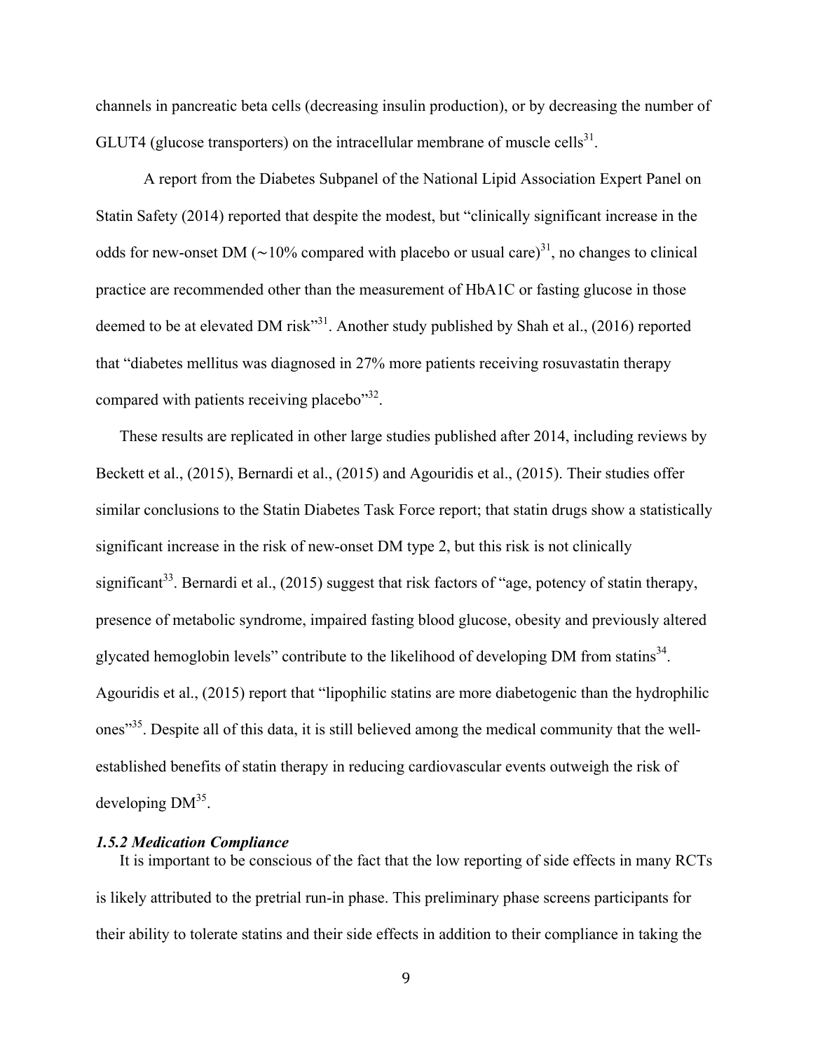channels in pancreatic beta cells (decreasing insulin production), or by decreasing the number of GLUT4 (glucose transporters) on the intracellular membrane of muscle cells[31].

A report from the Diabetes Subpanel of the National Lipid Association Expert Panel on Statin Safety (2014) reported that despite the modest, but "clinically significant increase in the odds for new-onset DM (~10% compared with placebo or usual care)[31], no changes to clinical practice are recommended other than the measurement of HbA1C or fasting glucose in those deemed to be at elevated DM risk"[31]. Another study published by Shah et al., (2016) reported that "diabetes mellitus was diagnosed in 27% more patients receiving rosuvastatin therapy compared with patients receiving placebo"[32].

These results are replicated in other large studies published after 2014, including reviews by Beckett et al., (2015), Bernardi et al., (2015) and Agouridis et al., (2015). Their studies offer similar conclusions to the Statin Diabetes Task Force report; that statin drugs show a statistically significant increase in the risk of new-onset DM type 2, but this risk is not clinically significant[33]. Bernardi et al., (2015) suggest that risk factors of "age, potency of statin therapy, presence of metabolic syndrome, impaired fasting blood glucose, obesity and previously altered glycated hemoglobin levels" contribute to the likelihood of developing DM from statins[34]. Agouridis et al., (2015) report that "lipophilic statins are more diabetogenic than the hydrophilic ones"[35]. Despite all of this data, it is still believed among the medical community that the well-established benefits of statin therapy in reducing cardiovascular events outweigh the risk of developing DM[35].

### *1.5.2 Medication Compliance*

It is important to be conscious of the fact that the low reporting of side effects in many RCTs is likely attributed to the pretrial run-in phase. This preliminary phase screens participants for their ability to tolerate statins and their side effects in addition to their compliance in taking the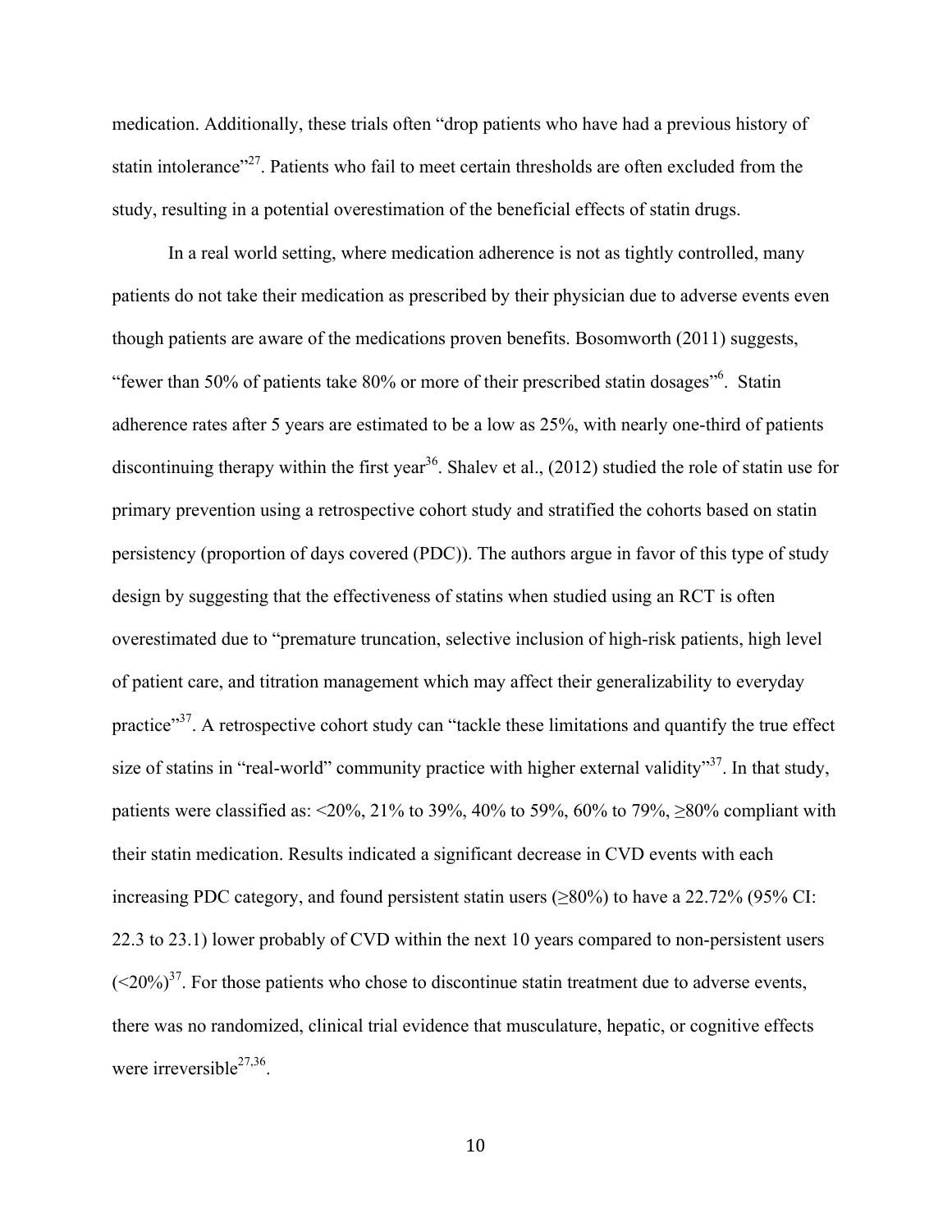medication. Additionally, these trials often "drop patients who have had a previous history of statin intolerance"[27]. Patients who fail to meet certain thresholds are often excluded from the study, resulting in a potential overestimation of the beneficial effects of statin drugs.

In a real world setting, where medication adherence is not as tightly controlled, many patients do not take their medication as prescribed by their physician due to adverse events even though patients are aware of the medications proven benefits. Bosomworth (2011) suggests, "fewer than 50% of patients take 80% or more of their prescribed statin dosages"[6]. Statin adherence rates after 5 years are estimated to be a low as 25%, with nearly one-third of patients discontinuing therapy within the first year[36]. Shalev et al., (2012) studied the role of statin use for primary prevention using a retrospective cohort study and stratified the cohorts based on statin persistency (proportion of days covered (PDC)). The authors argue in favor of this type of study design by suggesting that the effectiveness of statins when studied using an RCT is often overestimated due to "premature truncation, selective inclusion of high-risk patients, high level of patient care, and titration management which may affect their generalizability to everyday practice"[37]. A retrospective cohort study can "tackle these limitations and quantify the true effect size of statins in "real-world" community practice with higher external validity"[37]. In that study, patients were classified as: <20%, 21% to 39%, 40% to 59%, 60% to 79%, ≥80% compliant with their statin medication. Results indicated a significant decrease in CVD events with each increasing PDC category, and found persistent statin users (≥80%) to have a 22.72% (95% CI: 22.3 to 23.1) lower probably of CVD within the next 10 years compared to non-persistent users (<20%)[37]. For those patients who chose to discontinue statin treatment due to adverse events, there was no randomized, clinical trial evidence that musculature, hepatic, or cognitive effects were irreversible[27,36].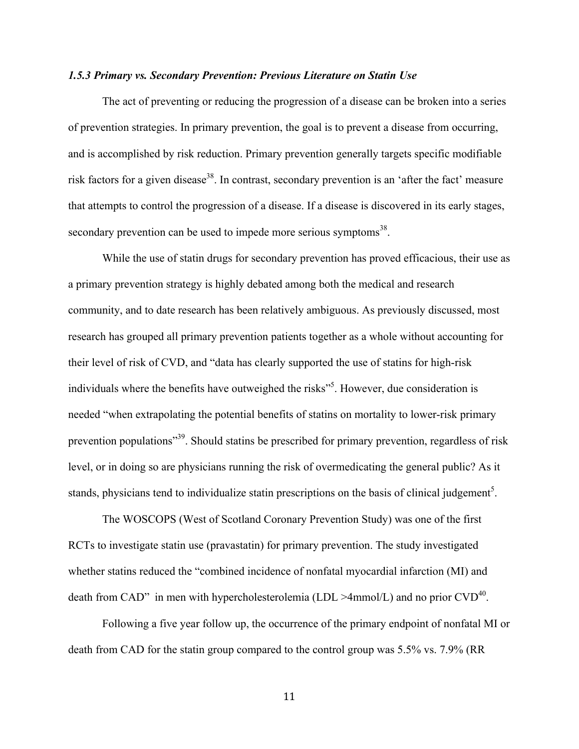### *1.5.3 Primary vs. Secondary Prevention: Previous Literature on Statin Use*

The act of preventing or reducing the progression of a disease can be broken into a series of prevention strategies. In primary prevention, the goal is to prevent a disease from occurring, and is accomplished by risk reduction. Primary prevention generally targets specific modifiable risk factors for a given disease[38]. In contrast, secondary prevention is an 'after the fact' measure that attempts to control the progression of a disease. If a disease is discovered in its early stages, secondary prevention can be used to impede more serious symptoms[38].

While the use of statin drugs for secondary prevention has proved efficacious, their use as a primary prevention strategy is highly debated among both the medical and research community, and to date research has been relatively ambiguous. As previously discussed, most research has grouped all primary prevention patients together as a whole without accounting for their level of risk of CVD, and "data has clearly supported the use of statins for high-risk individuals where the benefits have outweighed the risks"[5]. However, due consideration is needed "when extrapolating the potential benefits of statins on mortality to lower-risk primary prevention populations"[39]. Should statins be prescribed for primary prevention, regardless of risk level, or in doing so are physicians running the risk of overmedicating the general public? As it stands, physicians tend to individualize statin prescriptions on the basis of clinical judgement[5].

The WOSCOPS (West of Scotland Coronary Prevention Study) was one of the first RCTs to investigate statin use (pravastatin) for primary prevention. The study investigated whether statins reduced the "combined incidence of nonfatal myocardial infarction (MI) and death from CAD" in men with hypercholesterolemia (LDL >4mmol/L) and no prior CVD[40].

Following a five year follow up, the occurrence of the primary endpoint of nonfatal MI or death from CAD for the statin group compared to the control group was 5.5% vs. 7.9% (RR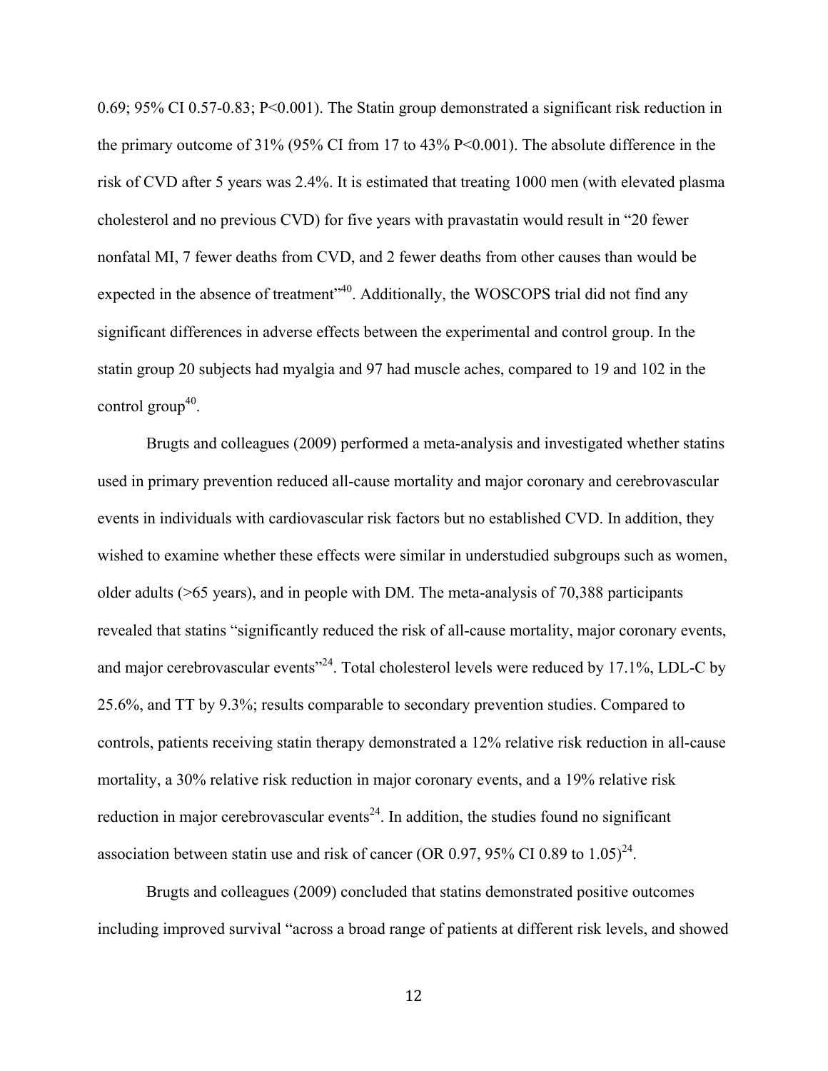0.69; 95% CI 0.57-0.83; P<0.001). The Statin group demonstrated a significant risk reduction in the primary outcome of 31% (95% CI from 17 to 43% P<0.001). The absolute difference in the risk of CVD after 5 years was 2.4%. It is estimated that treating 1000 men (with elevated plasma cholesterol and no previous CVD) for five years with pravastatin would result in "20 fewer nonfatal MI, 7 fewer deaths from CVD, and 2 fewer deaths from other causes than would be expected in the absence of treatment"[40]. Additionally, the WOSCOPS trial did not find any significant differences in adverse effects between the experimental and control group. In the statin group 20 subjects had myalgia and 97 had muscle aches, compared to 19 and 102 in the control group[40].

Brugts and colleagues (2009) performed a meta-analysis and investigated whether statins used in primary prevention reduced all-cause mortality and major coronary and cerebrovascular events in individuals with cardiovascular risk factors but no established CVD. In addition, they wished to examine whether these effects were similar in understudied subgroups such as women, older adults (>65 years), and in people with DM. The meta-analysis of 70,388 participants revealed that statins "significantly reduced the risk of all-cause mortality, major coronary events, and major cerebrovascular events"[24]. Total cholesterol levels were reduced by 17.1%, LDL-C by 25.6%, and TT by 9.3%; results comparable to secondary prevention studies. Compared to controls, patients receiving statin therapy demonstrated a 12% relative risk reduction in all-cause mortality, a 30% relative risk reduction in major coronary events, and a 19% relative risk reduction in major cerebrovascular events[24]. In addition, the studies found no significant association between statin use and risk of cancer (OR 0.97, 95% CI 0.89 to 1.05)[24].

Brugts and colleagues (2009) concluded that statins demonstrated positive outcomes including improved survival "across a broad range of patients at different risk levels, and showed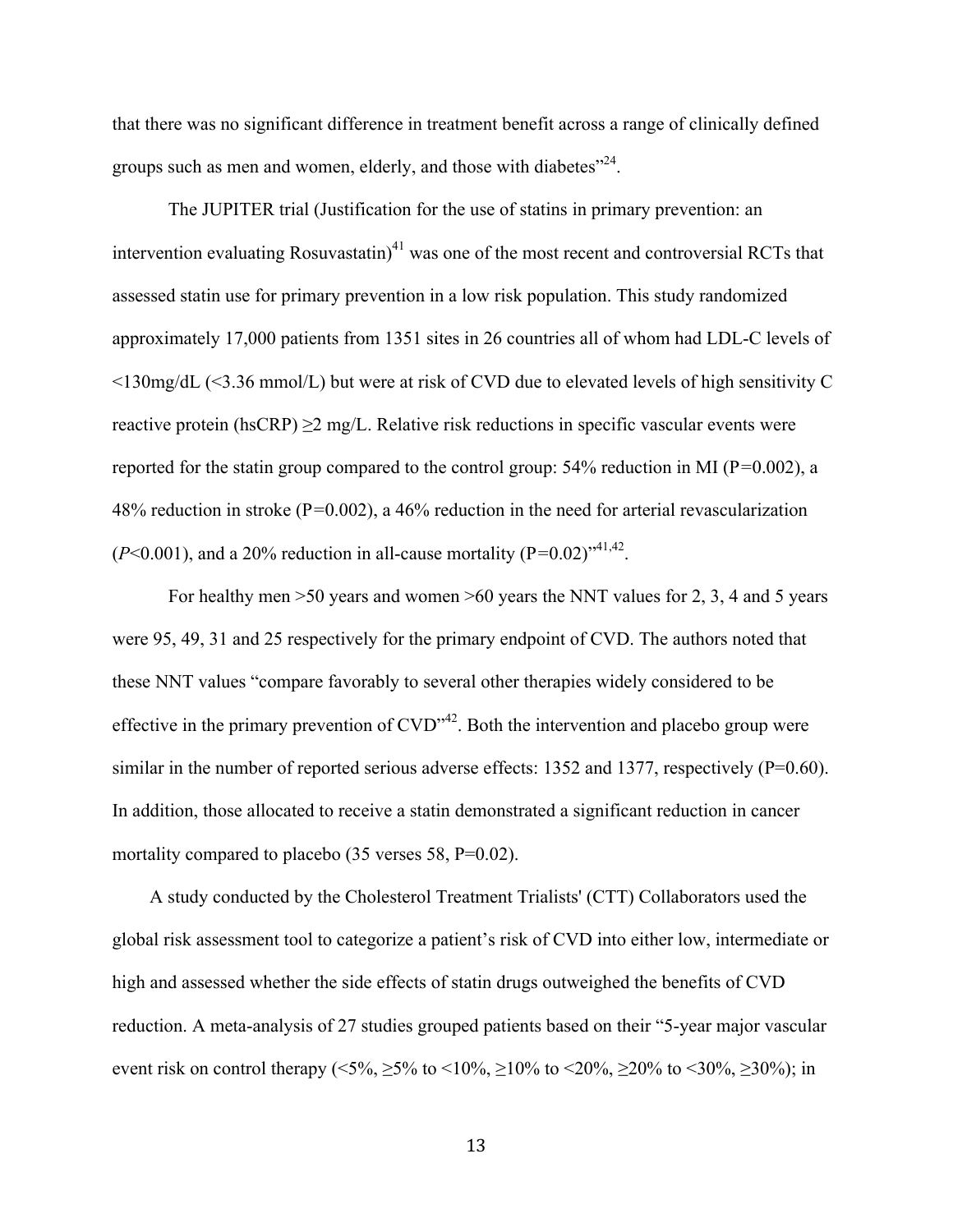that there was no significant difference in treatment benefit across a range of clinically defined groups such as men and women, elderly, and those with diabetes"[24].

The JUPITER trial (Justification for the use of statins in primary prevention: an intervention evaluating Rosuvastatin)[41] was one of the most recent and controversial RCTs that assessed statin use for primary prevention in a low risk population. This study randomized approximately 17,000 patients from 1351 sites in 26 countries all of whom had LDL-C levels of <130mg/dL (<3.36 mmol/L) but were at risk of CVD due to elevated levels of high sensitivity C reactive protein (hsCRP) ≥2 mg/L. Relative risk reductions in specific vascular events were reported for the statin group compared to the control group: 54% reduction in MI (P=0.002), a 48% reduction in stroke (P=0.002), a 46% reduction in the need for arterial revascularization (*P*<0.001), and a 20% reduction in all-cause mortality (P=0.02)"[41,42].

For healthy men >50 years and women >60 years the NNT values for 2, 3, 4 and 5 years were 95, 49, 31 and 25 respectively for the primary endpoint of CVD. The authors noted that these NNT values "compare favorably to several other therapies widely considered to be effective in the primary prevention of CVD"[42]. Both the intervention and placebo group were similar in the number of reported serious adverse effects: 1352 and 1377, respectively (P=0.60). In addition, those allocated to receive a statin demonstrated a significant reduction in cancer mortality compared to placebo (35 verses 58, P=0.02).

A study conducted by the Cholesterol Treatment Trialists' (CTT) Collaborators used the global risk assessment tool to categorize a patient's risk of CVD into either low, intermediate or high and assessed whether the side effects of statin drugs outweighed the benefits of CVD reduction. A meta-analysis of 27 studies grouped patients based on their "5-year major vascular event risk on control therapy (<5%, ≥5% to <10%, ≥10% to <20%, ≥20% to <30%, ≥30%); in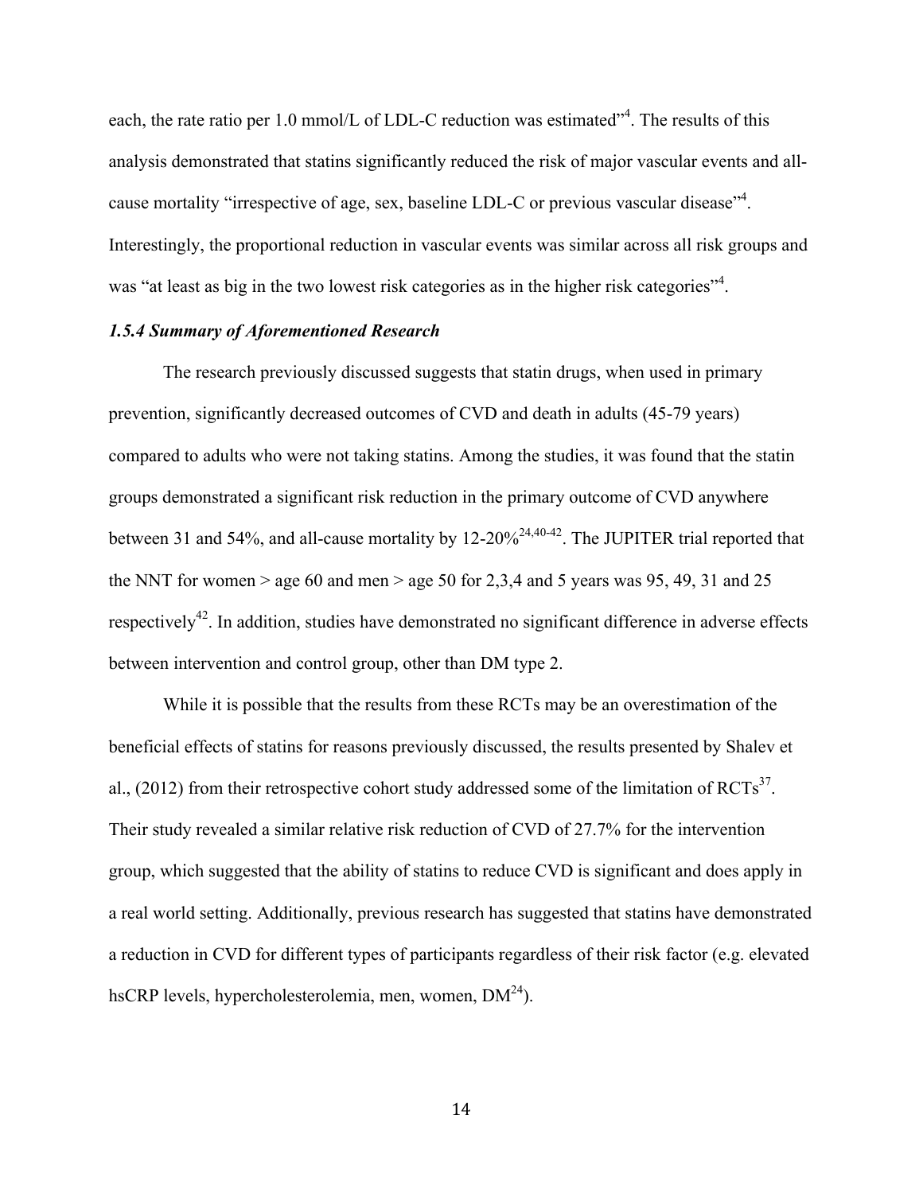each, the rate ratio per 1.0 mmol/L of LDL-C reduction was estimated"[4]. The results of this analysis demonstrated that statins significantly reduced the risk of major vascular events and all-cause mortality "irrespective of age, sex, baseline LDL-C or previous vascular disease"[4]. Interestingly, the proportional reduction in vascular events was similar across all risk groups and was "at least as big in the two lowest risk categories as in the higher risk categories"[4].

### *1.5.4 Summary of Aforementioned Research*

The research previously discussed suggests that statin drugs, when used in primary prevention, significantly decreased outcomes of CVD and death in adults (45-79 years) compared to adults who were not taking statins. Among the studies, it was found that the statin groups demonstrated a significant risk reduction in the primary outcome of CVD anywhere between 31 and 54%, and all-cause mortality by 12-20%[24,40-42]. The JUPITER trial reported that the NNT for women > age 60 and men > age 50 for 2,3,4 and 5 years was 95, 49, 31 and 25 respectively[42]. In addition, studies have demonstrated no significant difference in adverse effects between intervention and control group, other than DM type 2.

While it is possible that the results from these RCTs may be an overestimation of the beneficial effects of statins for reasons previously discussed, the results presented by Shalev et al., (2012) from their retrospective cohort study addressed some of the limitation of RCTs[37]. Their study revealed a similar relative risk reduction of CVD of 27.7% for the intervention group, which suggested that the ability of statins to reduce CVD is significant and does apply in a real world setting. Additionally, previous research has suggested that statins have demonstrated a reduction in CVD for different types of participants regardless of their risk factor (e.g. elevated hsCRP levels, hypercholesterolemia, men, women, DM[24]).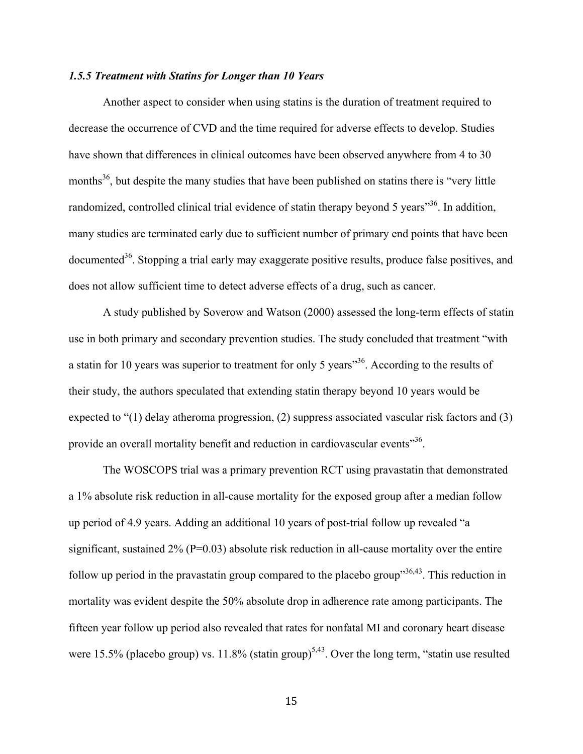### *1.5.5 Treatment with Statins for Longer than 10 Years*

Another aspect to consider when using statins is the duration of treatment required to decrease the occurrence of CVD and the time required for adverse effects to develop. Studies have shown that differences in clinical outcomes have been observed anywhere from 4 to 30 months[36], but despite the many studies that have been published on statins there is "very little randomized, controlled clinical trial evidence of statin therapy beyond 5 years"[36]. In addition, many studies are terminated early due to sufficient number of primary end points that have been documented[36]. Stopping a trial early may exaggerate positive results, produce false positives, and does not allow sufficient time to detect adverse effects of a drug, such as cancer.

A study published by Soverow and Watson (2000) assessed the long-term effects of statin use in both primary and secondary prevention studies. The study concluded that treatment "with a statin for 10 years was superior to treatment for only 5 years"[36]. According to the results of their study, the authors speculated that extending statin therapy beyond 10 years would be expected to "(1) delay atheroma progression, (2) suppress associated vascular risk factors and (3) provide an overall mortality benefit and reduction in cardiovascular events"[36].

The WOSCOPS trial was a primary prevention RCT using pravastatin that demonstrated a 1% absolute risk reduction in all-cause mortality for the exposed group after a median follow up period of 4.9 years. Adding an additional 10 years of post-trial follow up revealed "a significant, sustained 2% (P=0.03) absolute risk reduction in all-cause mortality over the entire follow up period in the pravastatin group compared to the placebo group"[36,43]. This reduction in mortality was evident despite the 50% absolute drop in adherence rate among participants. The fifteen year follow up period also revealed that rates for nonfatal MI and coronary heart disease were 15.5% (placebo group) vs. 11.8% (statin group)[5,43]. Over the long term, "statin use resulted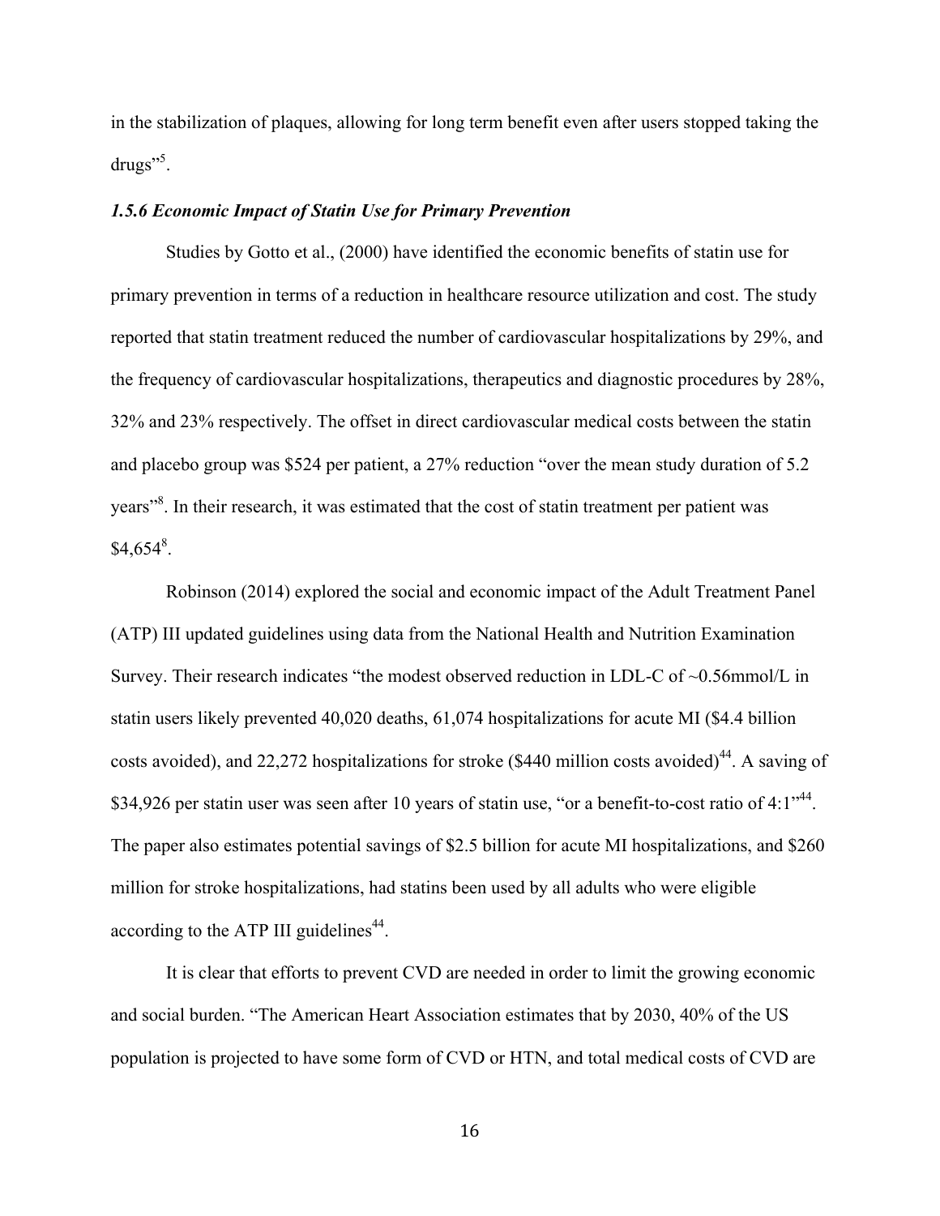in the stabilization of plaques, allowing for long term benefit even after users stopped taking the drugs"[5].

### *1.5.6 Economic Impact of Statin Use for Primary Prevention*

Studies by Gotto et al., (2000) have identified the economic benefits of statin use for primary prevention in terms of a reduction in healthcare resource utilization and cost. The study reported that statin treatment reduced the number of cardiovascular hospitalizations by 29%, and the frequency of cardiovascular hospitalizations, therapeutics and diagnostic procedures by 28%, 32% and 23% respectively. The offset in direct cardiovascular medical costs between the statin and placebo group was $524 per patient, a 27% reduction "over the mean study duration of 5.2 years"[8]. In their research, it was estimated that the cost of statin treatment per patient was $4,654[8].

Robinson (2014) explored the social and economic impact of the Adult Treatment Panel (ATP) III updated guidelines using data from the National Health and Nutrition Examination Survey. Their research indicates "the modest observed reduction in LDL-C of ~0.56mmol/L in statin users likely prevented 40,020 deaths, 61,074 hospitalizations for acute MI ($4.4 billion costs avoided), and 22,272 hospitalizations for stroke ($440 million costs avoided)[44]. A saving of $34,926 per statin user was seen after 10 years of statin use, "or a benefit-to-cost ratio of 4:1"[44]. The paper also estimates potential savings of $2.5 billion for acute MI hospitalizations, and $260 million for stroke hospitalizations, had statins been used by all adults who were eligible according to the ATP III guidelines[44].

It is clear that efforts to prevent CVD are needed in order to limit the growing economic and social burden. "The American Heart Association estimates that by 2030, 40% of the US population is projected to have some form of CVD or HTN, and total medical costs of CVD are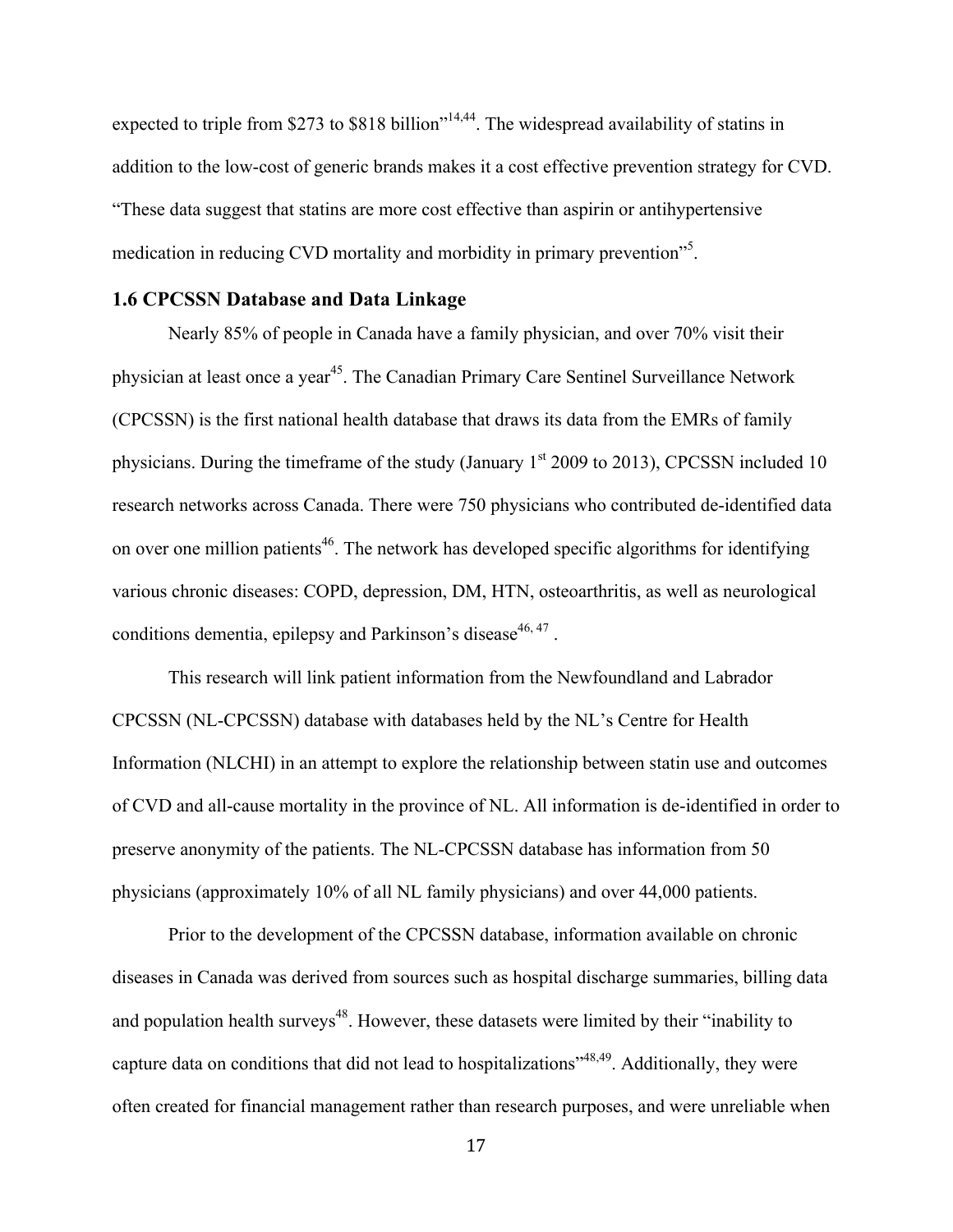expected to triple from $273 to $818 billion"[14,44]. The widespread availability of statins in addition to the low-cost of generic brands makes it a cost effective prevention strategy for CVD. "These data suggest that statins are more cost effective than aspirin or antihypertensive medication in reducing CVD mortality and morbidity in primary prevention"[5].

### 1.6 CPCSSN Database and Data Linkage

Nearly 85% of people in Canada have a family physician, and over 70% visit their physician at least once a year[45]. The Canadian Primary Care Sentinel Surveillance Network (CPCSSN) is the first national health database that draws its data from the EMRs of family physicians. During the timeframe of the study (January 1st 2009 to 2013), CPCSSN included 10 research networks across Canada. There were 750 physicians who contributed de-identified data on over one million patients[46]. The network has developed specific algorithms for identifying various chronic diseases: COPD, depression, DM, HTN, osteoarthritis, as well as neurological conditions dementia, epilepsy and Parkinson's disease[46, 47] .

This research will link patient information from the Newfoundland and Labrador CPCSSN (NL-CPCSSN) database with databases held by the NL's Centre for Health Information (NLCHI) in an attempt to explore the relationship between statin use and outcomes of CVD and all-cause mortality in the province of NL. All information is de-identified in order to preserve anonymity of the patients. The NL-CPCSSN database has information from 50 physicians (approximately 10% of all NL family physicians) and over 44,000 patients.

Prior to the development of the CPCSSN database, information available on chronic diseases in Canada was derived from sources such as hospital discharge summaries, billing data and population health surveys[48]. However, these datasets were limited by their "inability to capture data on conditions that did not lead to hospitalizations"[48,49]. Additionally, they were often created for financial management rather than research purposes, and were unreliable when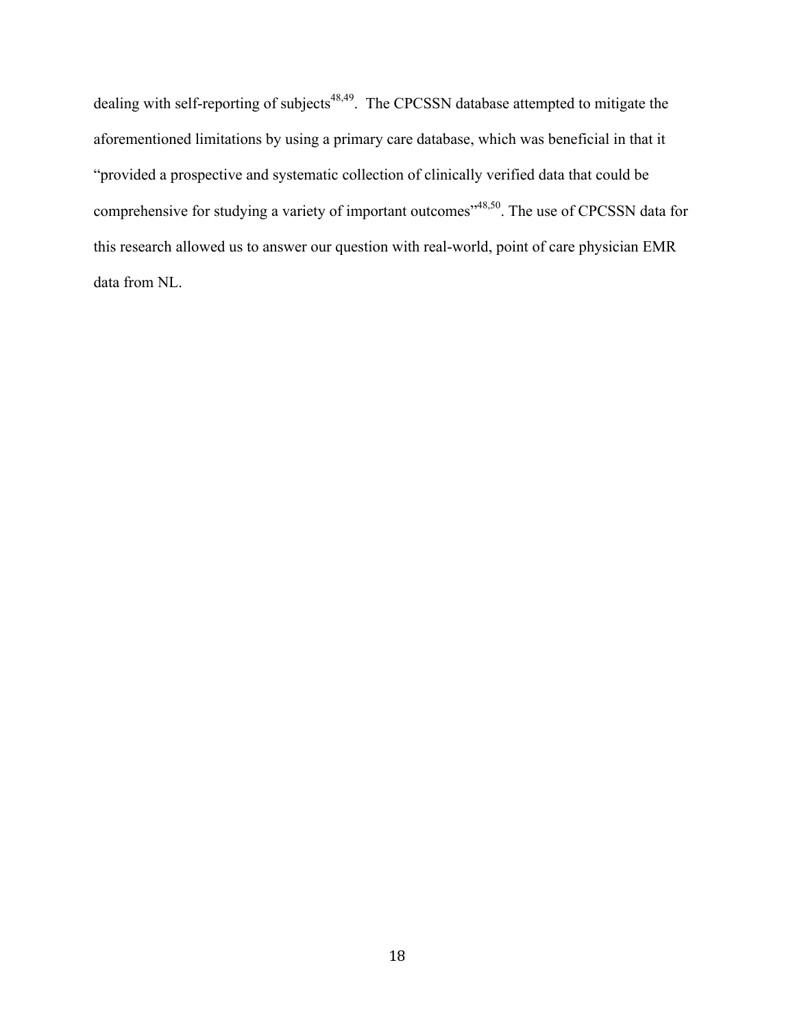dealing with self-reporting of subjects[48,49]. The CPCSSN database attempted to mitigate the aforementioned limitations by using a primary care database, which was beneficial in that it "provided a prospective and systematic collection of clinically verified data that could be comprehensive for studying a variety of important outcomes"[48,50]. The use of CPCSSN data for this research allowed us to answer our question with real-world, point of care physician EMR data from NL.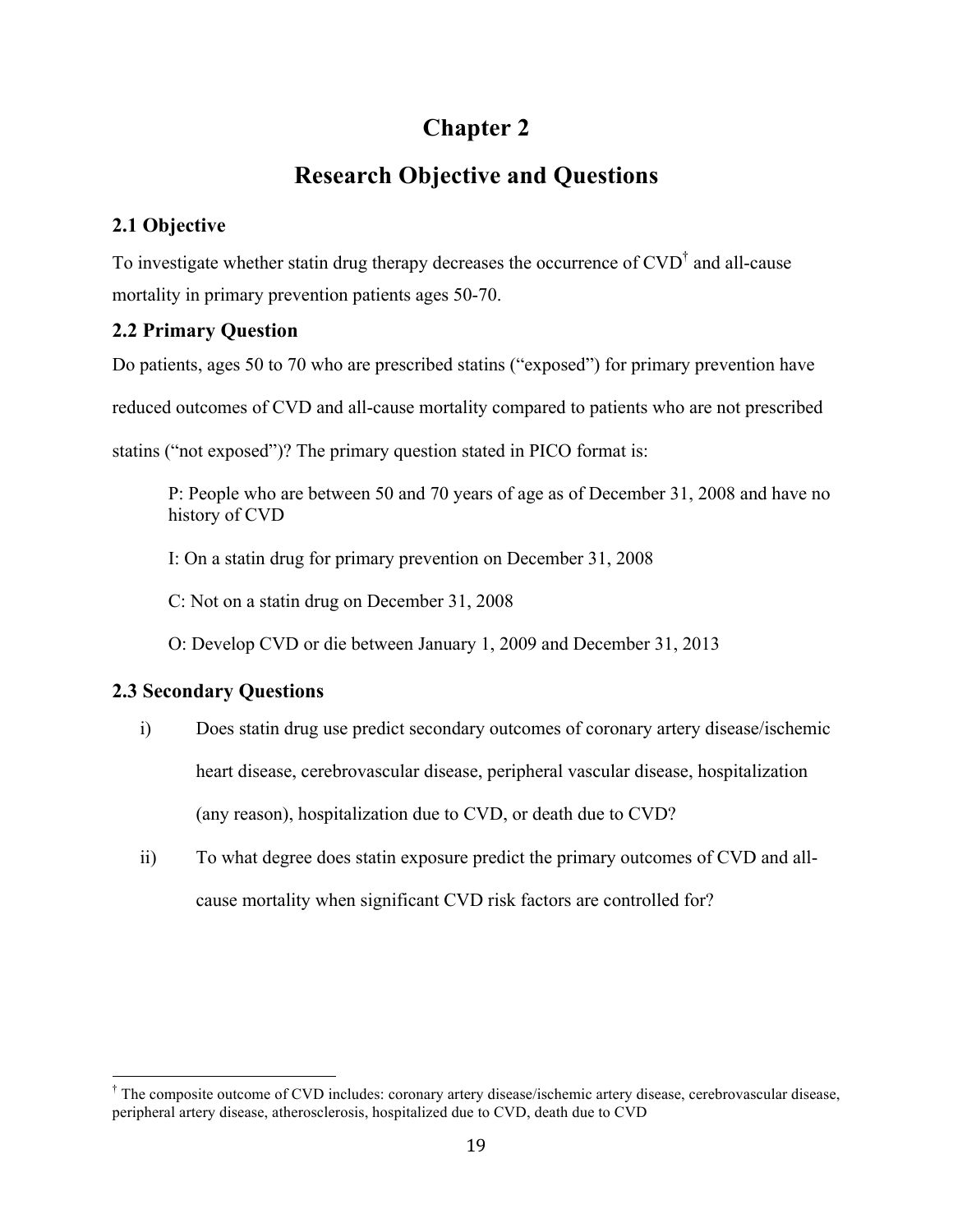# Chapter 2

# Research Objective and Questions

## 2.1 Objective

To investigate whether statin drug therapy decreases the occurrence of CVD[†] and all-cause mortality in primary prevention patients ages 50-70.

## 2.2 Primary Question

Do patients, ages 50 to 70 who are prescribed statins ("exposed") for primary prevention have reduced outcomes of CVD and all-cause mortality compared to patients who are not prescribed statins ("not exposed")? The primary question stated in PICO format is:

> P: People who are between 50 and 70 years of age as of December 31, 2008 and have no history of CVD
>
> I: On a statin drug for primary prevention on December 31, 2008
>
> C: Not on a statin drug on December 31, 2008
>
> O: Develop CVD or die between January 1, 2009 and December 31, 2013

## 2.3 Secondary Questions

i) Does statin drug use predict secondary outcomes of coronary artery disease/ischemic heart disease, cerebrovascular disease, peripheral vascular disease, hospitalization (any reason), hospitalization due to CVD, or death due to CVD?

ii) To what degree does statin exposure predict the primary outcomes of CVD and all-cause mortality when significant CVD risk factors are controlled for?

---

[†] The composite outcome of CVD includes: coronary artery disease/ischemic artery disease, cerebrovascular disease, peripheral artery disease, atherosclerosis, hospitalized due to CVD, death due to CVD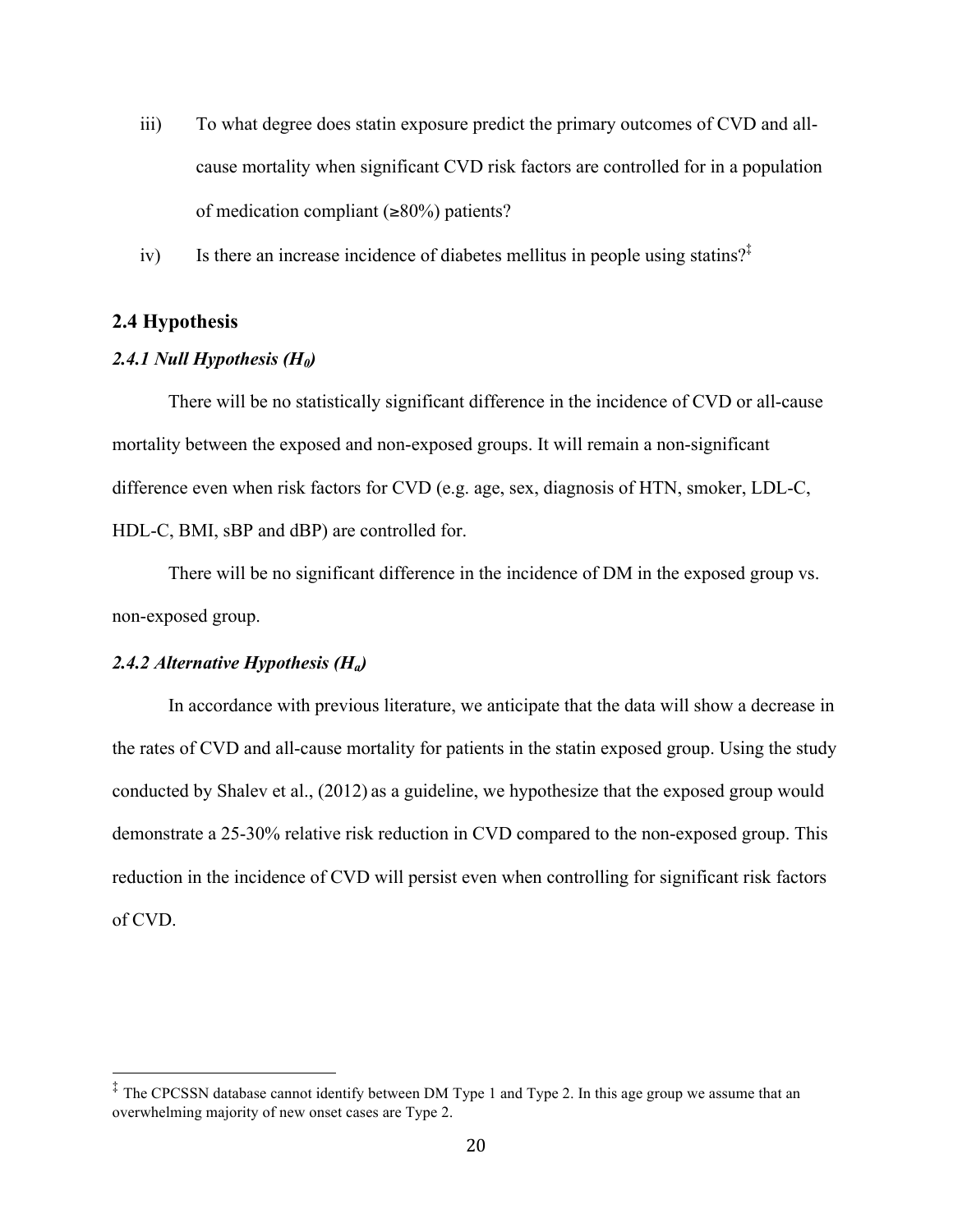iii) To what degree does statin exposure predict the primary outcomes of CVD and all-cause mortality when significant CVD risk factors are controlled for in a population of medication compliant (≥80%) patients?

iv) Is there an increase incidence of diabetes mellitus in people using statins?[‡]

## 2.4 Hypothesis

### *2.4.1 Null Hypothesis ($H_0$)*

There will be no statistically significant difference in the incidence of CVD or all-cause mortality between the exposed and non-exposed groups. It will remain a non-significant difference even when risk factors for CVD (e.g. age, sex, diagnosis of HTN, smoker, LDL-C, HDL-C, BMI, sBP and dBP) are controlled for.

There will be no significant difference in the incidence of DM in the exposed group vs. non-exposed group.

### *2.4.2 Alternative Hypothesis ($H_a$)*

In accordance with previous literature, we anticipate that the data will show a decrease in the rates of CVD and all-cause mortality for patients in the statin exposed group. Using the study conducted by Shalev et al., (2012) as a guideline, we hypothesize that the exposed group would demonstrate a 25-30% relative risk reduction in CVD compared to the non-exposed group. This reduction in the incidence of CVD will persist even when controlling for significant risk factors of CVD.

---

[‡] The CPCSSN database cannot identify between DM Type 1 and Type 2. In this age group we assume that an overwhelming majority of new onset cases are Type 2.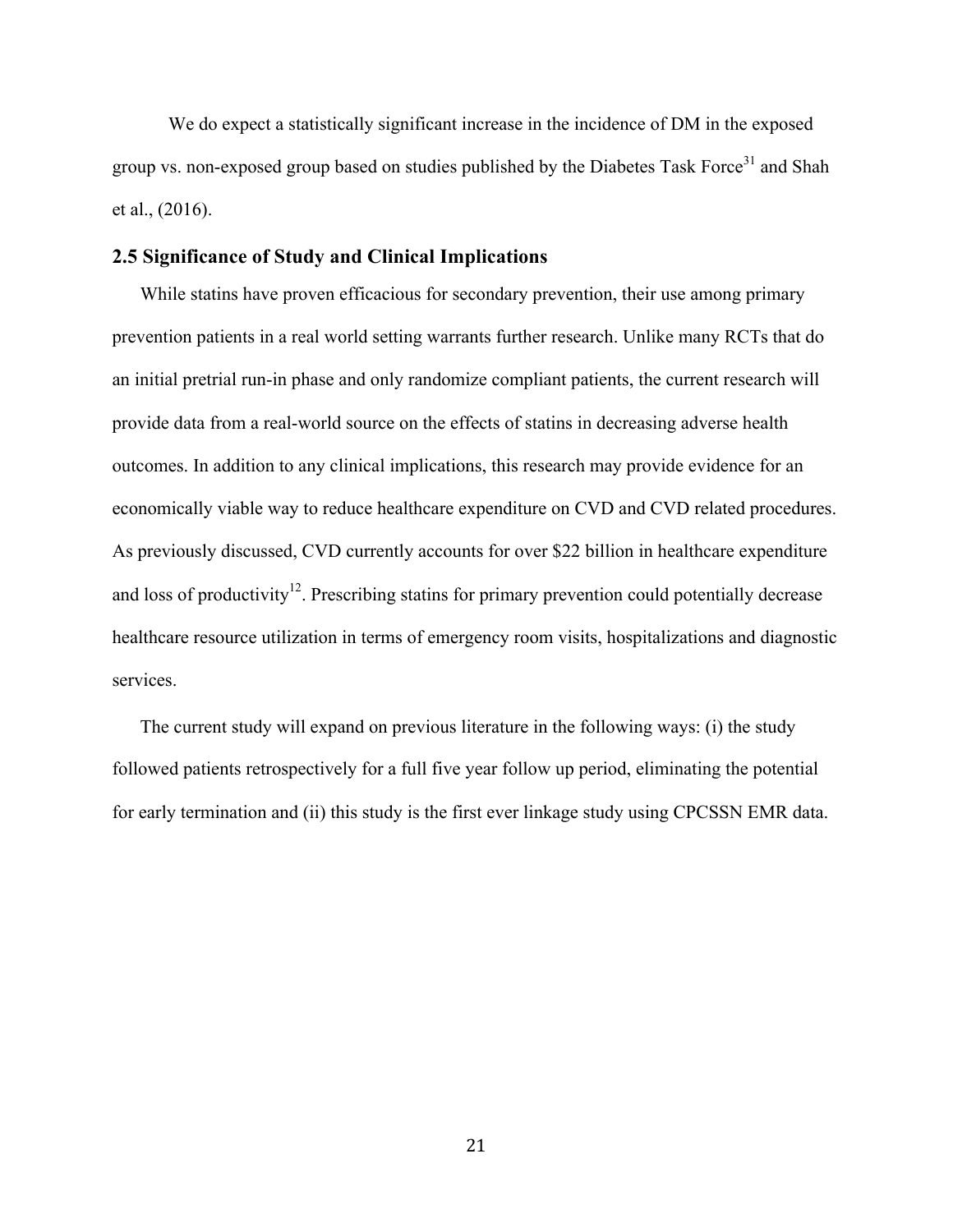We do expect a statistically significant increase in the incidence of DM in the exposed group vs. non-exposed group based on studies published by the Diabetes Task Force[31] and Shah et al., (2016).

## 2.5 Significance of Study and Clinical Implications

While statins have proven efficacious for secondary prevention, their use among primary prevention patients in a real world setting warrants further research. Unlike many RCTs that do an initial pretrial run-in phase and only randomize compliant patients, the current research will provide data from a real-world source on the effects of statins in decreasing adverse health outcomes. In addition to any clinical implications, this research may provide evidence for an economically viable way to reduce healthcare expenditure on CVD and CVD related procedures. As previously discussed, CVD currently accounts for over $22 billion in healthcare expenditure and loss of productivity[12]. Prescribing statins for primary prevention could potentially decrease healthcare resource utilization in terms of emergency room visits, hospitalizations and diagnostic services.

The current study will expand on previous literature in the following ways: (i) the study followed patients retrospectively for a full five year follow up period, eliminating the potential for early termination and (ii) this study is the first ever linkage study using CPCSSN EMR data.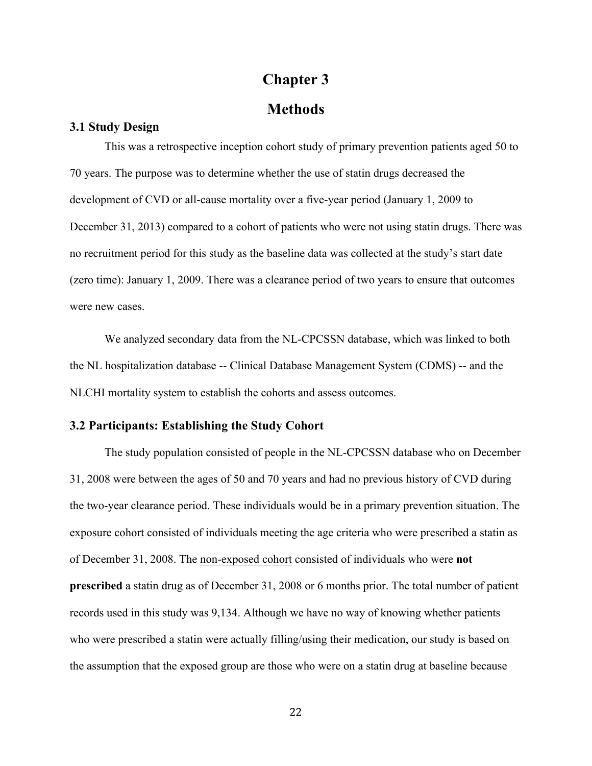# Chapter 3

# Methods

### 3.1 Study Design

This was a retrospective inception cohort study of primary prevention patients aged 50 to 70 years. The purpose was to determine whether the use of statin drugs decreased the development of CVD or all-cause mortality over a five-year period (January 1, 2009 to December 31, 2013) compared to a cohort of patients who were not using statin drugs. There was no recruitment period for this study as the baseline data was collected at the study's start date (zero time): January 1, 2009. There was a clearance period of two years to ensure that outcomes were new cases.

We analyzed secondary data from the NL-CPCSSN database, which was linked to both the NL hospitalization database -- Clinical Database Management System (CDMS) -- and the NLCHI mortality system to establish the cohorts and assess outcomes.

### 3.2 Participants: Establishing the Study Cohort

The study population consisted of people in the NL-CPCSSN database who on December 31, 2008 were between the ages of 50 and 70 years and had no previous history of CVD during the two-year clearance period. These individuals would be in a primary prevention situation. The <u>exposure cohort</u> consisted of individuals meeting the age criteria who were prescribed a statin as of December 31, 2008. The <u>non-exposed cohort</u> consisted of individuals who were **not prescribed** a statin drug as of December 31, 2008 or 6 months prior. The total number of patient records used in this study was 9,134. Although we have no way of knowing whether patients who were prescribed a statin were actually filling/using their medication, our study is based on the assumption that the exposed group are those who were on a statin drug at baseline because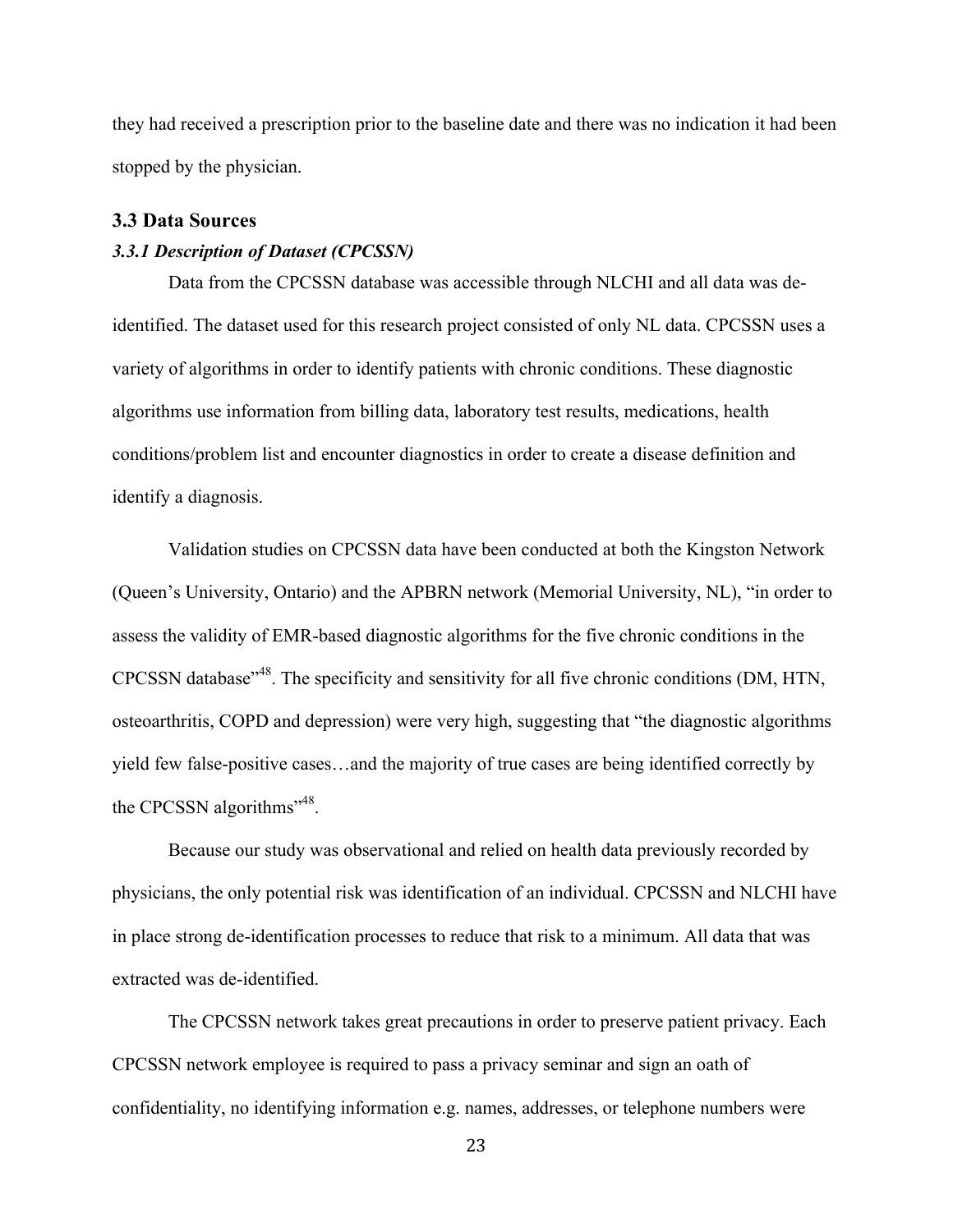they had received a prescription prior to the baseline date and there was no indication it had been stopped by the physician.

## 3.3 Data Sources

### *3.3.1 Description of Dataset (CPCSSN)*

Data from the CPCSSN database was accessible through NLCHI and all data was de-identified. The dataset used for this research project consisted of only NL data. CPCSSN uses a variety of algorithms in order to identify patients with chronic conditions. These diagnostic algorithms use information from billing data, laboratory test results, medications, health conditions/problem list and encounter diagnostics in order to create a disease definition and identify a diagnosis.

Validation studies on CPCSSN data have been conducted at both the Kingston Network (Queen's University, Ontario) and the APBRN network (Memorial University, NL), "in order to assess the validity of EMR-based diagnostic algorithms for the five chronic conditions in the CPCSSN database"[48]. The specificity and sensitivity for all five chronic conditions (DM, HTN, osteoarthritis, COPD and depression) were very high, suggesting that "the diagnostic algorithms yield few false-positive cases…and the majority of true cases are being identified correctly by the CPCSSN algorithms"[48].

Because our study was observational and relied on health data previously recorded by physicians, the only potential risk was identification of an individual. CPCSSN and NLCHI have in place strong de-identification processes to reduce that risk to a minimum. All data that was extracted was de-identified.

The CPCSSN network takes great precautions in order to preserve patient privacy. Each CPCSSN network employee is required to pass a privacy seminar and sign an oath of confidentiality, no identifying information e.g. names, addresses, or telephone numbers were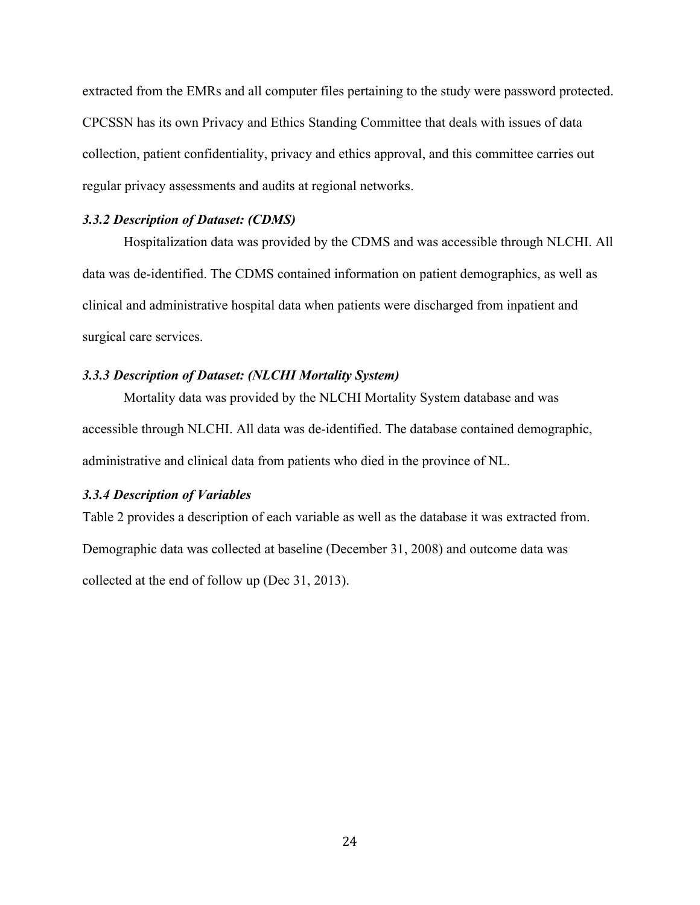extracted from the EMRs and all computer files pertaining to the study were password protected. CPCSSN has its own Privacy and Ethics Standing Committee that deals with issues of data collection, patient confidentiality, privacy and ethics approval, and this committee carries out regular privacy assessments and audits at regional networks.

### *3.3.2 Description of Dataset: (CDMS)*

Hospitalization data was provided by the CDMS and was accessible through NLCHI. All data was de-identified. The CDMS contained information on patient demographics, as well as clinical and administrative hospital data when patients were discharged from inpatient and surgical care services.

### *3.3.3 Description of Dataset: (NLCHI Mortality System)*

Mortality data was provided by the NLCHI Mortality System database and was accessible through NLCHI. All data was de-identified. The database contained demographic, administrative and clinical data from patients who died in the province of NL.

### *3.3.4 Description of Variables*

Table 2 provides a description of each variable as well as the database it was extracted from. Demographic data was collected at baseline (December 31, 2008) and outcome data was collected at the end of follow up (Dec 31, 2013).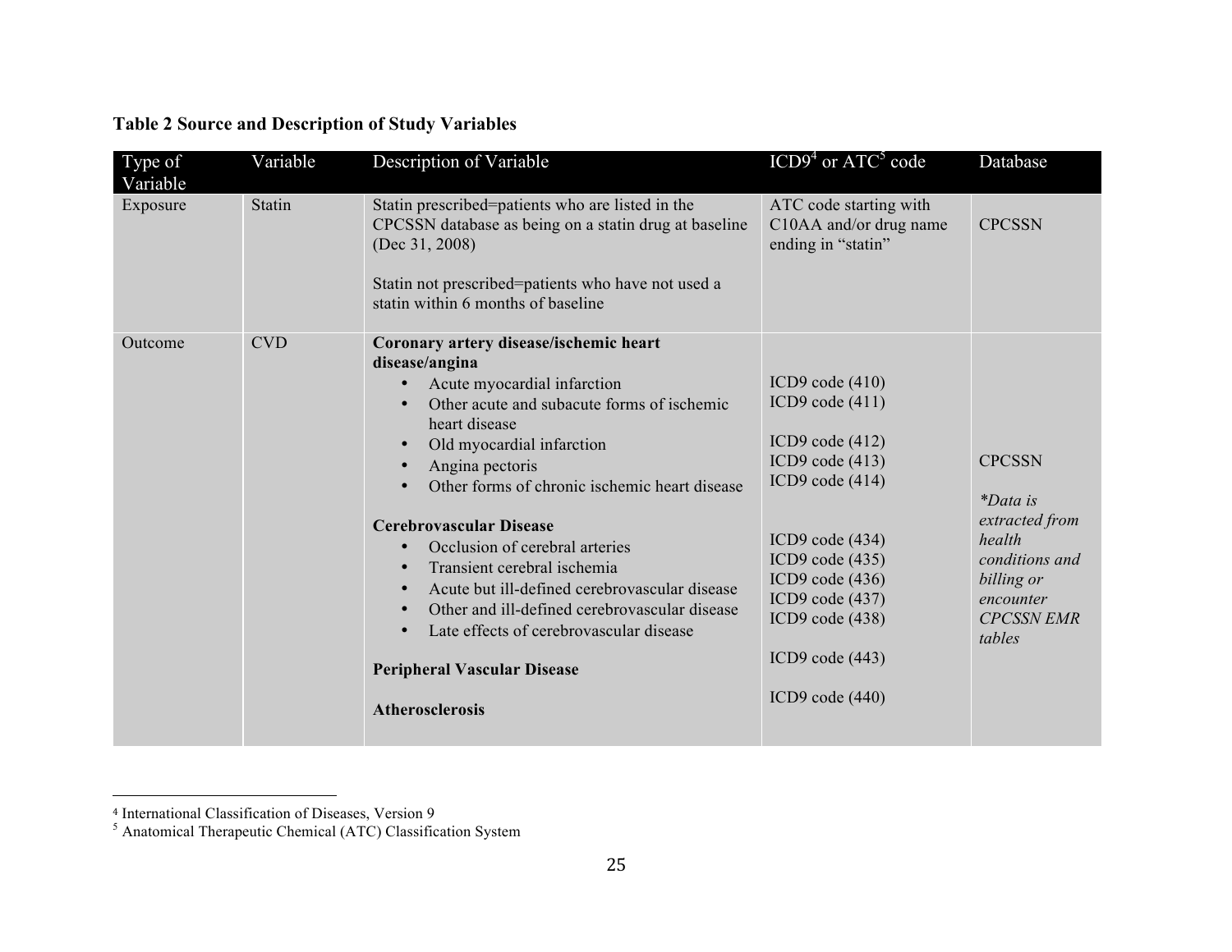**Table 2 Source and Description of Study Variables**

| Type of Variable | Variable | Description of Variable | ICD9[4] or ATC[5] code | Database |
|---|---|---|---|---|
| Exposure | Statin | Statin prescribed=patients who are listed in the CPCSSN database as being on a statin drug at baseline (Dec 31, 2008)<br><br>Statin not prescribed=patients who have not used a statin within 6 months of baseline | ATC code starting with C10AA and/or drug name ending in "statin" | CPCSSN |
| Outcome | CVD | **Coronary artery disease/ischemic heart disease/angina**<br>• Acute myocardial infarction<br>• Other acute and subacute forms of ischemic heart disease<br>• Old myocardial infarction<br>• Angina pectoris<br>• Other forms of chronic ischemic heart disease<br><br>**Cerebrovascular Disease**<br>• Occlusion of cerebral arteries<br>• Transient cerebral ischemia<br>• Acute but ill-defined cerebrovascular disease<br>• Other and ill-defined cerebrovascular disease<br>• Late effects of cerebrovascular disease<br><br>**Peripheral Vascular Disease**<br><br>**Atherosclerosis** | ICD9 code (410)<br>ICD9 code (411)<br><br>ICD9 code (412)<br>ICD9 code (413)<br>ICD9 code (414)<br><br><br>ICD9 code (434)<br>ICD9 code (435)<br>ICD9 code (436)<br>ICD9 code (437)<br>ICD9 code (438)<br><br>ICD9 code (443)<br><br>ICD9 code (440) | CPCSSN<br><br>*\*Data is extracted from health conditions and billing or encounter CPCSSN EMR tables* |

[4] International Classification of Diseases, Version 9
[5] Anatomical Therapeutic Chemical (ATC) Classification System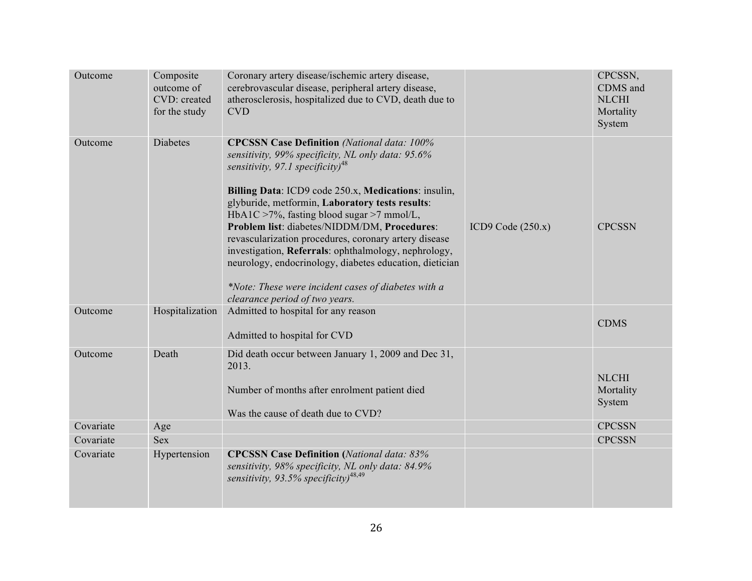| Outcome | Composite outcome of CVD: created for the study | Coronary artery disease/ischemic artery disease, cerebrovascular disease, peripheral artery disease, atherosclerosis, hospitalized due to CVD, death due to CVD | | CPCSSN, CDMS and NLCHI Mortality System |
|---|---|---|---|---|
| Outcome | Diabetes | **CPCSSN Case Definition** *(National data: 100% sensitivity, 99% specificity, NL only data: 95.6% sensitivity, 97.1 specificity)*[48]<br><br>**Billing Data**: ICD9 code 250.x, **Medications**: insulin, glyburide, metformin, **Laboratory tests results**: HbA1C >7%, fasting blood sugar >7 mmol/L, **Problem list**: diabetes/NIDDM/DM, **Procedures**: revascularization procedures, coronary artery disease investigation, **Referrals**: ophthalmology, nephrology, neurology, endocrinology, diabetes education, dietician<br><br>*\*Note: These were incident cases of diabetes with a clearance period of two years.* | ICD9 Code (250.x) | CPCSSN |
| Outcome | Hospitalization | Admitted to hospital for any reason<br><br>Admitted to hospital for CVD | | CDMS |
| Outcome | Death | Did death occur between January 1, 2009 and Dec 31, 2013.<br><br>Number of months after enrolment patient died<br><br>Was the cause of death due to CVD? | | NLCHI Mortality System |
| Covariate | Age | | | CPCSSN |
| Covariate | Sex | | | CPCSSN |
| Covariate | Hypertension | **CPCSSN Case Definition (***National data: 83% sensitivity, 98% specificity, NL only data: 84.9% sensitivity, 93.5% specificity)*[48,49] | | |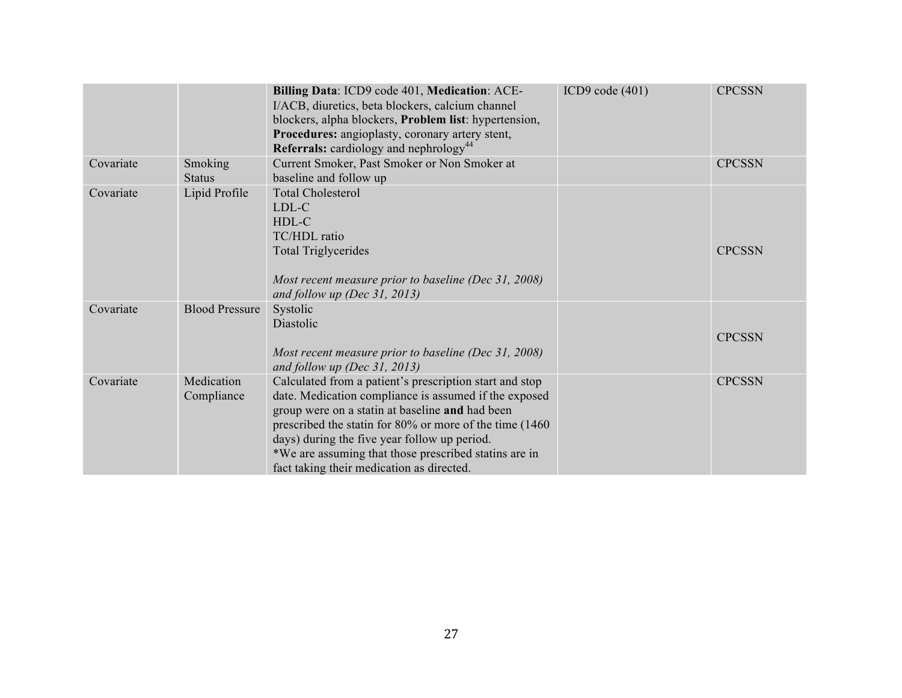| | | | | |
|---|---|---|---|---|
| | | **Billing Data**: ICD9 code 401, **Medication**: ACE-I/ACB, diuretics, beta blockers, calcium channel blockers, alpha blockers, **Problem list**: hypertension, **Procedures:** angioplasty, coronary artery stent, **Referrals:** cardiology and nephrology[44] | ICD9 code (401) | CPCSSN |
| Covariate | Smoking Status | Current Smoker, Past Smoker or Non Smoker at baseline and follow up | | CPCSSN |
| Covariate | Lipid Profile | Total Cholesterol<br>LDL-C<br>HDL-C<br>TC/HDL ratio<br>Total Triglycerides<br><br>*Most recent measure prior to baseline (Dec 31, 2008) and follow up (Dec 31, 2013)* | | CPCSSN |
| Covariate | Blood Pressure | Systolic<br>Diastolic<br><br>*Most recent measure prior to baseline (Dec 31, 2008) and follow up (Dec 31, 2013)* | | CPCSSN |
| Covariate | Medication Compliance | Calculated from a patient's prescription start and stop date. Medication compliance is assumed if the exposed group were on a statin at baseline **and** had been prescribed the statin for 80% or more of the time (1460 days) during the five year follow up period.<br>*We are assuming that those prescribed statins are in fact taking their medication as directed. | | CPCSSN |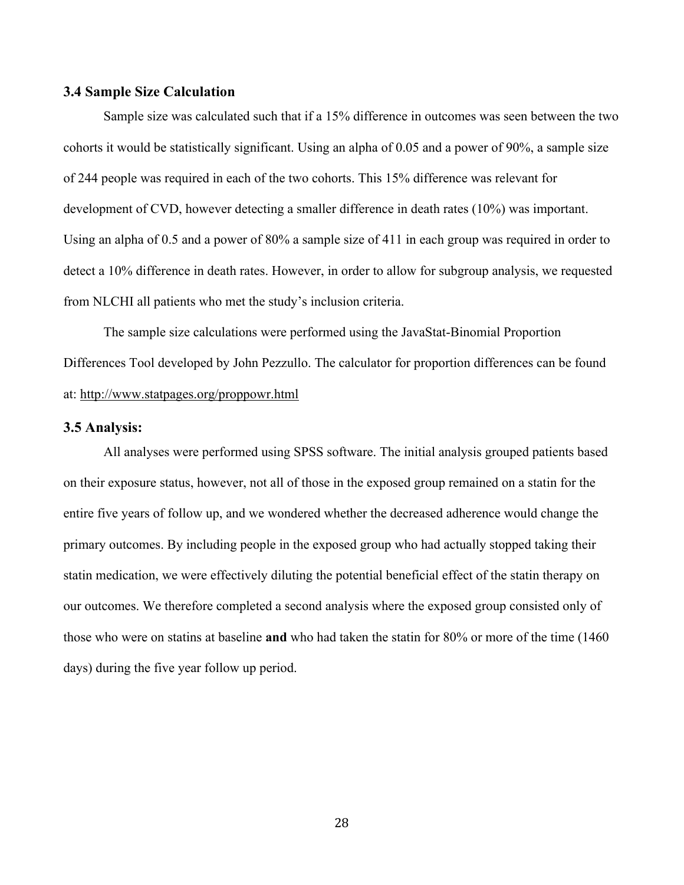### 3.4 Sample Size Calculation

Sample size was calculated such that if a 15% difference in outcomes was seen between the two cohorts it would be statistically significant. Using an alpha of 0.05 and a power of 90%, a sample size of 244 people was required in each of the two cohorts. This 15% difference was relevant for development of CVD, however detecting a smaller difference in death rates (10%) was important. Using an alpha of 0.5 and a power of 80% a sample size of 411 in each group was required in order to detect a 10% difference in death rates. However, in order to allow for subgroup analysis, we requested from NLCHI all patients who met the study's inclusion criteria.

The sample size calculations were performed using the JavaStat-Binomial Proportion Differences Tool developed by John Pezzullo. The calculator for proportion differences can be found at: http://www.statpages.org/proppowr.html

### 3.5 Analysis:

All analyses were performed using SPSS software. The initial analysis grouped patients based on their exposure status, however, not all of those in the exposed group remained on a statin for the entire five years of follow up, and we wondered whether the decreased adherence would change the primary outcomes. By including people in the exposed group who had actually stopped taking their statin medication, we were effectively diluting the potential beneficial effect of the statin therapy on our outcomes. We therefore completed a second analysis where the exposed group consisted only of those who were on statins at baseline **and** who had taken the statin for 80% or more of the time (1460 days) during the five year follow up period.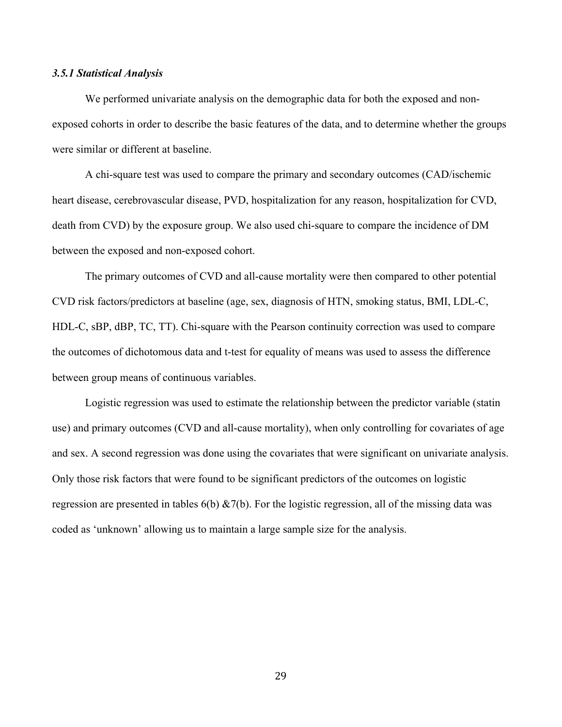### *3.5.1 Statistical Analysis*

We performed univariate analysis on the demographic data for both the exposed and non-exposed cohorts in order to describe the basic features of the data, and to determine whether the groups were similar or different at baseline.

A chi-square test was used to compare the primary and secondary outcomes (CAD/ischemic heart disease, cerebrovascular disease, PVD, hospitalization for any reason, hospitalization for CVD, death from CVD) by the exposure group. We also used chi-square to compare the incidence of DM between the exposed and non-exposed cohort.

The primary outcomes of CVD and all-cause mortality were then compared to other potential CVD risk factors/predictors at baseline (age, sex, diagnosis of HTN, smoking status, BMI, LDL-C, HDL-C, sBP, dBP, TC, TT). Chi-square with the Pearson continuity correction was used to compare the outcomes of dichotomous data and t-test for equality of means was used to assess the difference between group means of continuous variables.

Logistic regression was used to estimate the relationship between the predictor variable (statin use) and primary outcomes (CVD and all-cause mortality), when only controlling for covariates of age and sex. A second regression was done using the covariates that were significant on univariate analysis. Only those risk factors that were found to be significant predictors of the outcomes on logistic regression are presented in tables 6(b) &7(b). For the logistic regression, all of the missing data was coded as 'unknown' allowing us to maintain a large sample size for the analysis.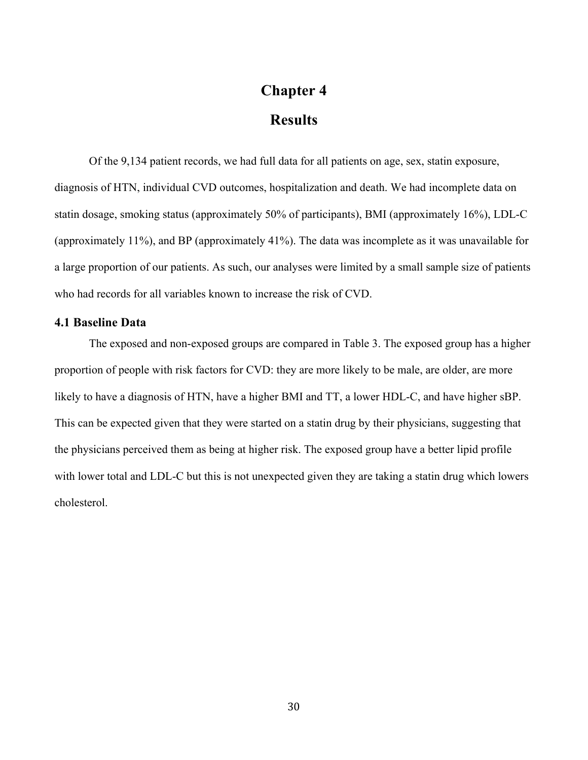# Chapter 4

# Results

Of the 9,134 patient records, we had full data for all patients on age, sex, statin exposure, diagnosis of HTN, individual CVD outcomes, hospitalization and death. We had incomplete data on statin dosage, smoking status (approximately 50% of participants), BMI (approximately 16%), LDL-C (approximately 11%), and BP (approximately 41%). The data was incomplete as it was unavailable for a large proportion of our patients. As such, our analyses were limited by a small sample size of patients who had records for all variables known to increase the risk of CVD.

### 4.1 Baseline Data

The exposed and non-exposed groups are compared in Table 3. The exposed group has a higher proportion of people with risk factors for CVD: they are more likely to be male, are older, are more likely to have a diagnosis of HTN, have a higher BMI and TT, a lower HDL-C, and have higher sBP. This can be expected given that they were started on a statin drug by their physicians, suggesting that the physicians perceived them as being at higher risk. The exposed group have a better lipid profile with lower total and LDL-C but this is not unexpected given they are taking a statin drug which lowers cholesterol.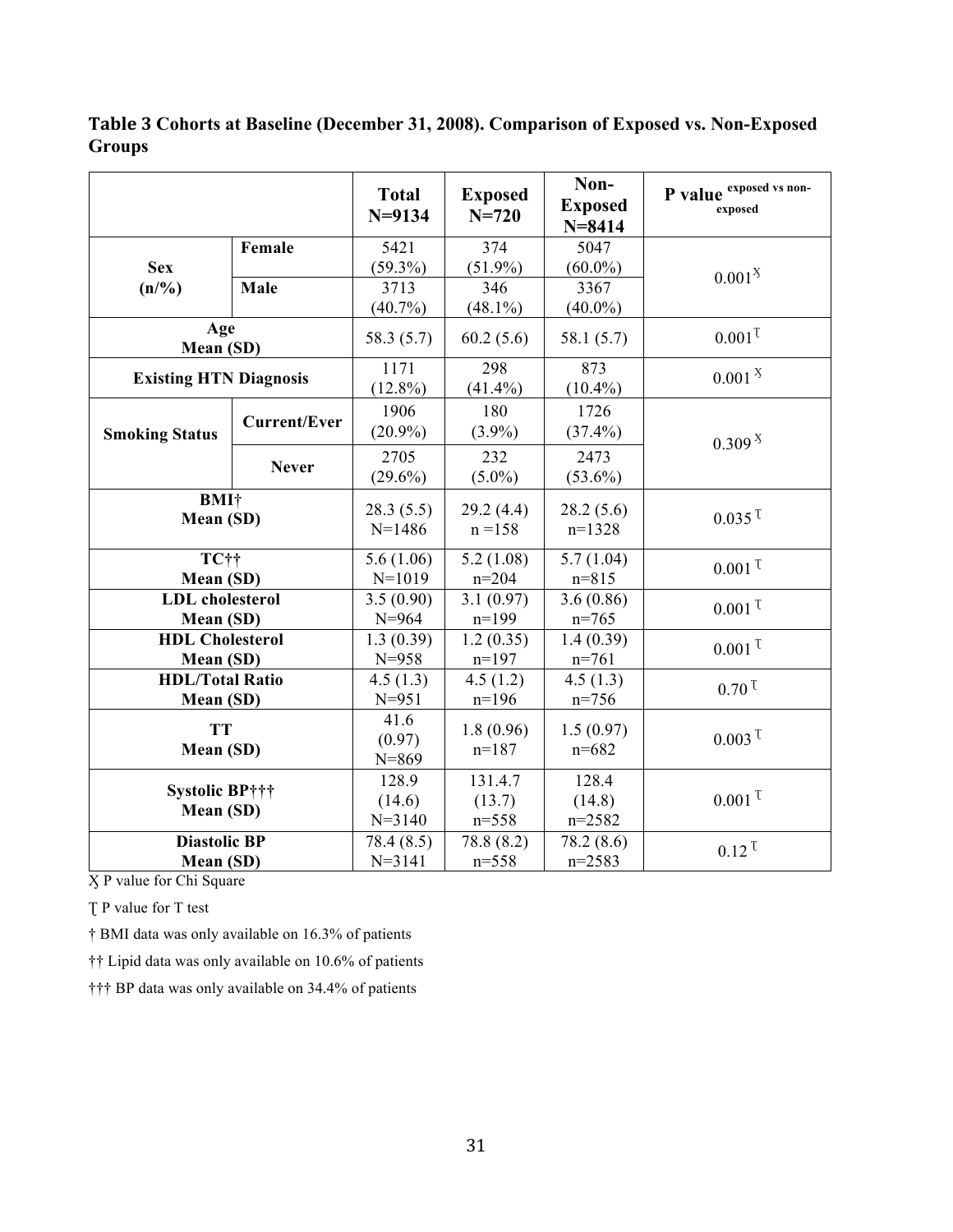**Table 3 Cohorts at Baseline (December 31, 2008). Comparison of Exposed vs. Non-Exposed Groups**

| | | Total N=9134 | Exposed N=720 | Non-Exposed N=8414 | P value exposed vs non-exposed |
|---|---|---|---|---|---|
| Sex (n/%) | Female | 5421 (59.3%) | 374 (51.9%) | 5047 (60.0%) | 0.001 Ӿ |
| | Male | 3713 (40.7%) | 346 (48.1%) | 3367 (40.0%) | |
| Age Mean (SD) | | 58.3 (5.7) | 60.2 (5.6) | 58.1 (5.7) | 0.001 Ʈ |
| Existing HTN Diagnosis | | 1171 (12.8%) | 298 (41.4%) | 873 (10.4%) | 0.001 Ӿ |
| Smoking Status | Current/Ever | 1906 (20.9%) | 180 (3.9%) | 1726 (37.4%) | 0.309 Ӿ |
| | Never | 2705 (29.6%) | 232 (5.0%) | 2473 (53.6%) | |
| BMI† Mean (SD) | | 28.3 (5.5) N=1486 | 29.2 (4.4) n =158 | 28.2 (5.6) n=1328 | 0.035 Ʈ |
| TC†† Mean (SD) | | 5.6 (1.06) N=1019 | 5.2 (1.08) n=204 | 5.7 (1.04) n=815 | 0.001 Ʈ |
| LDL cholesterol Mean (SD) | | 3.5 (0.90) N=964 | 3.1 (0.97) n=199 | 3.6 (0.86) n=765 | 0.001 Ʈ |
| HDL Cholesterol Mean (SD) | | 1.3 (0.39) N=958 | 1.2 (0.35) n=197 | 1.4 (0.39) n=761 | 0.001 Ʈ |
| HDL/Total Ratio Mean (SD) | | 4.5 (1.3) N=951 | 4.5 (1.2) n=196 | 4.5 (1.3) n=756 | 0.70 Ʈ |
| TT Mean (SD) | | 41.6 (0.97) N=869 | 1.8 (0.96) n=187 | 1.5 (0.97) n=682 | 0.003 Ʈ |
| Systolic BP††† Mean (SD) | | 128.9 (14.6) N=3140 | 131.4.7 (13.7) n=558 | 128.4 (14.8) n=2582 | 0.001 Ʈ |
| Diastolic BP Mean (SD) | | 78.4 (8.5) N=3141 | 78.8 (8.2) n=558 | 78.2 (8.6) n=2583 | 0.12 Ʈ |

Ӿ P value for Chi Square

Ʈ P value for T test

† BMI data was only available on 16.3% of patients

†† Lipid data was only available on 10.6% of patients

††† BP data was only available on 34.4% of patients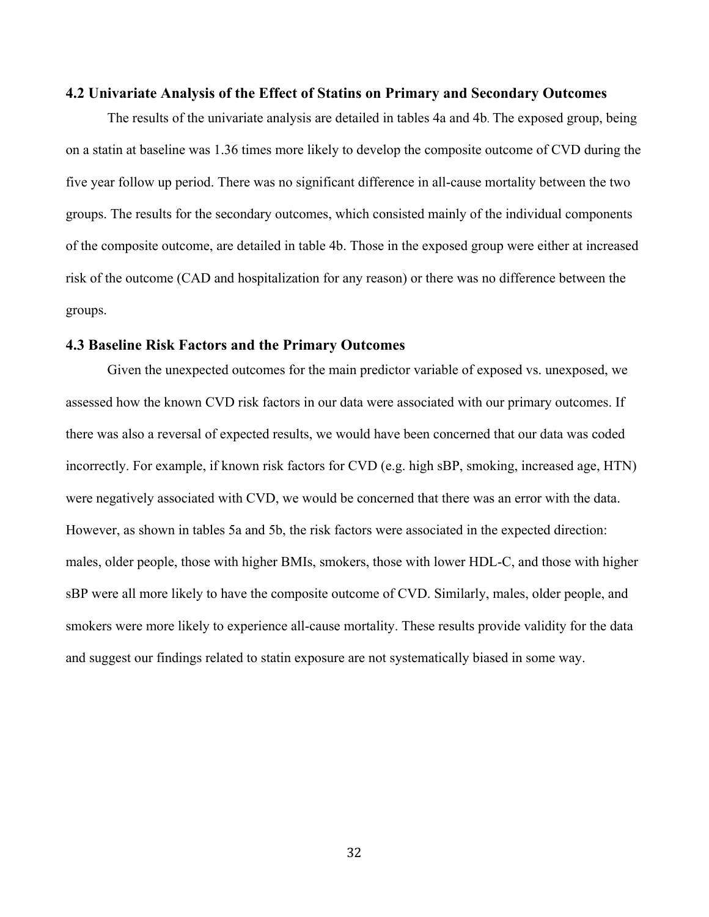### 4.2 Univariate Analysis of the Effect of Statins on Primary and Secondary Outcomes

The results of the univariate analysis are detailed in tables 4a and 4b. The exposed group, being on a statin at baseline was 1.36 times more likely to develop the composite outcome of CVD during the five year follow up period. There was no significant difference in all-cause mortality between the two groups. The results for the secondary outcomes, which consisted mainly of the individual components of the composite outcome, are detailed in table 4b. Those in the exposed group were either at increased risk of the outcome (CAD and hospitalization for any reason) or there was no difference between the groups.

### 4.3 Baseline Risk Factors and the Primary Outcomes

Given the unexpected outcomes for the main predictor variable of exposed vs. unexposed, we assessed how the known CVD risk factors in our data were associated with our primary outcomes. If there was also a reversal of expected results, we would have been concerned that our data was coded incorrectly. For example, if known risk factors for CVD (e.g. high sBP, smoking, increased age, HTN) were negatively associated with CVD, we would be concerned that there was an error with the data. However, as shown in tables 5a and 5b, the risk factors were associated in the expected direction: males, older people, those with higher BMIs, smokers, those with lower HDL-C, and those with higher sBP were all more likely to have the composite outcome of CVD. Similarly, males, older people, and smokers were more likely to experience all-cause mortality. These results provide validity for the data and suggest our findings related to statin exposure are not systematically biased in some way.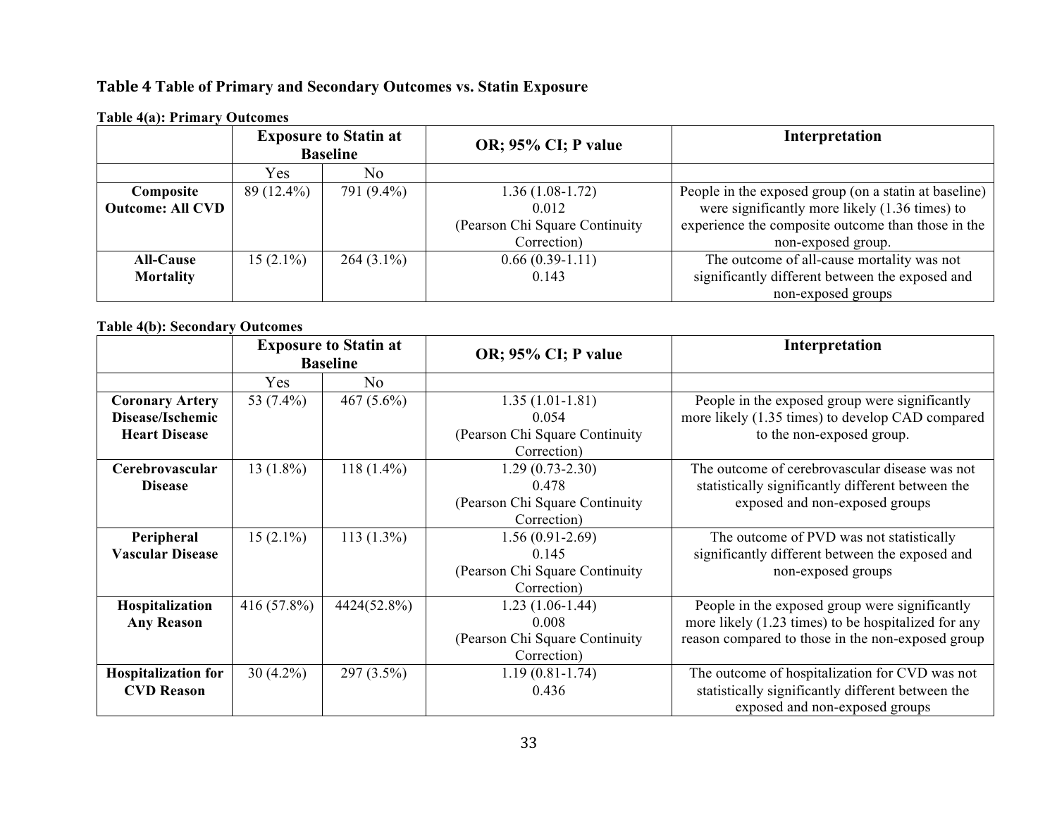**Table 4 Table of Primary and Secondary Outcomes vs. Statin Exposure**

**Table 4(a): Primary Outcomes**

| | **Exposure to Statin at Baseline** | | **OR; 95% CI; P value** | **Interpretation** |
|---|---|---|---|---|
| | Yes | No | | |
| **Composite Outcome: All CVD** | 89 (12.4%) | 791 (9.4%) | 1.36 (1.08-1.72) 0.012 (Pearson Chi Square Continuity Correction) | People in the exposed group (on a statin at baseline) were significantly more likely (1.36 times) to experience the composite outcome than those in the non-exposed group. |
| **All-Cause Mortality** | 15 (2.1%) | 264 (3.1%) | 0.66 (0.39-1.11) 0.143 | The outcome of all-cause mortality was not significantly different between the exposed and non-exposed groups |

**Table 4(b): Secondary Outcomes**

| | **Exposure to Statin at Baseline** | | **OR; 95% CI; P value** | **Interpretation** |
|---|---|---|---|---|
| | Yes | No | | |
| **Coronary Artery Disease/Ischemic Heart Disease** | 53 (7.4%) | 467 (5.6%) | 1.35 (1.01-1.81) 0.054 (Pearson Chi Square Continuity Correction) | People in the exposed group were significantly more likely (1.35 times) to develop CAD compared to the non-exposed group. |
| **Cerebrovascular Disease** | 13 (1.8%) | 118 (1.4%) | 1.29 (0.73-2.30) 0.478 (Pearson Chi Square Continuity Correction) | The outcome of cerebrovascular disease was not statistically significantly different between the exposed and non-exposed groups |
| **Peripheral Vascular Disease** | 15 (2.1%) | 113 (1.3%) | 1.56 (0.91-2.69) 0.145 (Pearson Chi Square Continuity Correction) | The outcome of PVD was not statistically significantly different between the exposed and non-exposed groups |
| **Hospitalization Any Reason** | 416 (57.8%) | 4424(52.8%) | 1.23 (1.06-1.44) 0.008 (Pearson Chi Square Continuity Correction) | People in the exposed group were significantly more likely (1.23 times) to be hospitalized for any reason compared to those in the non-exposed group |
| **Hospitalization for CVD Reason** | 30 (4.2%) | 297 (3.5%) | 1.19 (0.81-1.74) 0.436 | The outcome of hospitalization for CVD was not statistically significantly different between the exposed and non-exposed groups |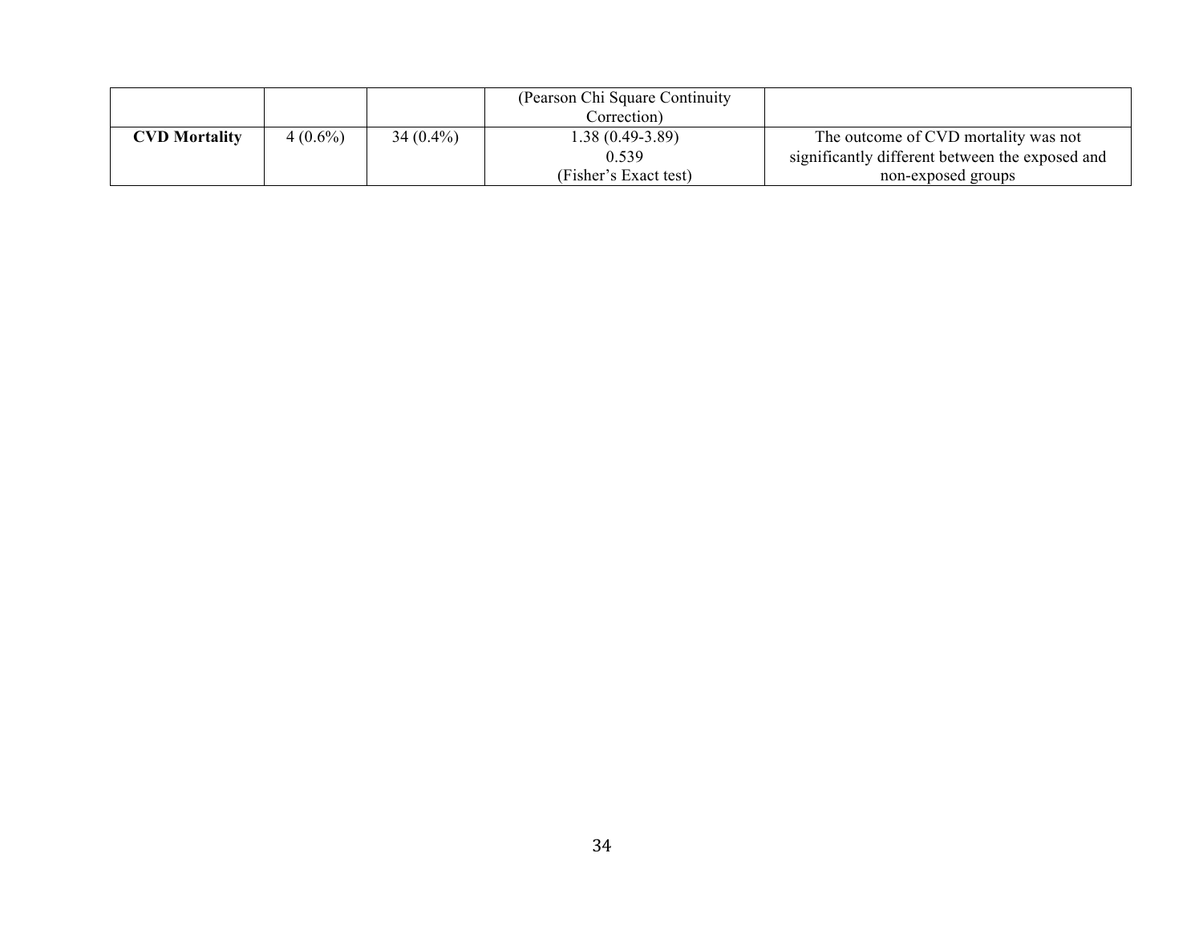| | | | | |
|---|---|---|---|---|
| | | | (Pearson Chi Square Continuity Correction) | |
| **CVD Mortality** | 4 (0.6%) | 34 (0.4%) | 1.38 (0.49-3.89)<br>0.539<br>(Fisher's Exact test) | The outcome of CVD mortality was not significantly different between the exposed and non-exposed groups |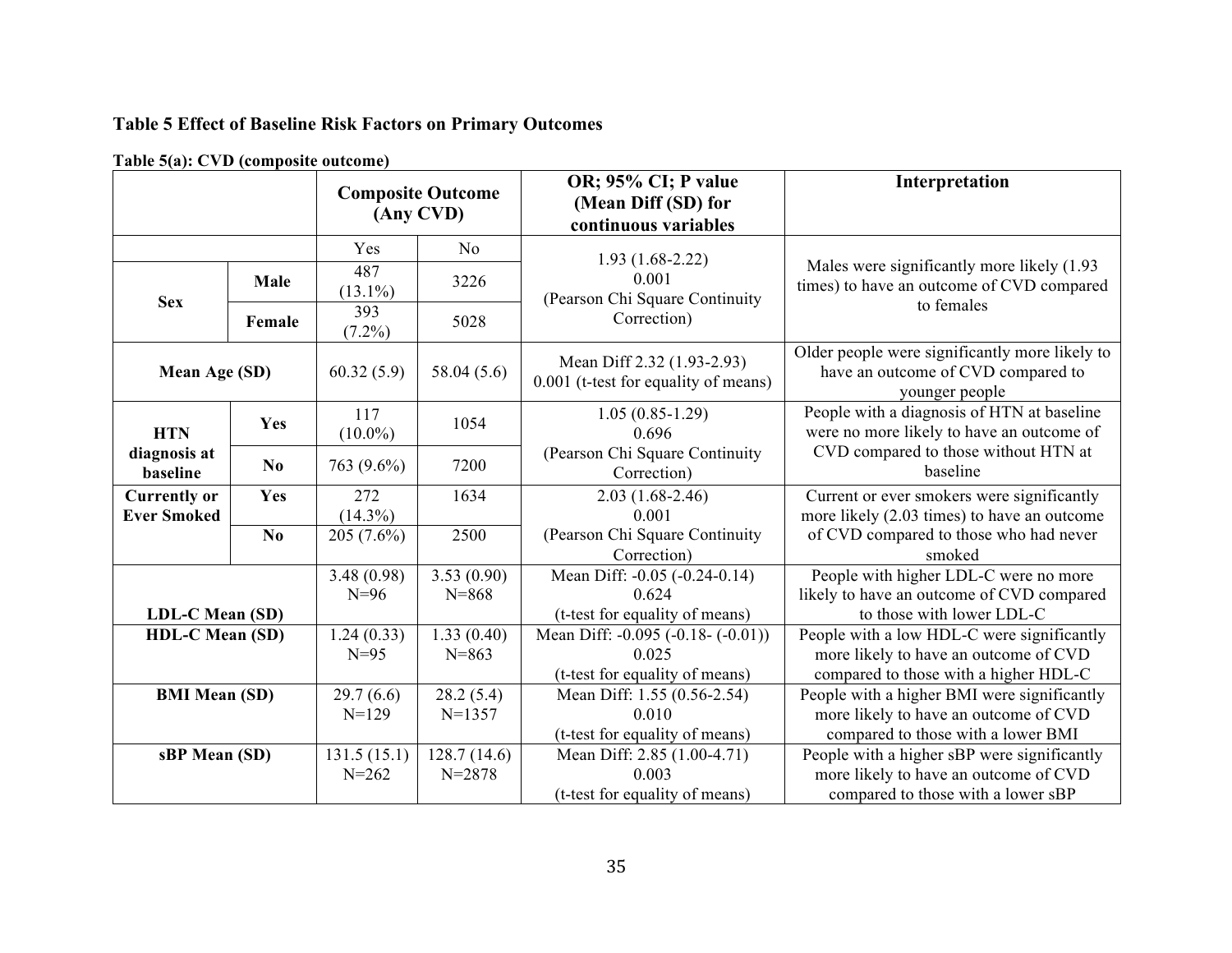**Table 5 Effect of Baseline Risk Factors on Primary Outcomes**

**Table 5(a): CVD (composite outcome)**

| | | Composite Outcome (Any CVD) | | OR; 95% CI; P value (Mean Diff (SD) for continuous variables | Interpretation |
|---|---|---|---|---|---|
| | | Yes | No | | |
| **Sex** | **Male** | 487 (13.1%) | 3226 | 1.93 (1.68-2.22) 0.001 (Pearson Chi Square Continuity Correction) | Males were significantly more likely (1.93 times) to have an outcome of CVD compared to females |
| | **Female** | 393 (7.2%) | 5028 | | |
| **Mean Age (SD)** | | 60.32 (5.9) | 58.04 (5.6) | Mean Diff 2.32 (1.93-2.93) 0.001 (t-test for equality of means) | Older people were significantly more likely to have an outcome of CVD compared to younger people |
| **HTN diagnosis at baseline** | **Yes** | 117 (10.0%) | 1054 | 1.05 (0.85-1.29) 0.696 (Pearson Chi Square Continuity Correction) | People with a diagnosis of HTN at baseline were no more likely to have an outcome of CVD compared to those without HTN at baseline |
| | **No** | 763 (9.6%) | 7200 | | |
| **Currently or Ever Smoked** | **Yes** | 272 (14.3%) | 1634 | 2.03 (1.68-2.46) 0.001 (Pearson Chi Square Continuity Correction) | Current or ever smokers were significantly more likely (2.03 times) to have an outcome of CVD compared to those who had never smoked |
| | **No** | 205 (7.6%) | 2500 | | |
| **LDL-C Mean (SD)** | | 3.48 (0.98) N=96 | 3.53 (0.90) N=868 | Mean Diff: -0.05 (-0.24-0.14) 0.624 (t-test for equality of means) | People with higher LDL-C were no more likely to have an outcome of CVD compared to those with lower LDL-C |
| **HDL-C Mean (SD)** | | 1.24 (0.33) N=95 | 1.33 (0.40) N=863 | Mean Diff: -0.095 (-0.18- (-0.01)) 0.025 (t-test for equality of means) | People with a low HDL-C were significantly more likely to have an outcome of CVD compared to those with a higher HDL-C |
| **BMI Mean (SD)** | | 29.7 (6.6) N=129 | 28.2 (5.4) N=1357 | Mean Diff: 1.55 (0.56-2.54) 0.010 (t-test for equality of means) | People with a higher BMI were significantly more likely to have an outcome of CVD compared to those with a lower BMI |
| **sBP Mean (SD)** | | 131.5 (15.1) N=262 | 128.7 (14.6) N=2878 | Mean Diff: 2.85 (1.00-4.71) 0.003 (t-test for equality of means) | People with a higher sBP were significantly more likely to have an outcome of CVD compared to those with a lower sBP |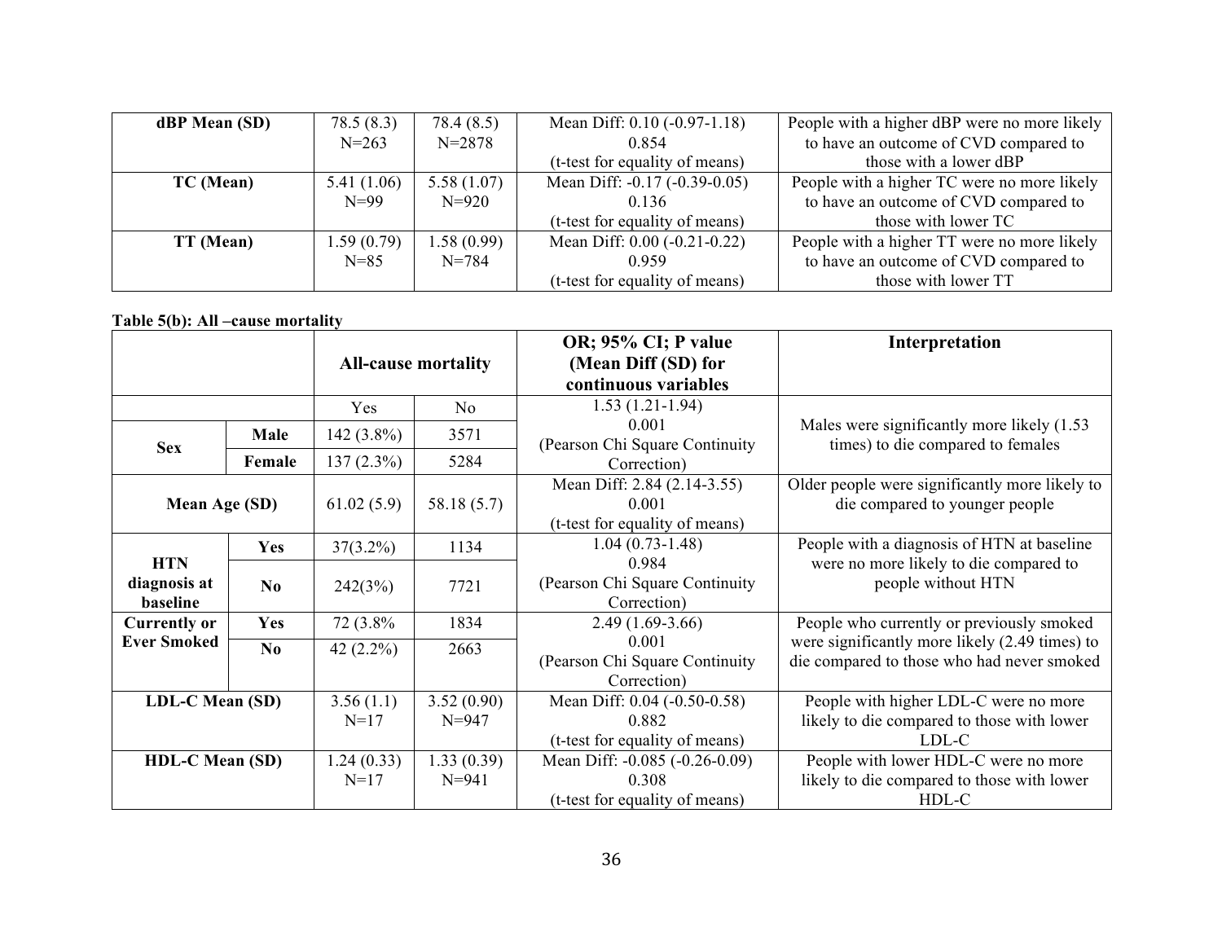| dBP Mean (SD) | 78.5 (8.3) N=263 | 78.4 (8.5) N=2878 | Mean Diff: 0.10 (-0.97-1.18) 0.854 (t-test for equality of means) | People with a higher dBP were no more likely to have an outcome of CVD compared to those with a lower dBP |
|---|---|---|---|---|
| **TC (Mean)** | 5.41 (1.06) N=99 | 5.58 (1.07) N=920 | Mean Diff: -0.17 (-0.39-0.05) 0.136 (t-test for equality of means) | People with a higher TC were no more likely to have an outcome of CVD compared to those with lower TC |
| **TT (Mean)** | 1.59 (0.79) N=85 | 1.58 (0.99) N=784 | Mean Diff: 0.00 (-0.21-0.22) 0.959 (t-test for equality of means) | People with a higher TT were no more likely to have an outcome of CVD compared to those with lower TT |

**Table 5(b): All –cause mortality**

| | | **All-cause mortality** | | **OR; 95% CI; P value (Mean Diff (SD) for continuous variables** | **Interpretation** |
|---|---|---|---|---|---|
| | | Yes | No | 1.53 (1.21-1.94) 0.001 (Pearson Chi Square Continuity Correction) | Males were significantly more likely (1.53 times) to die compared to females |
| **Sex** | **Male** | 142 (3.8%) | 3571 | | |
| | **Female** | 137 (2.3%) | 5284 | | |
| **Mean Age (SD)** | | 61.02 (5.9) | 58.18 (5.7) | Mean Diff: 2.84 (2.14-3.55) 0.001 (t-test for equality of means) | Older people were significantly more likely to die compared to younger people |
| **HTN diagnosis at baseline** | **Yes** | 37(3.2%) | 1134 | 1.04 (0.73-1.48) 0.984 (Pearson Chi Square Continuity Correction) | People with a diagnosis of HTN at baseline were no more likely to die compared to people without HTN |
| | **No** | 242(3%) | 7721 | | |
| **Currently or Ever Smoked** | **Yes** | 72 (3.8% | 1834 | 2.49 (1.69-3.66) 0.001 (Pearson Chi Square Continuity Correction) | People who currently or previously smoked were significantly more likely (2.49 times) to die compared to those who had never smoked |
| | **No** | 42 (2.2%) | 2663 | | |
| **LDL-C Mean (SD)** | | 3.56 (1.1) N=17 | 3.52 (0.90) N=947 | Mean Diff: 0.04 (-0.50-0.58) 0.882 (t-test for equality of means) | People with higher LDL-C were no more likely to die compared to those with lower LDL-C |
| **HDL-C Mean (SD)** | | 1.24 (0.33) N=17 | 1.33 (0.39) N=941 | Mean Diff: -0.085 (-0.26-0.09) 0.308 (t-test for equality of means) | People with lower HDL-C were no more likely to die compared to those with lower HDL-C |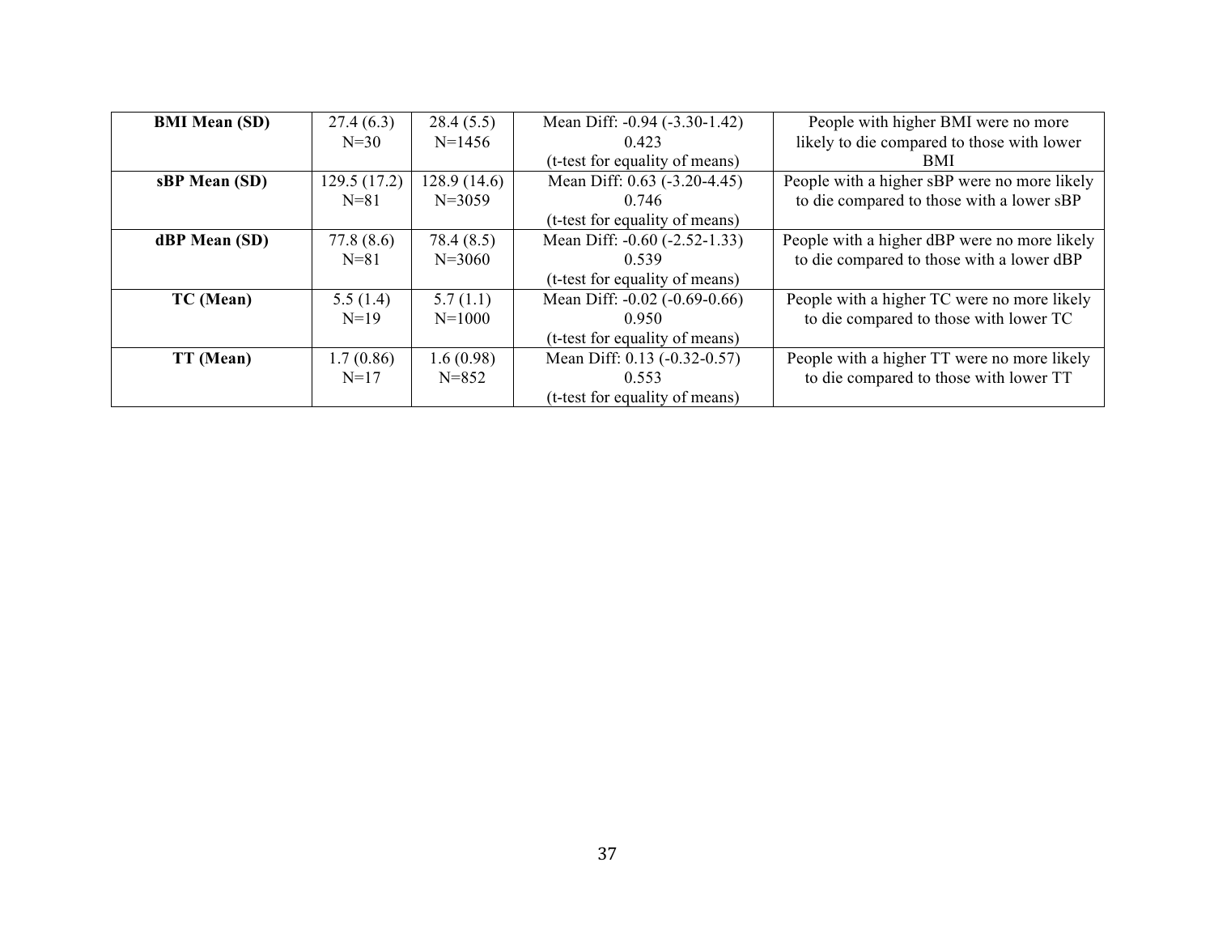| **BMI Mean (SD)** | 27.4 (6.3) N=30 | 28.4 (5.5) N=1456 | Mean Diff: -0.94 (-3.30-1.42) 0.423 (t-test for equality of means) | People with higher BMI were no more likely to die compared to those with lower BMI |
|---|---|---|---|---|
| **sBP Mean (SD)** | 129.5 (17.2) N=81 | 128.9 (14.6) N=3059 | Mean Diff: 0.63 (-3.20-4.45) 0.746 (t-test for equality of means) | People with a higher sBP were no more likely to die compared to those with a lower sBP |
| **dBP Mean (SD)** | 77.8 (8.6) N=81 | 78.4 (8.5) N=3060 | Mean Diff: -0.60 (-2.52-1.33) 0.539 (t-test for equality of means) | People with a higher dBP were no more likely to die compared to those with a lower dBP |
| **TC (Mean)** | 5.5 (1.4) N=19 | 5.7 (1.1) N=1000 | Mean Diff: -0.02 (-0.69-0.66) 0.950 (t-test for equality of means) | People with a higher TC were no more likely to die compared to those with lower TC |
| **TT (Mean)** | 1.7 (0.86) N=17 | 1.6 (0.98) N=852 | Mean Diff: 0.13 (-0.32-0.57) 0.553 (t-test for equality of means) | People with a higher TT were no more likely to die compared to those with lower TT |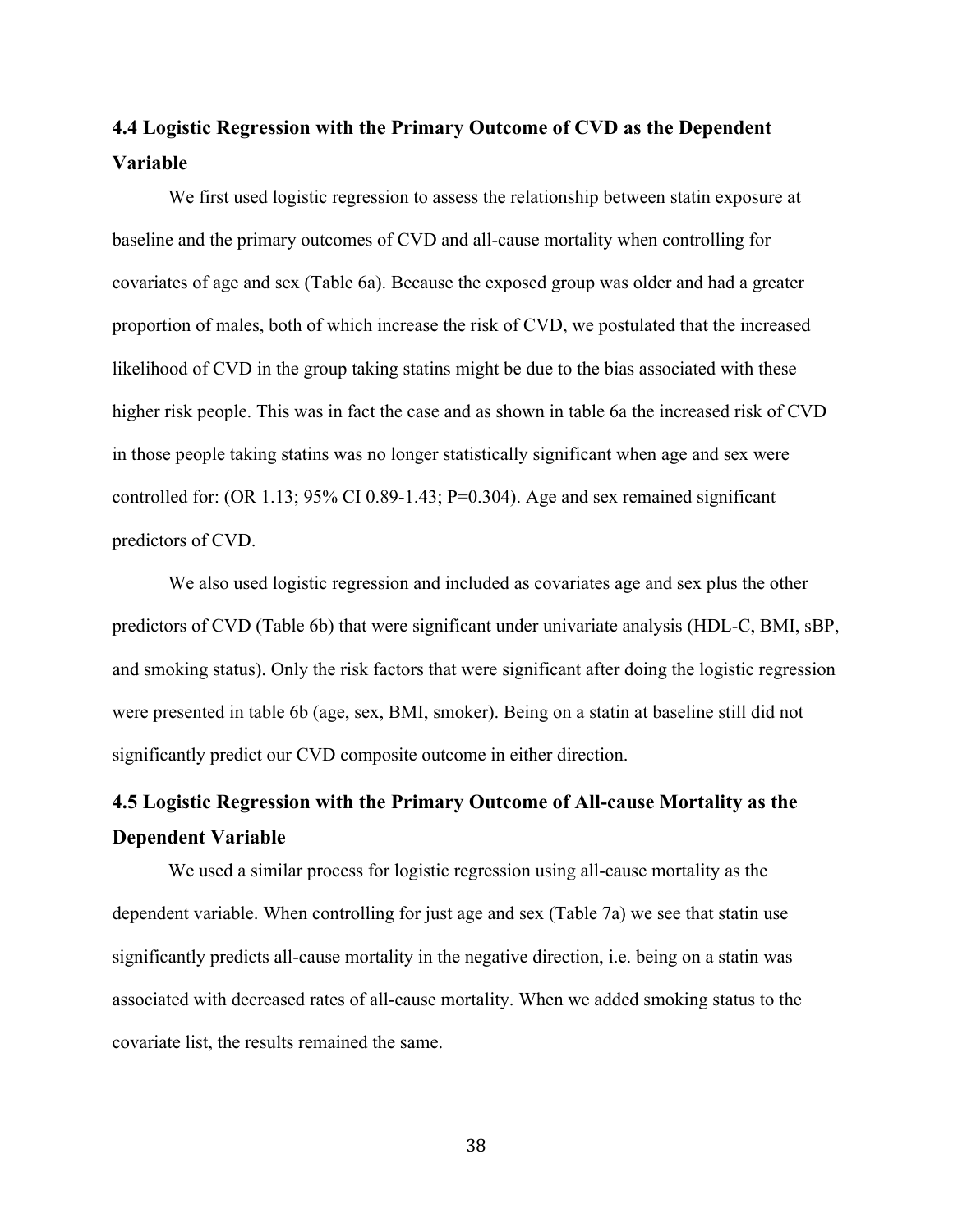## 4.4 Logistic Regression with the Primary Outcome of CVD as the Dependent Variable

We first used logistic regression to assess the relationship between statin exposure at baseline and the primary outcomes of CVD and all-cause mortality when controlling for covariates of age and sex (Table 6a). Because the exposed group was older and had a greater proportion of males, both of which increase the risk of CVD, we postulated that the increased likelihood of CVD in the group taking statins might be due to the bias associated with these higher risk people. This was in fact the case and as shown in table 6a the increased risk of CVD in those people taking statins was no longer statistically significant when age and sex were controlled for: (OR 1.13; 95% CI 0.89-1.43; P=0.304). Age and sex remained significant predictors of CVD.

We also used logistic regression and included as covariates age and sex plus the other predictors of CVD (Table 6b) that were significant under univariate analysis (HDL-C, BMI, sBP, and smoking status). Only the risk factors that were significant after doing the logistic regression were presented in table 6b (age, sex, BMI, smoker). Being on a statin at baseline still did not significantly predict our CVD composite outcome in either direction.

## 4.5 Logistic Regression with the Primary Outcome of All-cause Mortality as the Dependent Variable

We used a similar process for logistic regression using all-cause mortality as the dependent variable. When controlling for just age and sex (Table 7a) we see that statin use significantly predicts all-cause mortality in the negative direction, i.e. being on a statin was associated with decreased rates of all-cause mortality. When we added smoking status to the covariate list, the results remained the same.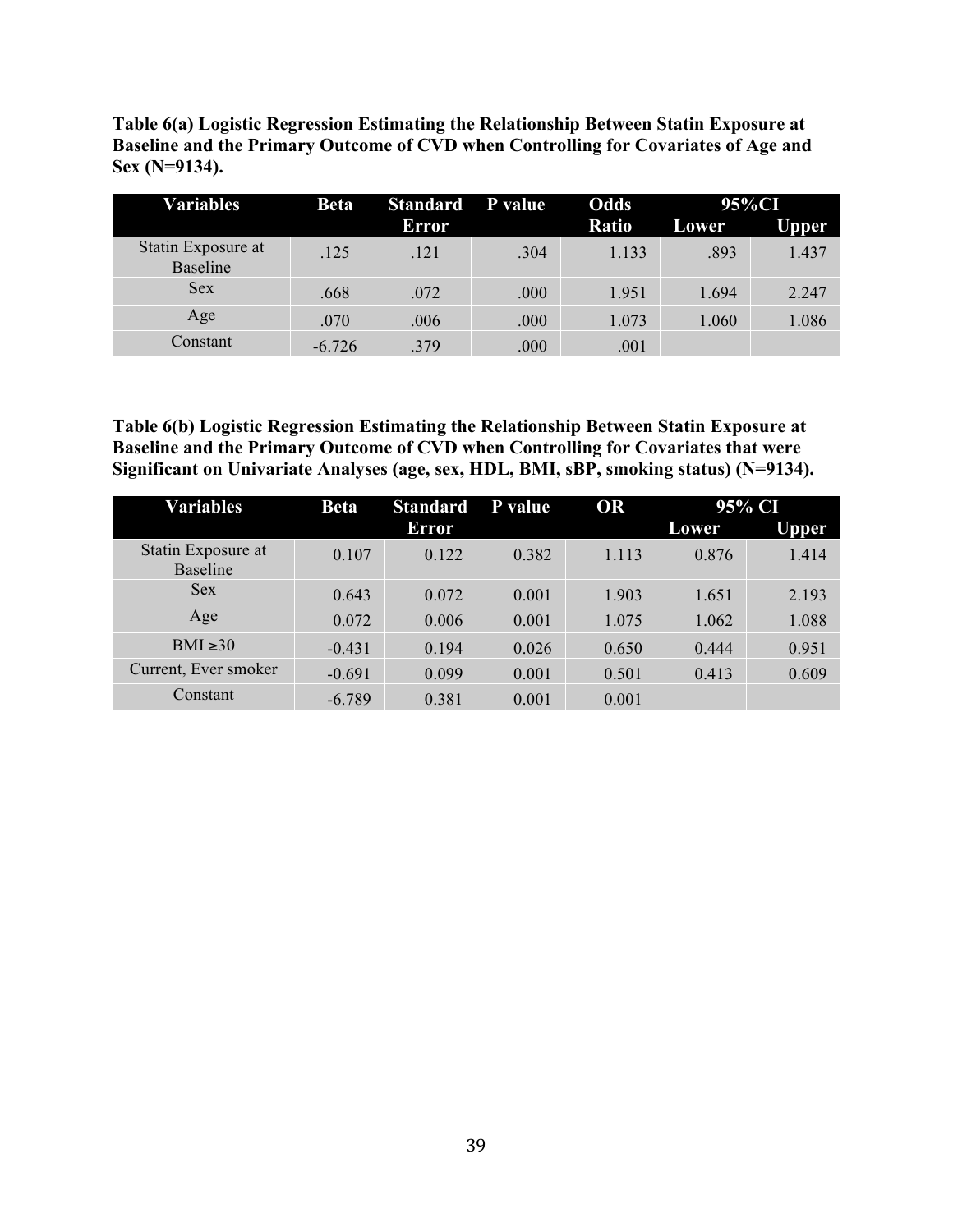**Table 6(a) Logistic Regression Estimating the Relationship Between Statin Exposure at Baseline and the Primary Outcome of CVD when Controlling for Covariates of Age and Sex (N=9134).**

| Variables | Beta | Standard Error | P value | Odds Ratio | 95%CI | |
|---|---|---|---|---|---|---|
| | | | | | Lower | Upper |
| Statin Exposure at Baseline | .125 | .121 | .304 | 1.133 | .893 | 1.437 |
| Sex | .668 | .072 | .000 | 1.951 | 1.694 | 2.247 |
| Age | .070 | .006 | .000 | 1.073 | 1.060 | 1.086 |
| Constant | -6.726 | .379 | .000 | .001 | | |

**Table 6(b) Logistic Regression Estimating the Relationship Between Statin Exposure at Baseline and the Primary Outcome of CVD when Controlling for Covariates that were Significant on Univariate Analyses (age, sex, HDL, BMI, sBP, smoking status) (N=9134).**

| Variables | Beta | Standard Error | P value | OR | 95% CI | |
|---|---|---|---|---|---|---|
| | | | | | Lower | Upper |
| Statin Exposure at Baseline | 0.107 | 0.122 | 0.382 | 1.113 | 0.876 | 1.414 |
| Sex | 0.643 | 0.072 | 0.001 | 1.903 | 1.651 | 2.193 |
| Age | 0.072 | 0.006 | 0.001 | 1.075 | 1.062 | 1.088 |
| BMI ≥30 | -0.431 | 0.194 | 0.026 | 0.650 | 0.444 | 0.951 |
| Current, Ever smoker | -0.691 | 0.099 | 0.001 | 0.501 | 0.413 | 0.609 |
| Constant | -6.789 | 0.381 | 0.001 | 0.001 | | |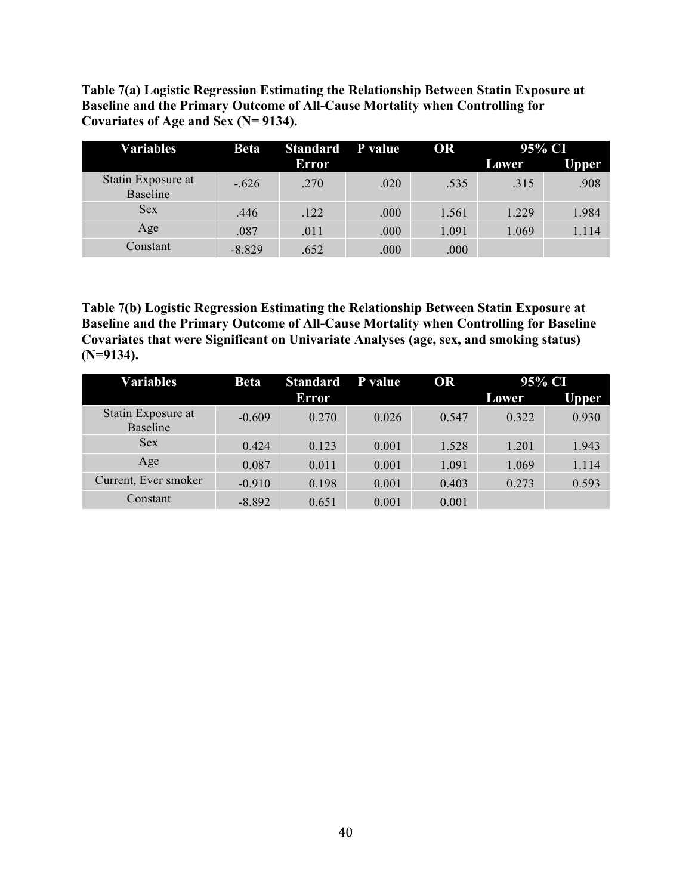**Table 7(a) Logistic Regression Estimating the Relationship Between Statin Exposure at Baseline and the Primary Outcome of All-Cause Mortality when Controlling for Covariates of Age and Sex (N= 9134).**

| Variables | Beta | Standard Error | P value | OR | 95% CI | |
|---|---|---|---|---|---|---|
| | | | | | Lower | Upper |
| Statin Exposure at Baseline | -.626 | .270 | .020 | .535 | .315 | .908 |
| Sex | .446 | .122 | .000 | 1.561 | 1.229 | 1.984 |
| Age | .087 | .011 | .000 | 1.091 | 1.069 | 1.114 |
| Constant | -8.829 | .652 | .000 | .000 | | |

**Table 7(b) Logistic Regression Estimating the Relationship Between Statin Exposure at Baseline and the Primary Outcome of All-Cause Mortality when Controlling for Baseline Covariates that were Significant on Univariate Analyses (age, sex, and smoking status) (N=9134).**

| Variables | Beta | Standard Error | P value | OR | 95% CI | |
|---|---|---|---|---|---|---|
| | | | | | Lower | Upper |
| Statin Exposure at Baseline | -0.609 | 0.270 | 0.026 | 0.547 | 0.322 | 0.930 |
| Sex | 0.424 | 0.123 | 0.001 | 1.528 | 1.201 | 1.943 |
| Age | 0.087 | 0.011 | 0.001 | 1.091 | 1.069 | 1.114 |
| Current, Ever smoker | -0.910 | 0.198 | 0.001 | 0.403 | 0.273 | 0.593 |
| Constant | -8.892 | 0.651 | 0.001 | 0.001 | | |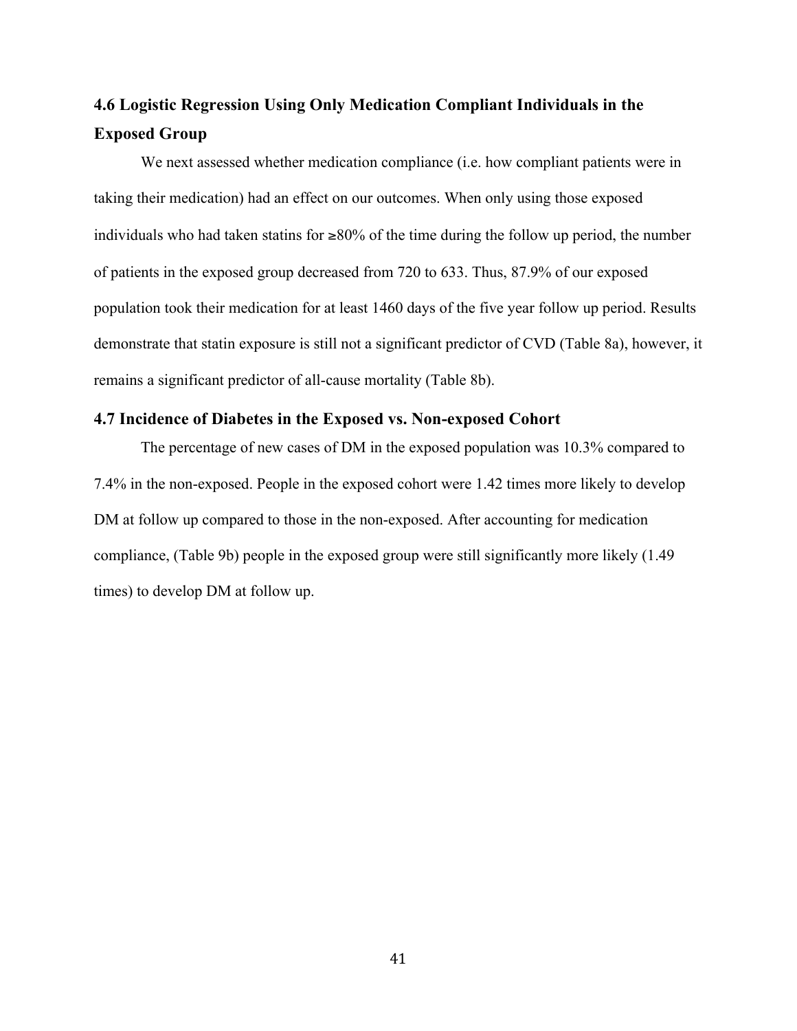### 4.6 Logistic Regression Using Only Medication Compliant Individuals in the Exposed Group

We next assessed whether medication compliance (i.e. how compliant patients were in taking their medication) had an effect on our outcomes. When only using those exposed individuals who had taken statins for ≥80% of the time during the follow up period, the number of patients in the exposed group decreased from 720 to 633. Thus, 87.9% of our exposed population took their medication for at least 1460 days of the five year follow up period. Results demonstrate that statin exposure is still not a significant predictor of CVD (Table 8a), however, it remains a significant predictor of all-cause mortality (Table 8b).

### 4.7 Incidence of Diabetes in the Exposed vs. Non-exposed Cohort

The percentage of new cases of DM in the exposed population was 10.3% compared to 7.4% in the non-exposed. People in the exposed cohort were 1.42 times more likely to develop DM at follow up compared to those in the non-exposed. After accounting for medication compliance, (Table 9b) people in the exposed group were still significantly more likely (1.49 times) to develop DM at follow up.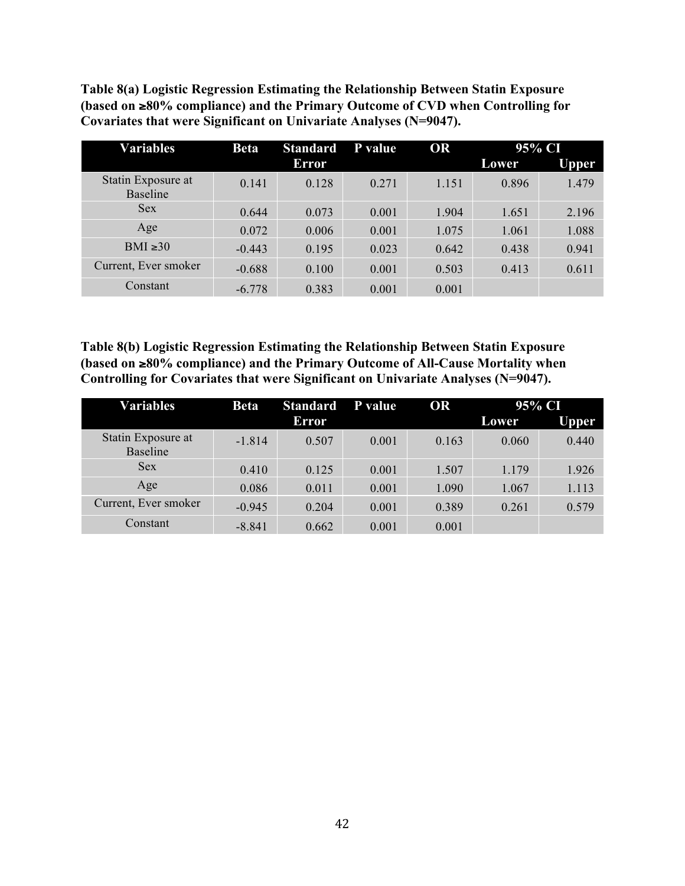**Table 8(a) Logistic Regression Estimating the Relationship Between Statin Exposure (based on ≥80% compliance) and the Primary Outcome of CVD when Controlling for Covariates that were Significant on Univariate Analyses (N=9047).**

| Variables | Beta | Standard Error | P value | OR | 95% CI | |
|---|---|---|---|---|---|---|
| | | | | | Lower | Upper |
| Statin Exposure at Baseline | 0.141 | 0.128 | 0.271 | 1.151 | 0.896 | 1.479 |
| Sex | 0.644 | 0.073 | 0.001 | 1.904 | 1.651 | 2.196 |
| Age | 0.072 | 0.006 | 0.001 | 1.075 | 1.061 | 1.088 |
| BMI ≥30 | -0.443 | 0.195 | 0.023 | 0.642 | 0.438 | 0.941 |
| Current, Ever smoker | -0.688 | 0.100 | 0.001 | 0.503 | 0.413 | 0.611 |
| Constant | -6.778 | 0.383 | 0.001 | 0.001 | | |

**Table 8(b) Logistic Regression Estimating the Relationship Between Statin Exposure (based on ≥80% compliance) and the Primary Outcome of All-Cause Mortality when Controlling for Covariates that were Significant on Univariate Analyses (N=9047).**

| Variables | Beta | Standard Error | P value | OR | 95% CI | |
|---|---|---|---|---|---|---|
| | | | | | Lower | Upper |
| Statin Exposure at Baseline | -1.814 | 0.507 | 0.001 | 0.163 | 0.060 | 0.440 |
| Sex | 0.410 | 0.125 | 0.001 | 1.507 | 1.179 | 1.926 |
| Age | 0.086 | 0.011 | 0.001 | 1.090 | 1.067 | 1.113 |
| Current, Ever smoker | -0.945 | 0.204 | 0.001 | 0.389 | 0.261 | 0.579 |
| Constant | -8.841 | 0.662 | 0.001 | 0.001 | | |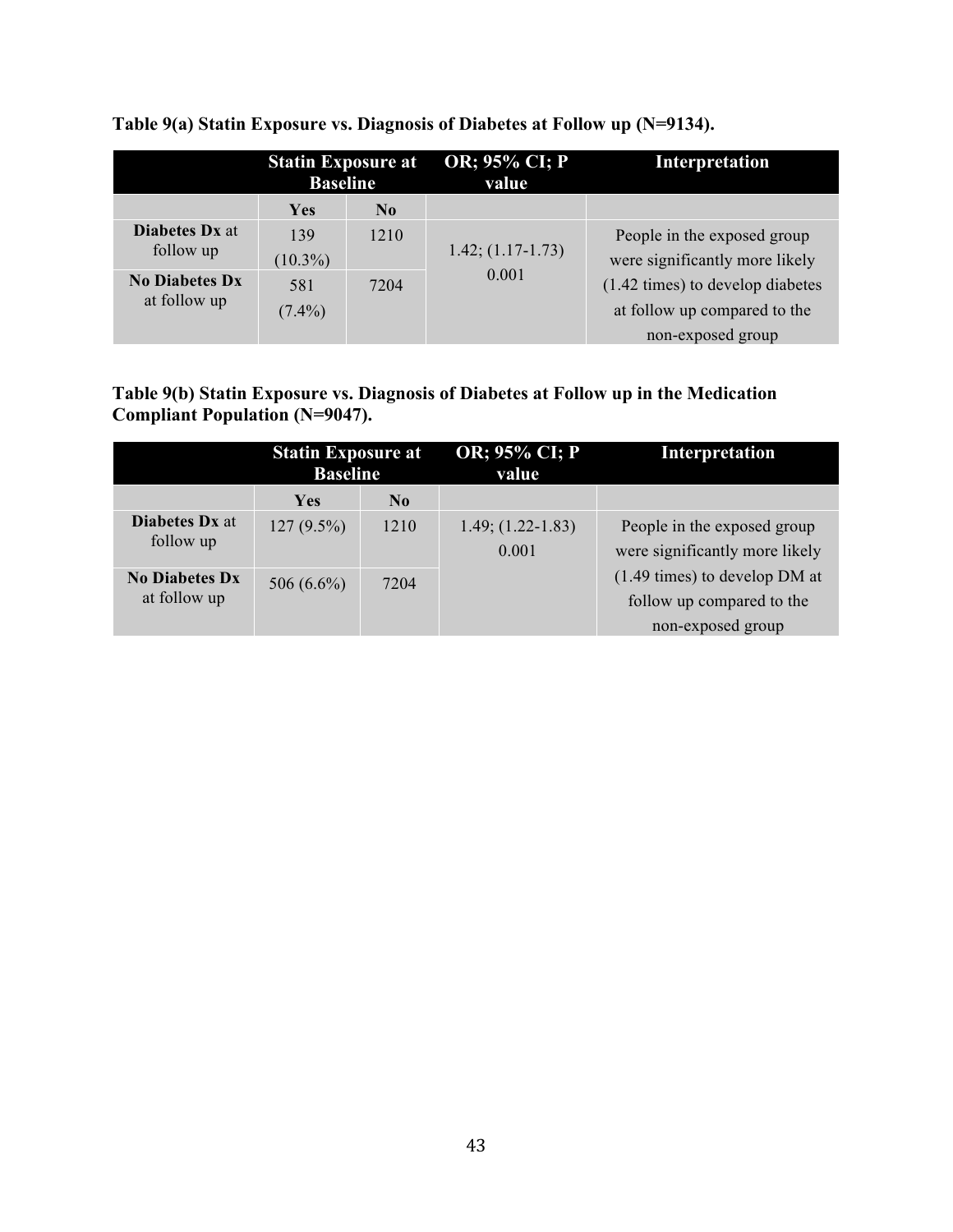**Table 9(a) Statin Exposure vs. Diagnosis of Diabetes at Follow up (N=9134).**

| | Statin Exposure at Baseline | | OR; 95% CI; P value | Interpretation |
|---|---|---|---|---|
| | Yes | No | | |
| **Diabetes Dx** at follow up | 139 (10.3%) | 1210 | 1.42; (1.17-1.73) 0.001 | People in the exposed group were significantly more likely (1.42 times) to develop diabetes at follow up compared to the non-exposed group |
| **No Diabetes Dx** at follow up | 581 (7.4%) | 7204 | | |

**Table 9(b) Statin Exposure vs. Diagnosis of Diabetes at Follow up in the Medication Compliant Population (N=9047).**

| | Statin Exposure at Baseline | | OR; 95% CI; P value | Interpretation |
|---|---|---|---|---|
| | Yes | No | | |
| **Diabetes Dx** at follow up | 127 (9.5%) | 1210 | 1.49; (1.22-1.83) 0.001 | People in the exposed group were significantly more likely (1.49 times) to develop DM at follow up compared to the non-exposed group |
| **No Diabetes Dx** at follow up | 506 (6.6%) | 7204 | | |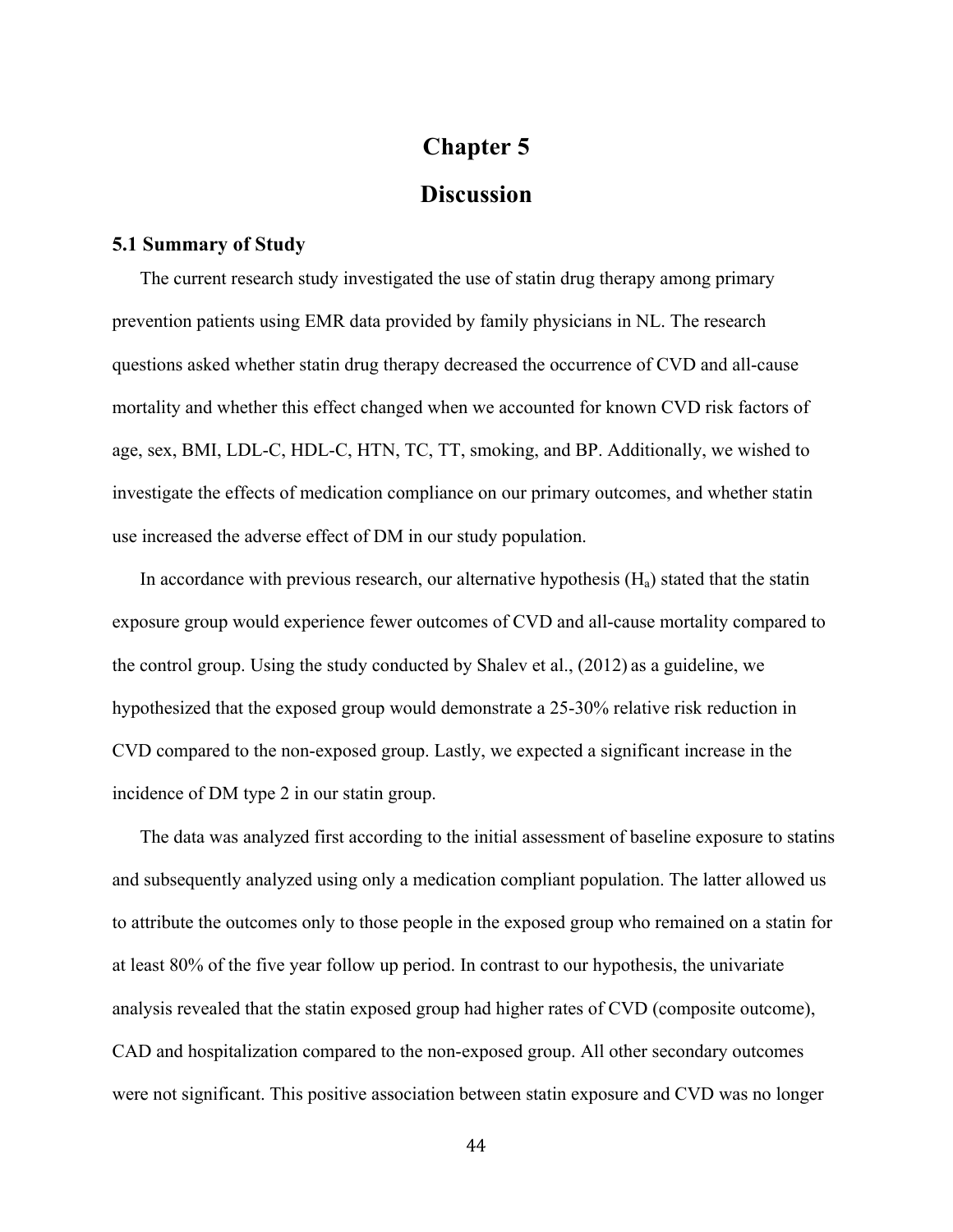# Chapter 5

# Discussion

## 5.1 Summary of Study

The current research study investigated the use of statin drug therapy among primary prevention patients using EMR data provided by family physicians in NL. The research questions asked whether statin drug therapy decreased the occurrence of CVD and all-cause mortality and whether this effect changed when we accounted for known CVD risk factors of age, sex, BMI, LDL-C, HDL-C, HTN, TC, TT, smoking, and BP. Additionally, we wished to investigate the effects of medication compliance on our primary outcomes, and whether statin use increased the adverse effect of DM in our study population.

In accordance with previous research, our alternative hypothesis ($H_a$) stated that the statin exposure group would experience fewer outcomes of CVD and all-cause mortality compared to the control group. Using the study conducted by Shalev et al., (2012) as a guideline, we hypothesized that the exposed group would demonstrate a 25-30% relative risk reduction in CVD compared to the non-exposed group. Lastly, we expected a significant increase in the incidence of DM type 2 in our statin group.

The data was analyzed first according to the initial assessment of baseline exposure to statins and subsequently analyzed using only a medication compliant population. The latter allowed us to attribute the outcomes only to those people in the exposed group who remained on a statin for at least 80% of the five year follow up period. In contrast to our hypothesis, the univariate analysis revealed that the statin exposed group had higher rates of CVD (composite outcome), CAD and hospitalization compared to the non-exposed group. All other secondary outcomes were not significant. This positive association between statin exposure and CVD was no longer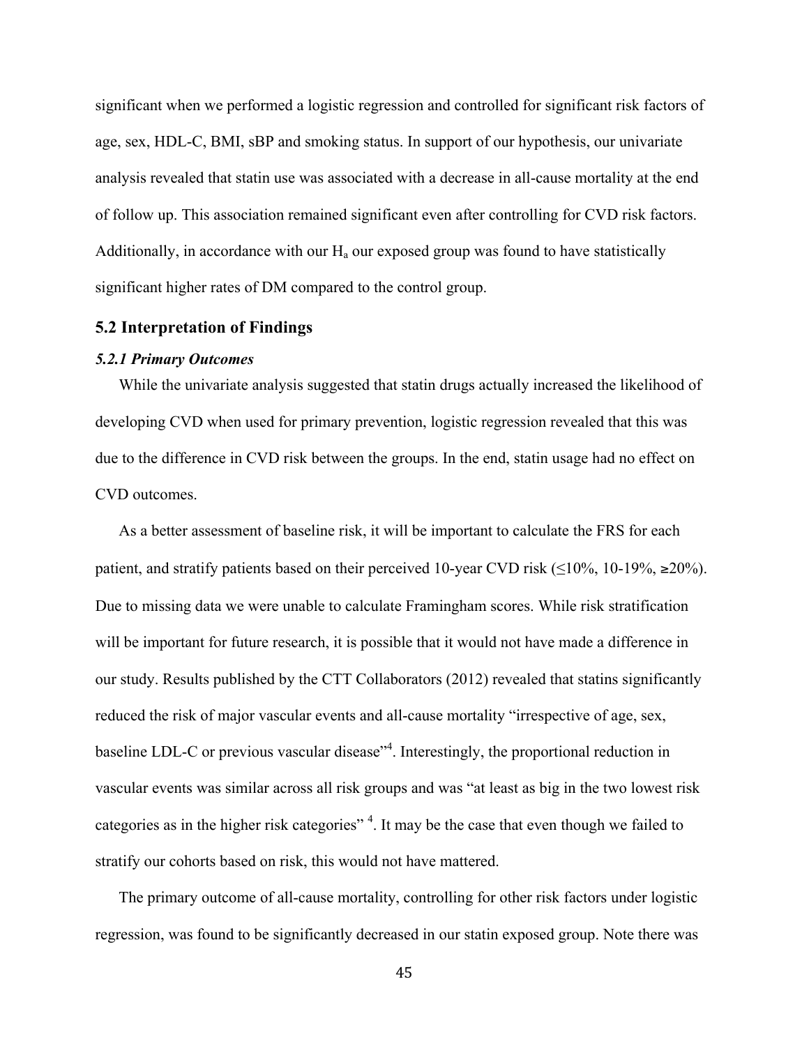significant when we performed a logistic regression and controlled for significant risk factors of age, sex, HDL-C, BMI, sBP and smoking status. In support of our hypothesis, our univariate analysis revealed that statin use was associated with a decrease in all-cause mortality at the end of follow up. This association remained significant even after controlling for CVD risk factors. Additionally, in accordance with our $H_a$ our exposed group was found to have statistically significant higher rates of DM compared to the control group.

## 5.2 Interpretation of Findings

### *5.2.1 Primary Outcomes*

While the univariate analysis suggested that statin drugs actually increased the likelihood of developing CVD when used for primary prevention, logistic regression revealed that this was due to the difference in CVD risk between the groups. In the end, statin usage had no effect on CVD outcomes.

As a better assessment of baseline risk, it will be important to calculate the FRS for each patient, and stratify patients based on their perceived 10-year CVD risk (≤10%, 10-19%, ≥20%). Due to missing data we were unable to calculate Framingham scores. While risk stratification will be important for future research, it is possible that it would not have made a difference in our study. Results published by the CTT Collaborators (2012) revealed that statins significantly reduced the risk of major vascular events and all-cause mortality "irrespective of age, sex, baseline LDL-C or previous vascular disease"[4]. Interestingly, the proportional reduction in vascular events was similar across all risk groups and was "at least as big in the two lowest risk categories as in the higher risk categories" [4]. It may be the case that even though we failed to stratify our cohorts based on risk, this would not have mattered.

The primary outcome of all-cause mortality, controlling for other risk factors under logistic regression, was found to be significantly decreased in our statin exposed group. Note there was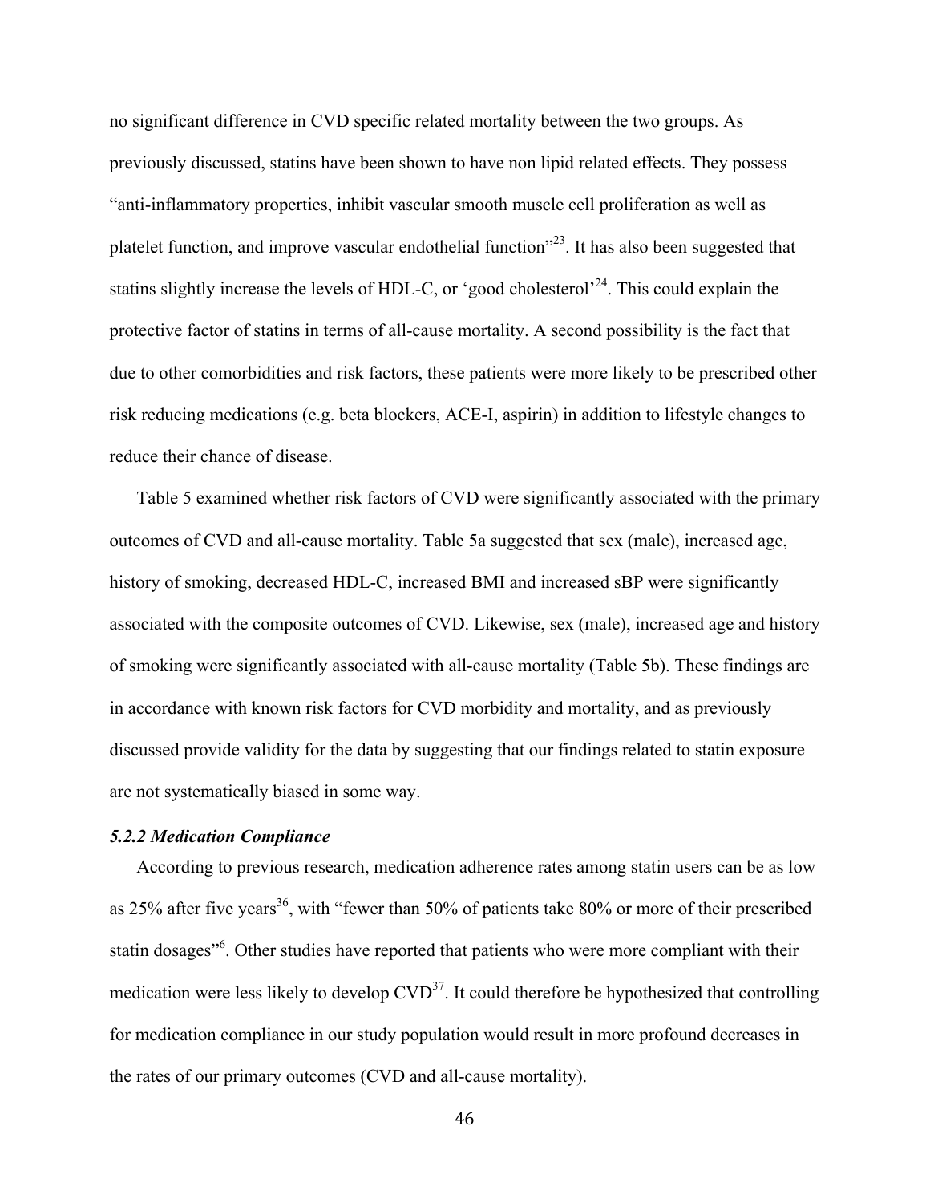no significant difference in CVD specific related mortality between the two groups. As previously discussed, statins have been shown to have non lipid related effects. They possess "anti-inflammatory properties, inhibit vascular smooth muscle cell proliferation as well as platelet function, and improve vascular endothelial function"[23]. It has also been suggested that statins slightly increase the levels of HDL-C, or 'good cholesterol'[24]. This could explain the protective factor of statins in terms of all-cause mortality. A second possibility is the fact that due to other comorbidities and risk factors, these patients were more likely to be prescribed other risk reducing medications (e.g. beta blockers, ACE-I, aspirin) in addition to lifestyle changes to reduce their chance of disease.

Table 5 examined whether risk factors of CVD were significantly associated with the primary outcomes of CVD and all-cause mortality. Table 5a suggested that sex (male), increased age, history of smoking, decreased HDL-C, increased BMI and increased sBP were significantly associated with the composite outcomes of CVD. Likewise, sex (male), increased age and history of smoking were significantly associated with all-cause mortality (Table 5b). These findings are in accordance with known risk factors for CVD morbidity and mortality, and as previously discussed provide validity for the data by suggesting that our findings related to statin exposure are not systematically biased in some way.

### *5.2.2 Medication Compliance*

According to previous research, medication adherence rates among statin users can be as low as 25% after five years[36], with "fewer than 50% of patients take 80% or more of their prescribed statin dosages"[6]. Other studies have reported that patients who were more compliant with their medication were less likely to develop CVD[37]. It could therefore be hypothesized that controlling for medication compliance in our study population would result in more profound decreases in the rates of our primary outcomes (CVD and all-cause mortality).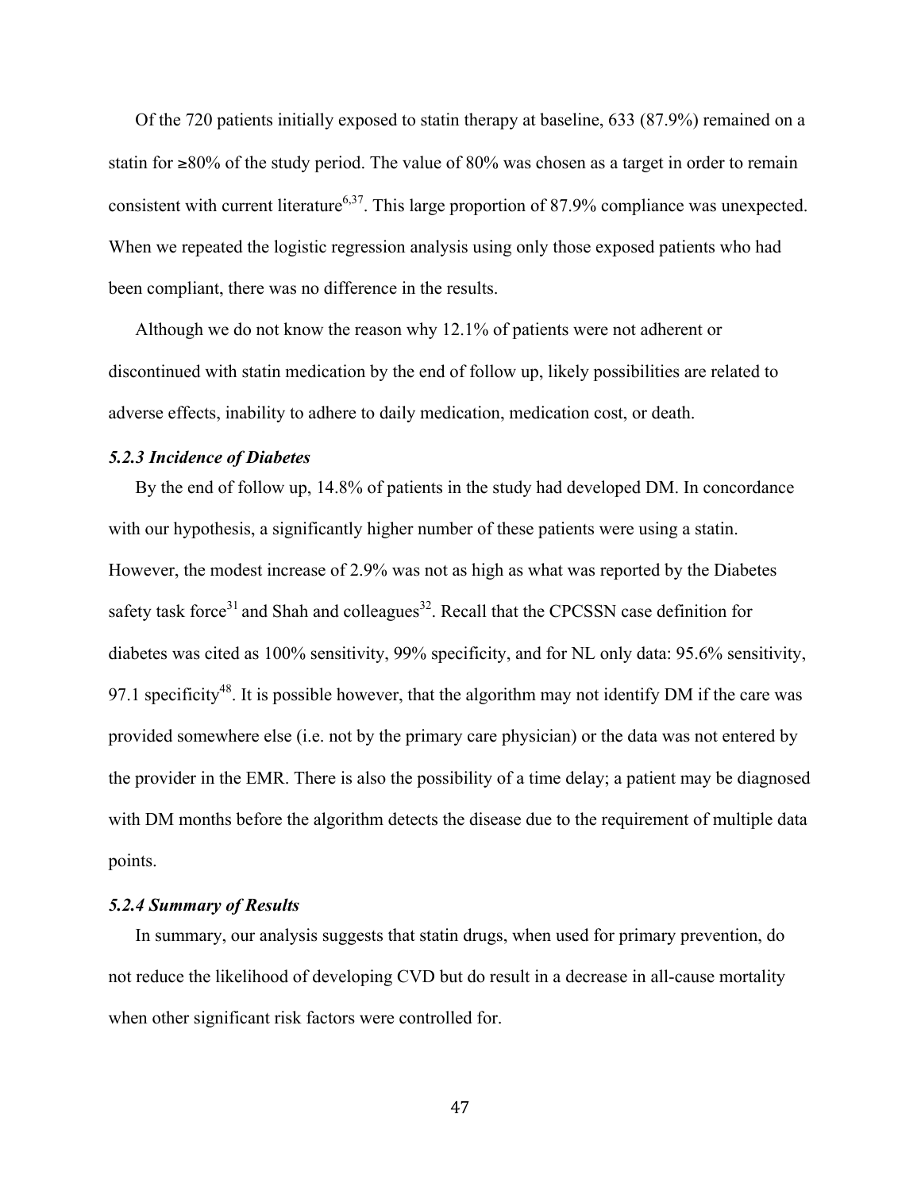Of the 720 patients initially exposed to statin therapy at baseline, 633 (87.9%) remained on a statin for ≥80% of the study period. The value of 80% was chosen as a target in order to remain consistent with current literature[6,37]. This large proportion of 87.9% compliance was unexpected. When we repeated the logistic regression analysis using only those exposed patients who had been compliant, there was no difference in the results.

Although we do not know the reason why 12.1% of patients were not adherent or discontinued with statin medication by the end of follow up, likely possibilities are related to adverse effects, inability to adhere to daily medication, medication cost, or death.

### *5.2.3 Incidence of Diabetes*

By the end of follow up, 14.8% of patients in the study had developed DM. In concordance with our hypothesis, a significantly higher number of these patients were using a statin. However, the modest increase of 2.9% was not as high as what was reported by the Diabetes safety task force[31] and Shah and colleagues[32]. Recall that the CPCSSN case definition for diabetes was cited as 100% sensitivity, 99% specificity, and for NL only data: 95.6% sensitivity, 97.1 specificity[48]. It is possible however, that the algorithm may not identify DM if the care was provided somewhere else (i.e. not by the primary care physician) or the data was not entered by the provider in the EMR. There is also the possibility of a time delay; a patient may be diagnosed with DM months before the algorithm detects the disease due to the requirement of multiple data points.

### *5.2.4 Summary of Results*

In summary, our analysis suggests that statin drugs, when used for primary prevention, do not reduce the likelihood of developing CVD but do result in a decrease in all-cause mortality when other significant risk factors were controlled for.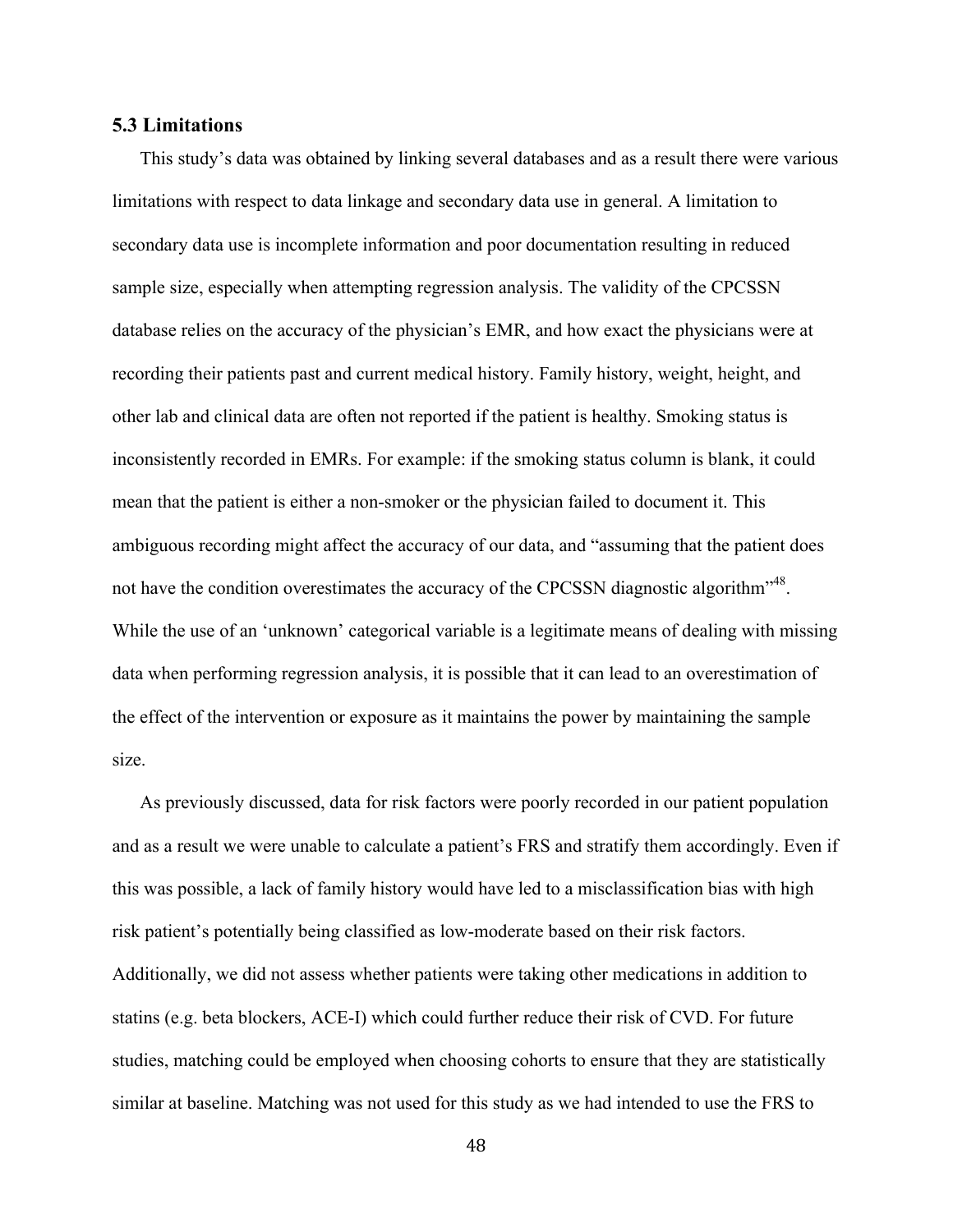### 5.3 Limitations

This study's data was obtained by linking several databases and as a result there were various limitations with respect to data linkage and secondary data use in general. A limitation to secondary data use is incomplete information and poor documentation resulting in reduced sample size, especially when attempting regression analysis. The validity of the CPCSSN database relies on the accuracy of the physician's EMR, and how exact the physicians were at recording their patients past and current medical history. Family history, weight, height, and other lab and clinical data are often not reported if the patient is healthy. Smoking status is inconsistently recorded in EMRs. For example: if the smoking status column is blank, it could mean that the patient is either a non-smoker or the physician failed to document it. This ambiguous recording might affect the accuracy of our data, and "assuming that the patient does not have the condition overestimates the accuracy of the CPCSSN diagnostic algorithm"[48]. While the use of an 'unknown' categorical variable is a legitimate means of dealing with missing data when performing regression analysis, it is possible that it can lead to an overestimation of the effect of the intervention or exposure as it maintains the power by maintaining the sample size.

As previously discussed, data for risk factors were poorly recorded in our patient population and as a result we were unable to calculate a patient's FRS and stratify them accordingly. Even if this was possible, a lack of family history would have led to a misclassification bias with high risk patient's potentially being classified as low-moderate based on their risk factors. Additionally, we did not assess whether patients were taking other medications in addition to statins (e.g. beta blockers, ACE-I) which could further reduce their risk of CVD. For future studies, matching could be employed when choosing cohorts to ensure that they are statistically similar at baseline. Matching was not used for this study as we had intended to use the FRS to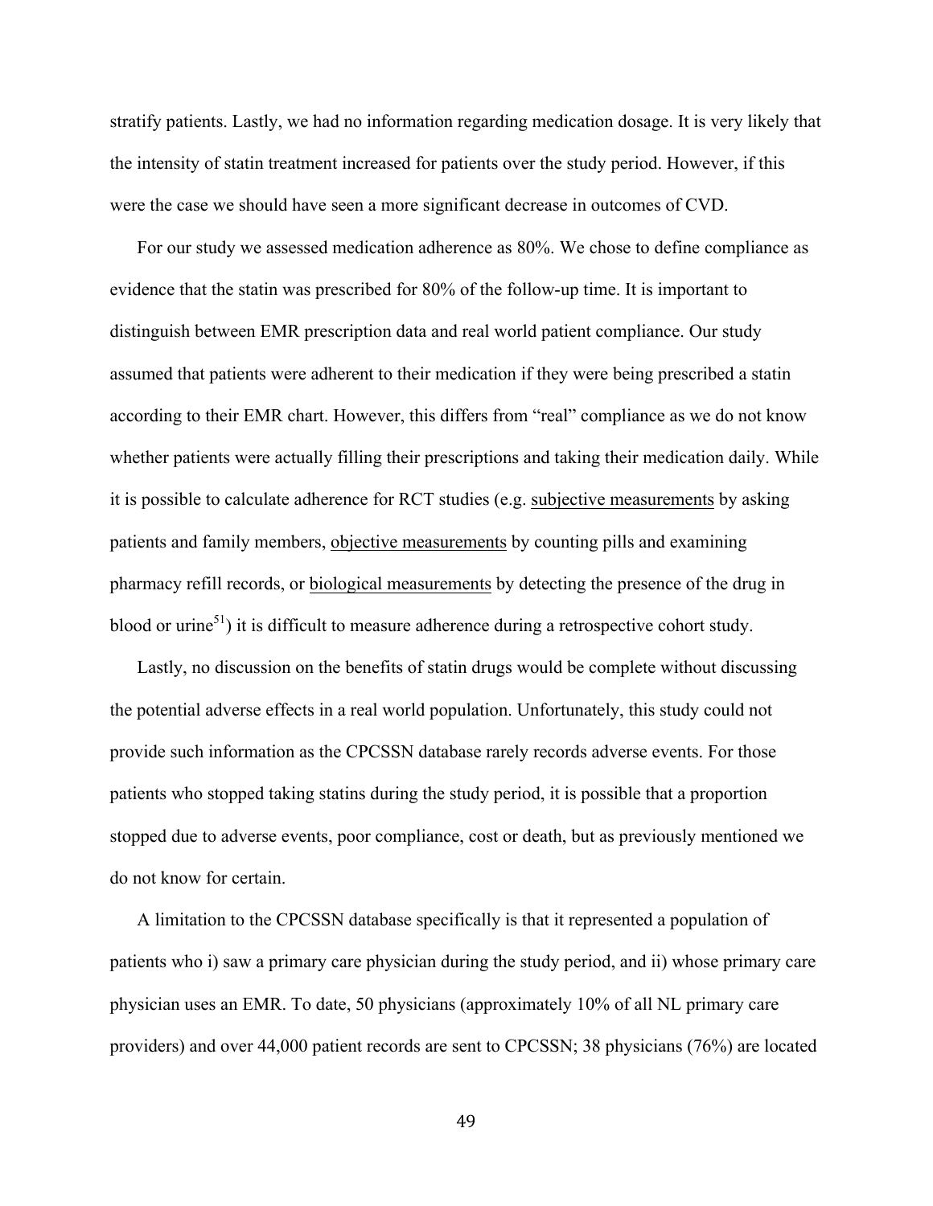stratify patients. Lastly, we had no information regarding medication dosage. It is very likely that the intensity of statin treatment increased for patients over the study period. However, if this were the case we should have seen a more significant decrease in outcomes of CVD.

For our study we assessed medication adherence as 80%. We chose to define compliance as evidence that the statin was prescribed for 80% of the follow-up time. It is important to distinguish between EMR prescription data and real world patient compliance. Our study assumed that patients were adherent to their medication if they were being prescribed a statin according to their EMR chart. However, this differs from "real" compliance as we do not know whether patients were actually filling their prescriptions and taking their medication daily. While it is possible to calculate adherence for RCT studies (e.g. <u>subjective measurements</u> by asking patients and family members, <u>objective measurements</u> by counting pills and examining pharmacy refill records, or <u>biological measurements</u> by detecting the presence of the drug in blood or urine[51]) it is difficult to measure adherence during a retrospective cohort study.

Lastly, no discussion on the benefits of statin drugs would be complete without discussing the potential adverse effects in a real world population. Unfortunately, this study could not provide such information as the CPCSSN database rarely records adverse events. For those patients who stopped taking statins during the study period, it is possible that a proportion stopped due to adverse events, poor compliance, cost or death, but as previously mentioned we do not know for certain.

A limitation to the CPCSSN database specifically is that it represented a population of patients who i) saw a primary care physician during the study period, and ii) whose primary care physician uses an EMR. To date, 50 physicians (approximately 10% of all NL primary care providers) and over 44,000 patient records are sent to CPCSSN; 38 physicians (76%) are located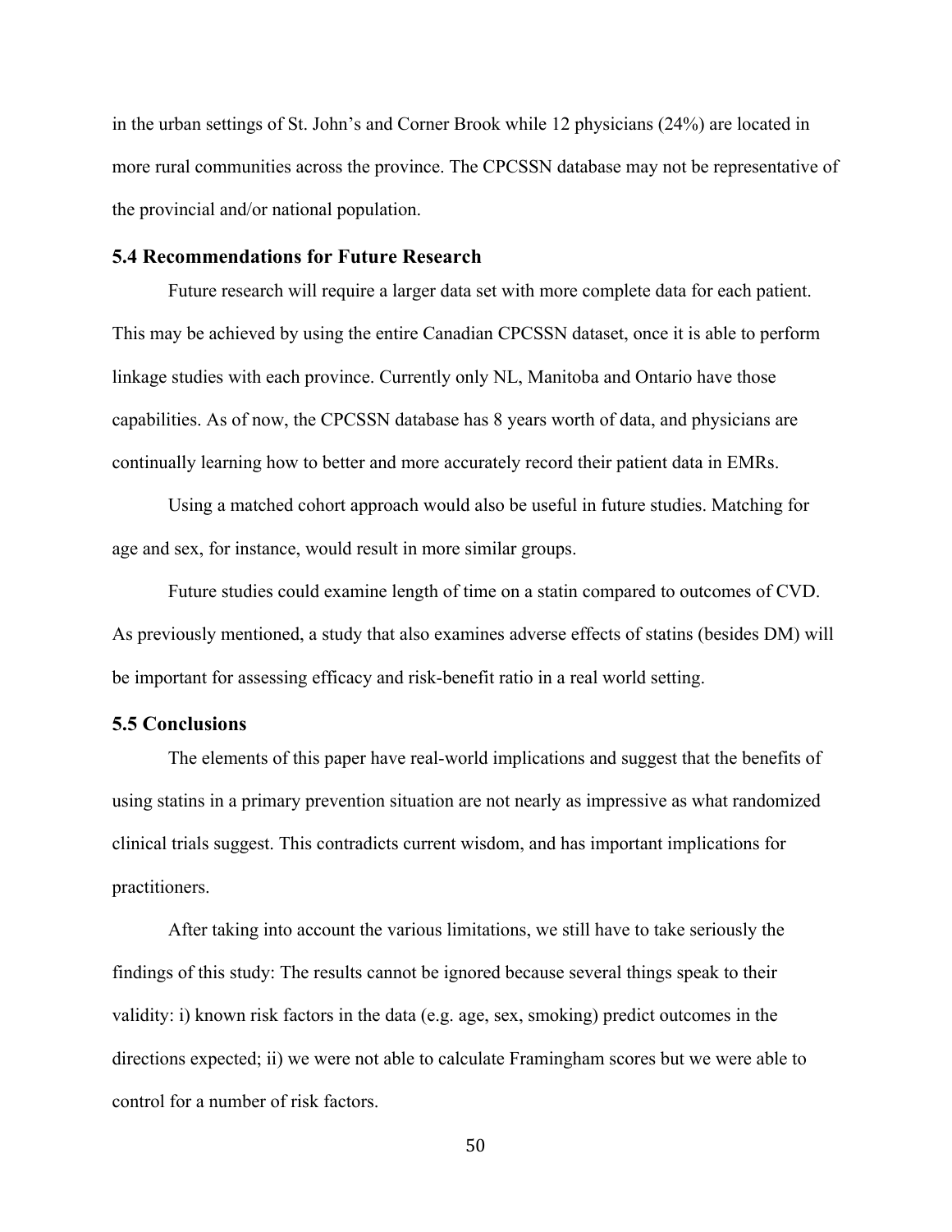in the urban settings of St. John's and Corner Brook while 12 physicians (24%) are located in more rural communities across the province. The CPCSSN database may not be representative of the provincial and/or national population.

### 5.4 Recommendations for Future Research

Future research will require a larger data set with more complete data for each patient. This may be achieved by using the entire Canadian CPCSSN dataset, once it is able to perform linkage studies with each province. Currently only NL, Manitoba and Ontario have those capabilities. As of now, the CPCSSN database has 8 years worth of data, and physicians are continually learning how to better and more accurately record their patient data in EMRs.

Using a matched cohort approach would also be useful in future studies. Matching for age and sex, for instance, would result in more similar groups.

Future studies could examine length of time on a statin compared to outcomes of CVD. As previously mentioned, a study that also examines adverse effects of statins (besides DM) will be important for assessing efficacy and risk-benefit ratio in a real world setting.

### 5.5 Conclusions

The elements of this paper have real-world implications and suggest that the benefits of using statins in a primary prevention situation are not nearly as impressive as what randomized clinical trials suggest. This contradicts current wisdom, and has important implications for practitioners.

After taking into account the various limitations, we still have to take seriously the findings of this study: The results cannot be ignored because several things speak to their validity: i) known risk factors in the data (e.g. age, sex, smoking) predict outcomes in the directions expected; ii) we were not able to calculate Framingham scores but we were able to control for a number of risk factors.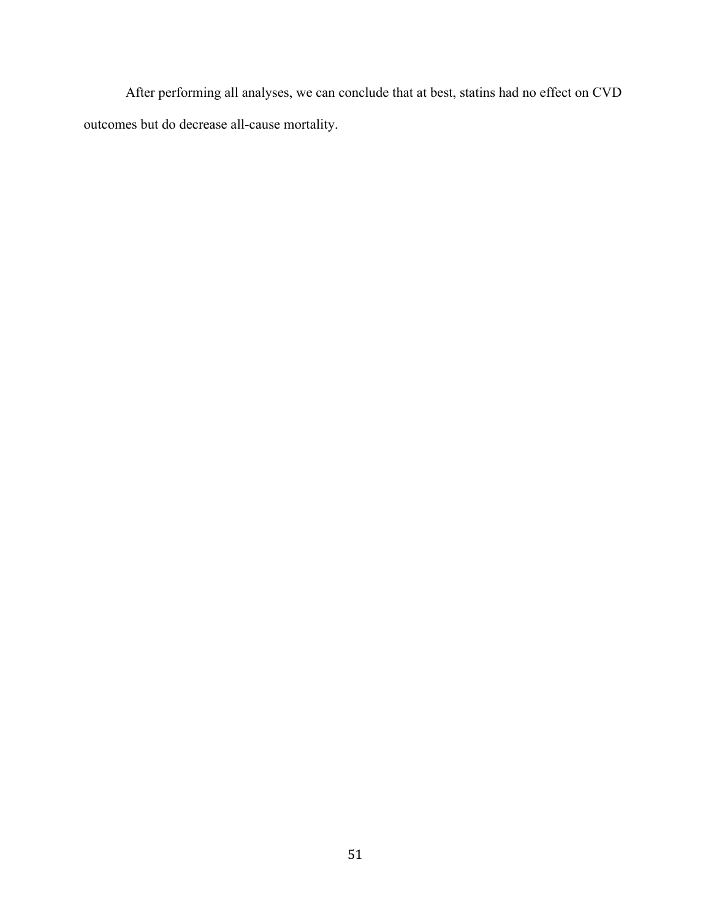After performing all analyses, we can conclude that at best, statins had no effect on CVD outcomes but do decrease all-cause mortality.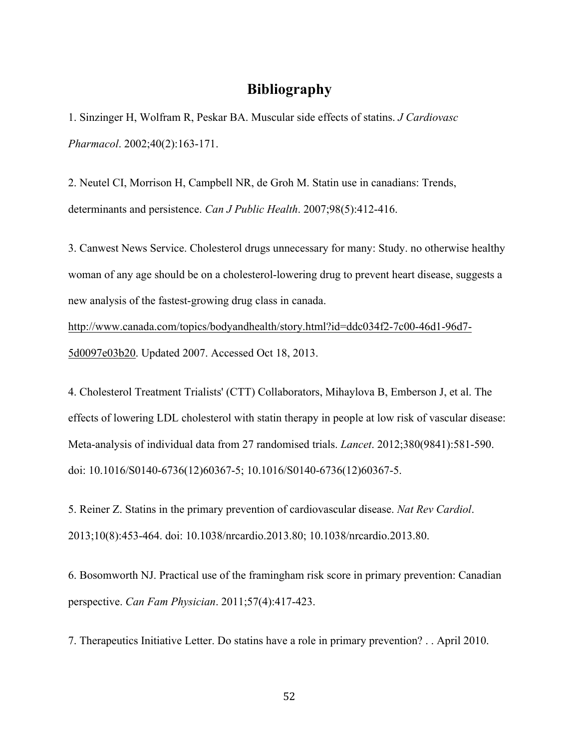# Bibliography

1. Sinzinger H, Wolfram R, Peskar BA. Muscular side effects of statins. *J Cardiovasc Pharmacol*. 2002;40(2):163-171.

2. Neutel CI, Morrison H, Campbell NR, de Groh M. Statin use in canadians: Trends, determinants and persistence. *Can J Public Health*. 2007;98(5):412-416.

3. Canwest News Service. Cholesterol drugs unnecessary for many: Study. no otherwise healthy woman of any age should be on a cholesterol-lowering drug to prevent heart disease, suggests a new analysis of the fastest-growing drug class in canada. http://www.canada.com/topics/bodyandhealth/story.html?id=ddc034f2-7c00-46d1-96d7-5d0097e03b20. Updated 2007. Accessed Oct 18, 2013.

4. Cholesterol Treatment Trialists' (CTT) Collaborators, Mihaylova B, Emberson J, et al. The effects of lowering LDL cholesterol with statin therapy in people at low risk of vascular disease: Meta-analysis of individual data from 27 randomised trials. *Lancet*. 2012;380(9841):581-590. doi: 10.1016/S0140-6736(12)60367-5; 10.1016/S0140-6736(12)60367-5.

5. Reiner Z. Statins in the primary prevention of cardiovascular disease. *Nat Rev Cardiol*. 2013;10(8):453-464. doi: 10.1038/nrcardio.2013.80; 10.1038/nrcardio.2013.80.

6. Bosomworth NJ. Practical use of the framingham risk score in primary prevention: Canadian perspective. *Can Fam Physician*. 2011;57(4):417-423.

7. Therapeutics Initiative Letter. Do statins have a role in primary prevention? . . April 2010.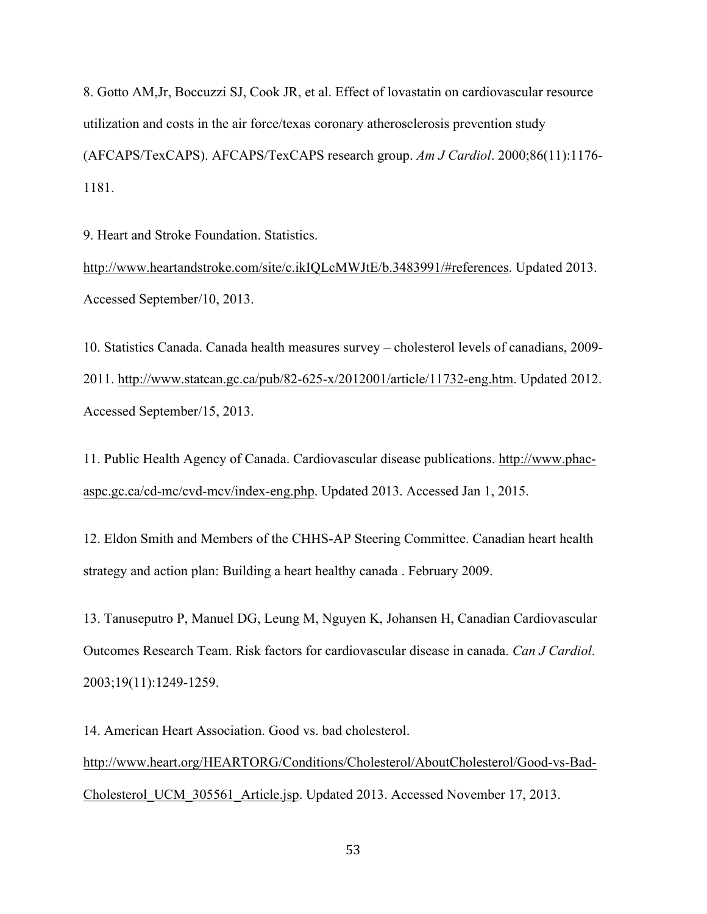8. Gotto AM,Jr, Boccuzzi SJ, Cook JR, et al. Effect of lovastatin on cardiovascular resource utilization and costs in the air force/texas coronary atherosclerosis prevention study (AFCAPS/TexCAPS). AFCAPS/TexCAPS research group. *Am J Cardiol*. 2000;86(11):1176-1181.

9. Heart and Stroke Foundation. Statistics. http://www.heartandstroke.com/site/c.ikIQLcMWJtE/b.3483991/#references. Updated 2013. Accessed September/10, 2013.

10. Statistics Canada. Canada health measures survey – cholesterol levels of canadians, 2009-2011. http://www.statcan.gc.ca/pub/82-625-x/2012001/article/11732-eng.htm. Updated 2012. Accessed September/15, 2013.

11. Public Health Agency of Canada. Cardiovascular disease publications. http://www.phac-aspc.gc.ca/cd-mc/cvd-mcv/index-eng.php. Updated 2013. Accessed Jan 1, 2015.

12. Eldon Smith and Members of the CHHS-AP Steering Committee. Canadian heart health strategy and action plan: Building a heart healthy canada . February 2009.

13. Tanuseputro P, Manuel DG, Leung M, Nguyen K, Johansen H, Canadian Cardiovascular Outcomes Research Team. Risk factors for cardiovascular disease in canada. *Can J Cardiol*. 2003;19(11):1249-1259.

14. American Heart Association. Good vs. bad cholesterol. http://www.heart.org/HEARTORG/Conditions/Cholesterol/AboutCholesterol/Good-vs-Bad-Cholesterol_UCM_305561_Article.jsp. Updated 2013. Accessed November 17, 2013.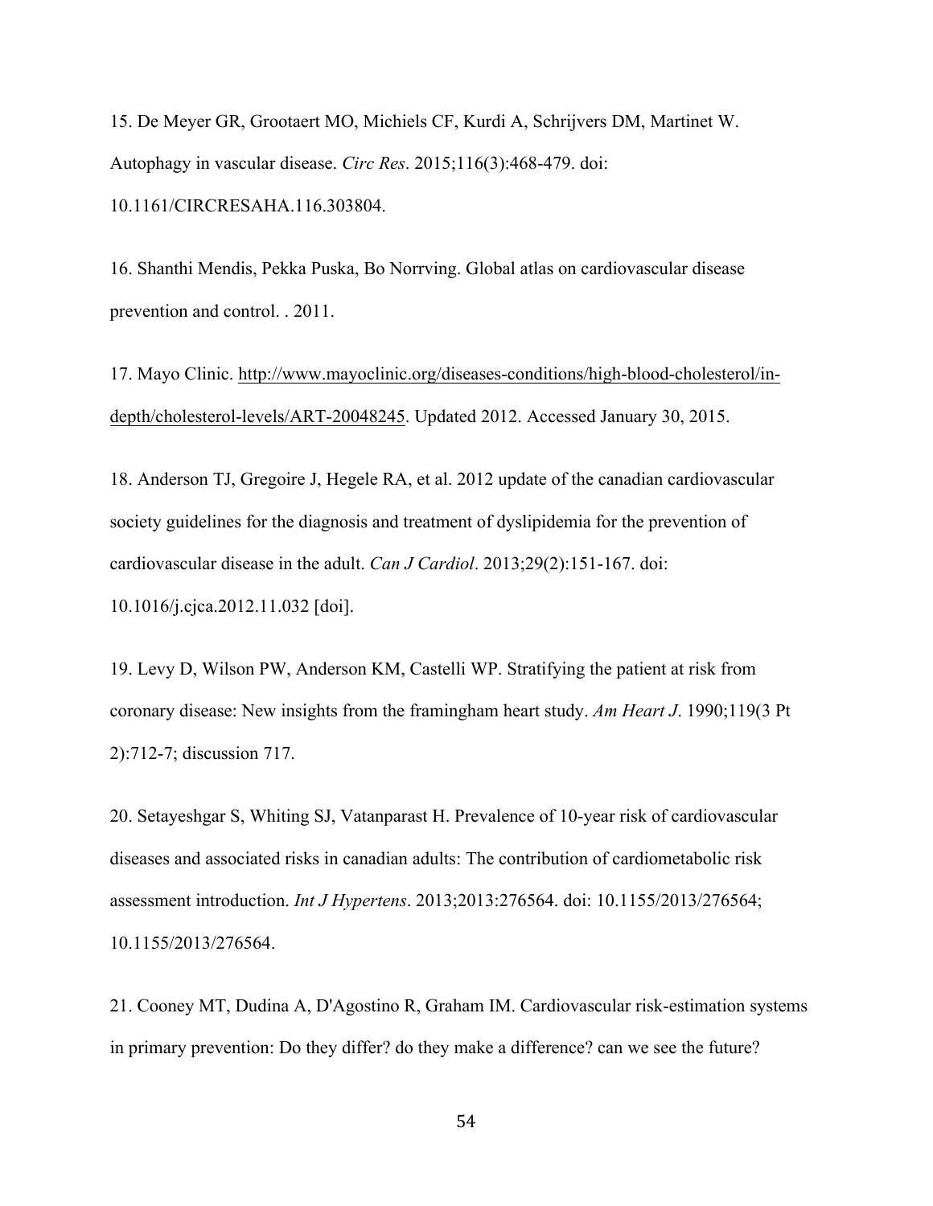15. De Meyer GR, Grootaert MO, Michiels CF, Kurdi A, Schrijvers DM, Martinet W. Autophagy in vascular disease. *Circ Res*. 2015;116(3):468-479. doi: 10.1161/CIRCRESAHA.116.303804.

16. Shanthi Mendis, Pekka Puska, Bo Norrving. Global atlas on cardiovascular disease prevention and control. . 2011.

17. Mayo Clinic. http://www.mayoclinic.org/diseases-conditions/high-blood-cholesterol/in-depth/cholesterol-levels/ART-20048245. Updated 2012. Accessed January 30, 2015.

18. Anderson TJ, Gregoire J, Hegele RA, et al. 2012 update of the canadian cardiovascular society guidelines for the diagnosis and treatment of dyslipidemia for the prevention of cardiovascular disease in the adult. *Can J Cardiol*. 2013;29(2):151-167. doi: 10.1016/j.cjca.2012.11.032 [doi].

19. Levy D, Wilson PW, Anderson KM, Castelli WP. Stratifying the patient at risk from coronary disease: New insights from the framingham heart study. *Am Heart J*. 1990;119(3 Pt 2):712-7; discussion 717.

20. Setayeshgar S, Whiting SJ, Vatanparast H. Prevalence of 10-year risk of cardiovascular diseases and associated risks in canadian adults: The contribution of cardiometabolic risk assessment introduction. *Int J Hypertens*. 2013;2013:276564. doi: 10.1155/2013/276564; 10.1155/2013/276564.

21. Cooney MT, Dudina A, D'Agostino R, Graham IM. Cardiovascular risk-estimation systems in primary prevention: Do they differ? do they make a difference? can we see the future?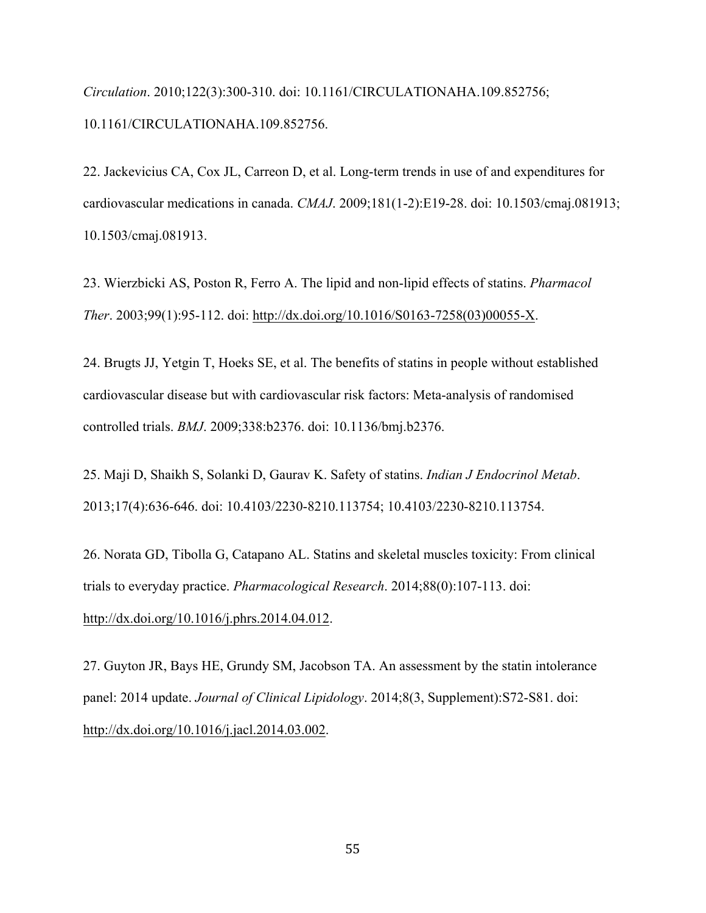*Circulation*. 2010;122(3):300-310. doi: 10.1161/CIRCULATIONAHA.109.852756; 10.1161/CIRCULATIONAHA.109.852756.

22. Jackevicius CA, Cox JL, Carreon D, et al. Long-term trends in use of and expenditures for cardiovascular medications in canada. *CMAJ*. 2009;181(1-2):E19-28. doi: 10.1503/cmaj.081913; 10.1503/cmaj.081913.

23. Wierzbicki AS, Poston R, Ferro A. The lipid and non-lipid effects of statins. *Pharmacol Ther*. 2003;99(1):95-112. doi: http://dx.doi.org/10.1016/S0163-7258(03)00055-X.

24. Brugts JJ, Yetgin T, Hoeks SE, et al. The benefits of statins in people without established cardiovascular disease but with cardiovascular risk factors: Meta-analysis of randomised controlled trials. *BMJ*. 2009;338:b2376. doi: 10.1136/bmj.b2376.

25. Maji D, Shaikh S, Solanki D, Gaurav K. Safety of statins. *Indian J Endocrinol Metab*. 2013;17(4):636-646. doi: 10.4103/2230-8210.113754; 10.4103/2230-8210.113754.

26. Norata GD, Tibolla G, Catapano AL. Statins and skeletal muscles toxicity: From clinical trials to everyday practice. *Pharmacological Research*. 2014;88(0):107-113. doi: http://dx.doi.org/10.1016/j.phrs.2014.04.012.

27. Guyton JR, Bays HE, Grundy SM, Jacobson TA. An assessment by the statin intolerance panel: 2014 update. *Journal of Clinical Lipidology*. 2014;8(3, Supplement):S72-S81. doi: http://dx.doi.org/10.1016/j.jacl.2014.03.002.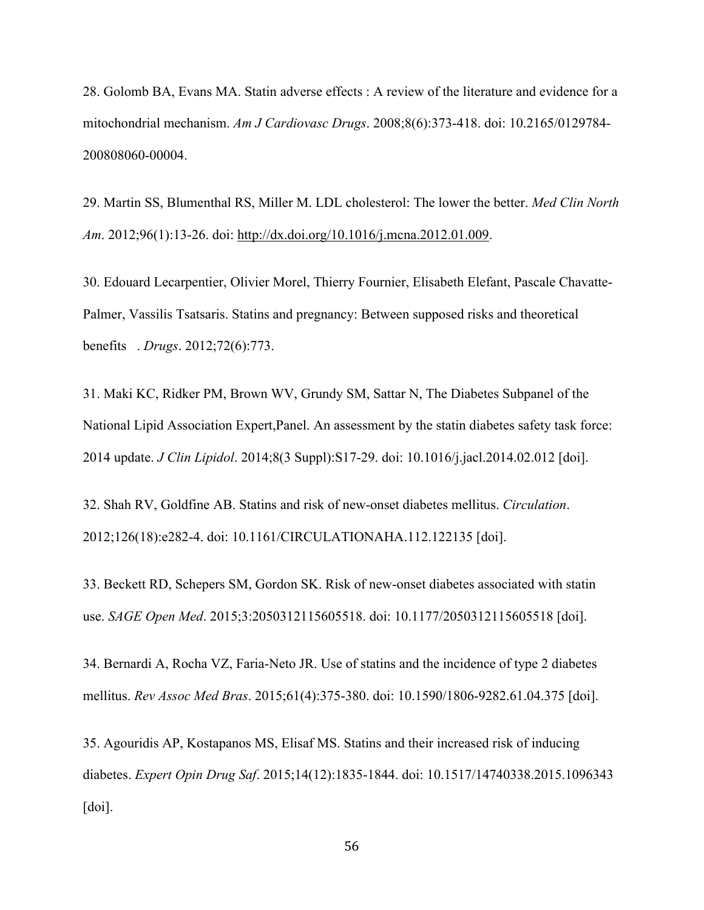28. Golomb BA, Evans MA. Statin adverse effects : A review of the literature and evidence for a mitochondrial mechanism. *Am J Cardiovasc Drugs*. 2008;8(6):373-418. doi: 10.2165/0129784-200808060-00004.

29. Martin SS, Blumenthal RS, Miller M. LDL cholesterol: The lower the better. *Med Clin North Am*. 2012;96(1):13-26. doi: http://dx.doi.org/10.1016/j.mcna.2012.01.009.

30. Edouard Lecarpentier, Olivier Morel, Thierry Fournier, Elisabeth Elefant, Pascale Chavatte-Palmer, Vassilis Tsatsaris. Statins and pregnancy: Between supposed risks and theoretical benefits . *Drugs*. 2012;72(6):773.

31. Maki KC, Ridker PM, Brown WV, Grundy SM, Sattar N, The Diabetes Subpanel of the National Lipid Association Expert,Panel. An assessment by the statin diabetes safety task force: 2014 update. *J Clin Lipidol*. 2014;8(3 Suppl):S17-29. doi: 10.1016/j.jacl.2014.02.012 [doi].

32. Shah RV, Goldfine AB. Statins and risk of new-onset diabetes mellitus. *Circulation*. 2012;126(18):e282-4. doi: 10.1161/CIRCULATIONAHA.112.122135 [doi].

33. Beckett RD, Schepers SM, Gordon SK. Risk of new-onset diabetes associated with statin use. *SAGE Open Med*. 2015;3:2050312115605518. doi: 10.1177/2050312115605518 [doi].

34. Bernardi A, Rocha VZ, Faria-Neto JR. Use of statins and the incidence of type 2 diabetes mellitus. *Rev Assoc Med Bras*. 2015;61(4):375-380. doi: 10.1590/1806-9282.61.04.375 [doi].

35. Agouridis AP, Kostapanos MS, Elisaf MS. Statins and their increased risk of inducing diabetes. *Expert Opin Drug Saf*. 2015;14(12):1835-1844. doi: 10.1517/14740338.2015.1096343 [doi].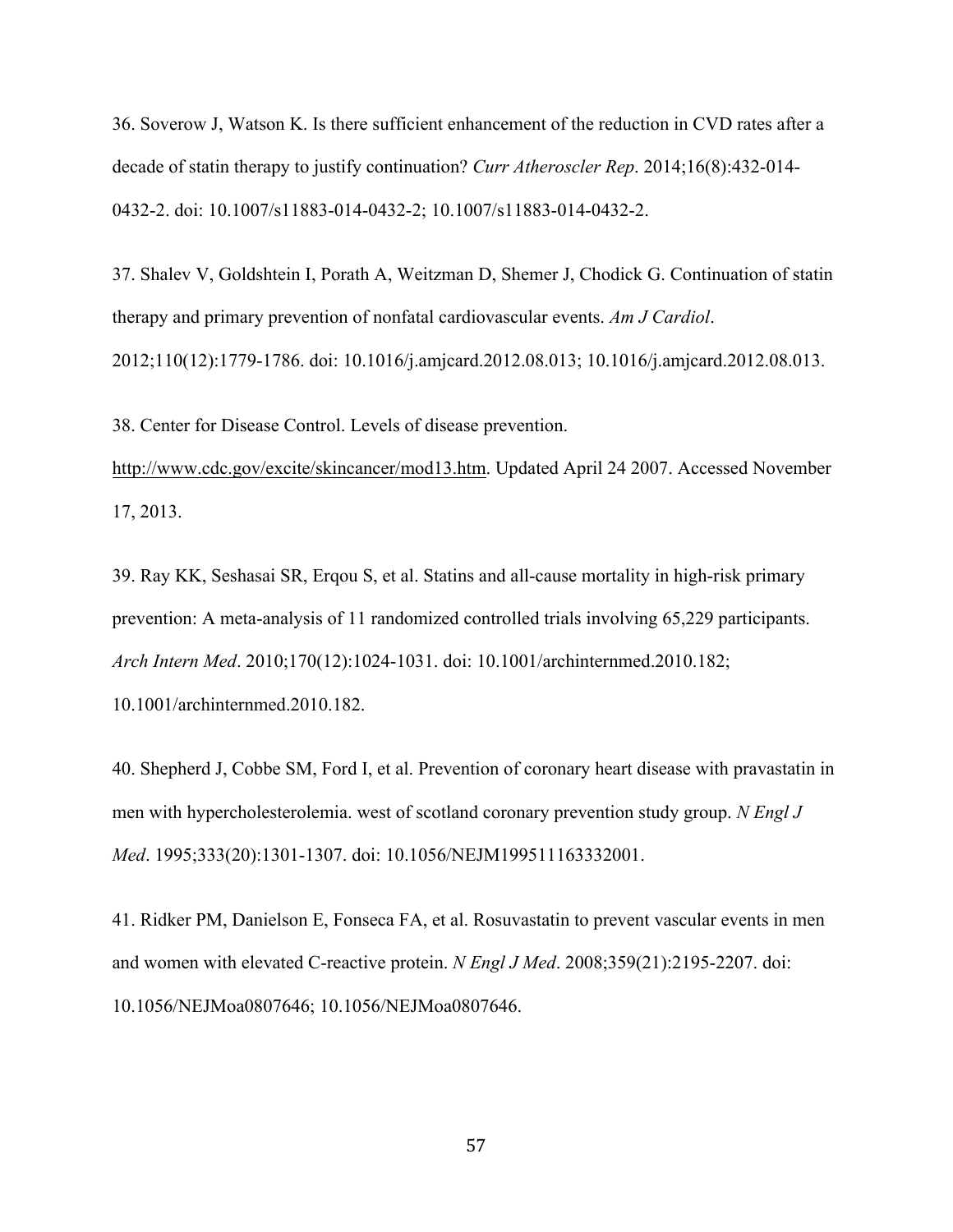36. Soverow J, Watson K. Is there sufficient enhancement of the reduction in CVD rates after a decade of statin therapy to justify continuation? *Curr Atheroscler Rep*. 2014;16(8):432-014-0432-2. doi: 10.1007/s11883-014-0432-2; 10.1007/s11883-014-0432-2.

37. Shalev V, Goldshtein I, Porath A, Weitzman D, Shemer J, Chodick G. Continuation of statin therapy and primary prevention of nonfatal cardiovascular events. *Am J Cardiol*. 2012;110(12):1779-1786. doi: 10.1016/j.amjcard.2012.08.013; 10.1016/j.amjcard.2012.08.013.

38. Center for Disease Control. Levels of disease prevention. http://www.cdc.gov/excite/skincancer/mod13.htm. Updated April 24 2007. Accessed November 17, 2013.

39. Ray KK, Seshasai SR, Erqou S, et al. Statins and all-cause mortality in high-risk primary prevention: A meta-analysis of 11 randomized controlled trials involving 65,229 participants. *Arch Intern Med*. 2010;170(12):1024-1031. doi: 10.1001/archinternmed.2010.182; 10.1001/archinternmed.2010.182.

40. Shepherd J, Cobbe SM, Ford I, et al. Prevention of coronary heart disease with pravastatin in men with hypercholesterolemia. west of scotland coronary prevention study group. *N Engl J Med*. 1995;333(20):1301-1307. doi: 10.1056/NEJM199511163332001.

41. Ridker PM, Danielson E, Fonseca FA, et al. Rosuvastatin to prevent vascular events in men and women with elevated C-reactive protein. *N Engl J Med*. 2008;359(21):2195-2207. doi: 10.1056/NEJMoa0807646; 10.1056/NEJMoa0807646.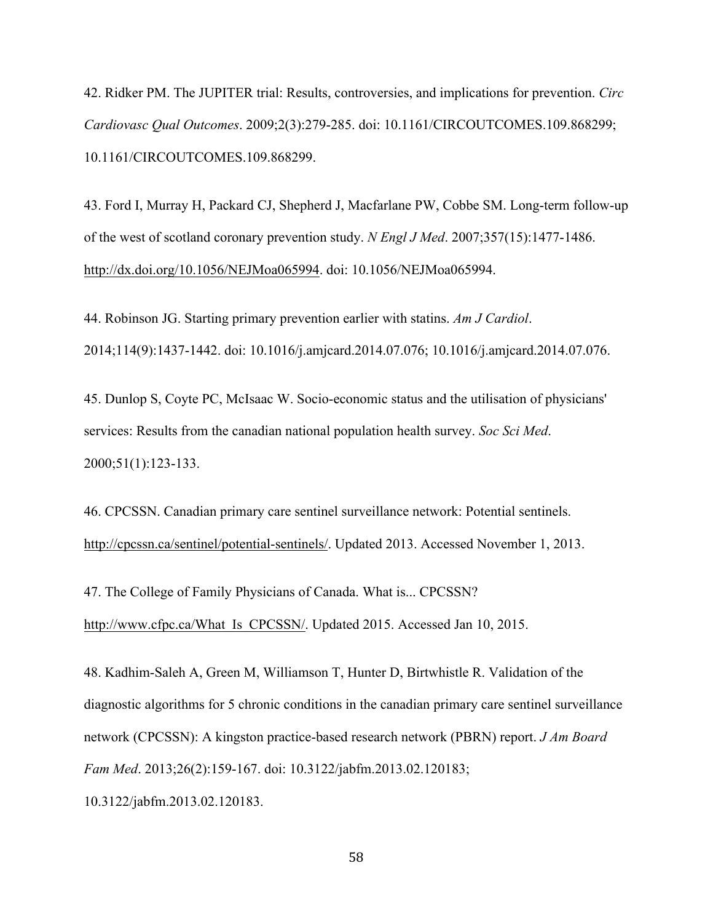42. Ridker PM. The JUPITER trial: Results, controversies, and implications for prevention. *Circ Cardiovasc Qual Outcomes*. 2009;2(3):279-285. doi: 10.1161/CIRCOUTCOMES.109.868299; 10.1161/CIRCOUTCOMES.109.868299.

43. Ford I, Murray H, Packard CJ, Shepherd J, Macfarlane PW, Cobbe SM. Long-term follow-up of the west of scotland coronary prevention study. *N Engl J Med*. 2007;357(15):1477-1486. http://dx.doi.org/10.1056/NEJMoa065994. doi: 10.1056/NEJMoa065994.

44. Robinson JG. Starting primary prevention earlier with statins. *Am J Cardiol*. 2014;114(9):1437-1442. doi: 10.1016/j.amjcard.2014.07.076; 10.1016/j.amjcard.2014.07.076.

45. Dunlop S, Coyte PC, McIsaac W. Socio-economic status and the utilisation of physicians' services: Results from the canadian national population health survey. *Soc Sci Med*. 2000;51(1):123-133.

46. CPCSSN. Canadian primary care sentinel surveillance network: Potential sentinels. http://cpcssn.ca/sentinel/potential-sentinels/. Updated 2013. Accessed November 1, 2013.

47. The College of Family Physicians of Canada. What is... CPCSSN? http://www.cfpc.ca/What_Is_CPCSSN/. Updated 2015. Accessed Jan 10, 2015.

48. Kadhim-Saleh A, Green M, Williamson T, Hunter D, Birtwhistle R. Validation of the diagnostic algorithms for 5 chronic conditions in the canadian primary care sentinel surveillance network (CPCSSN): A kingston practice-based research network (PBRN) report. *J Am Board Fam Med*. 2013;26(2):159-167. doi: 10.3122/jabfm.2013.02.120183; 10.3122/jabfm.2013.02.120183.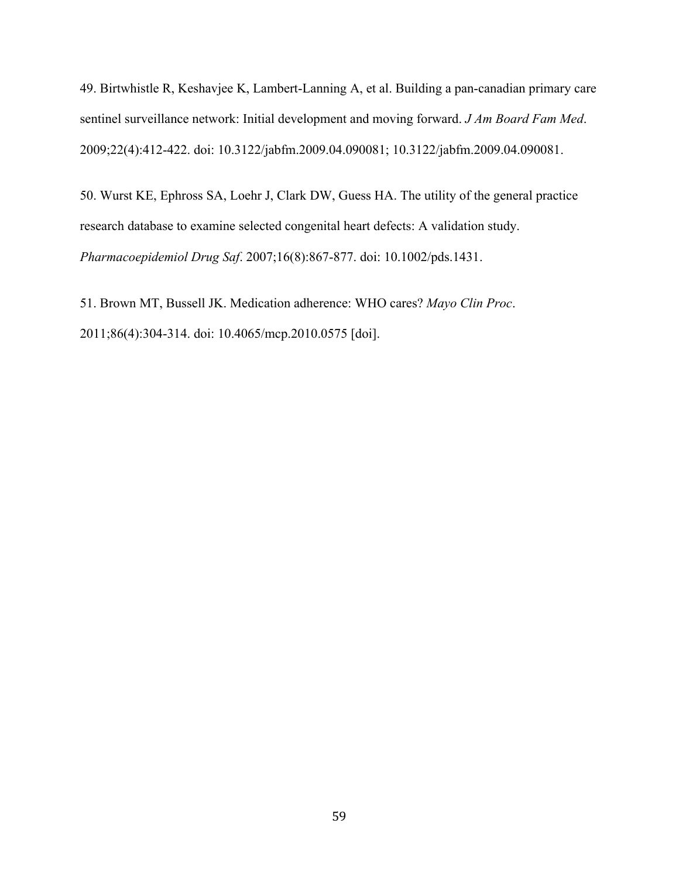49. Birtwhistle R, Keshavjee K, Lambert-Lanning A, et al. Building a pan-canadian primary care sentinel surveillance network: Initial development and moving forward. *J Am Board Fam Med*. 2009;22(4):412-422. doi: 10.3122/jabfm.2009.04.090081; 10.3122/jabfm.2009.04.090081.

50. Wurst KE, Ephross SA, Loehr J, Clark DW, Guess HA. The utility of the general practice research database to examine selected congenital heart defects: A validation study. *Pharmacoepidemiol Drug Saf*. 2007;16(8):867-877. doi: 10.1002/pds.1431.

51. Brown MT, Bussell JK. Medication adherence: WHO cares? *Mayo Clin Proc*. 2011;86(4):304-314. doi: 10.4065/mcp.2010.0575 [doi].